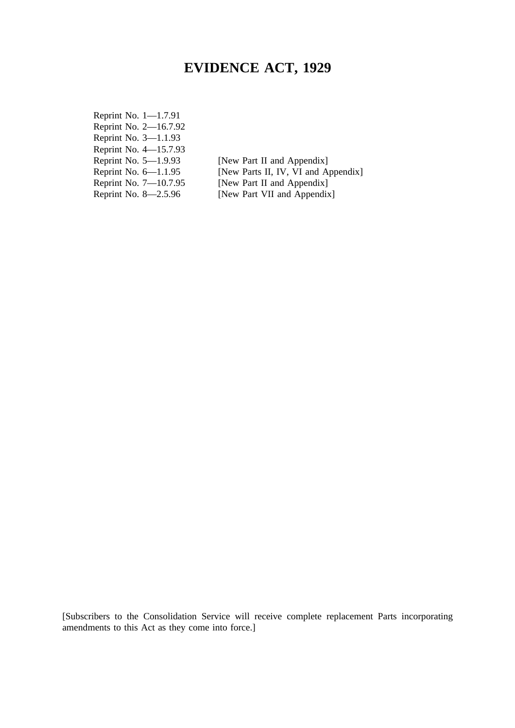# EVIDENCE ACT, 1929

Reprint No. 1—1.7.91
Reprint No. 2—16.7.92
Reprint No. 3—1.1.93
Reprint No. 4—15.7.93
Reprint No. 5—1.9.93 [New Part II and Appendix]
Reprint No. 6—1.1.95 [New Parts II, IV, VI and Appendix]
Reprint No. 7—10.7.95 [New Part II and Appendix]
Reprint No. 8—2.5.96 [New Part VII and Appendix]

[Subscribers to the Consolidation Service will receive complete replacement Parts incorporating amendments to this Act as they come into force.]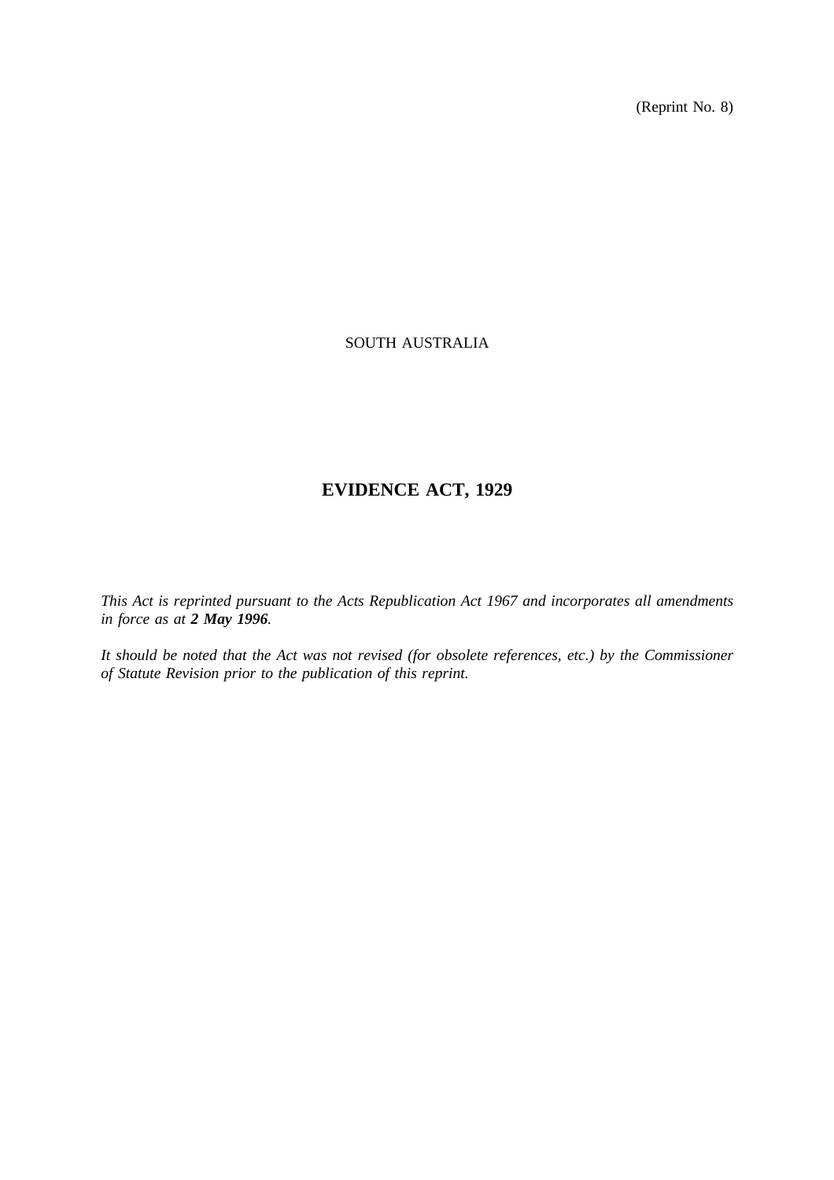(Reprint No. 8)

SOUTH AUSTRALIA

# EVIDENCE ACT, 1929

*This Act is reprinted pursuant to the Acts Republication Act 1967 and incorporates all amendments in force as at **2 May 1996**.*

*It should be noted that the Act was not revised (for obsolete references, etc.) by the Commissioner of Statute Revision prior to the publication of this reprint.*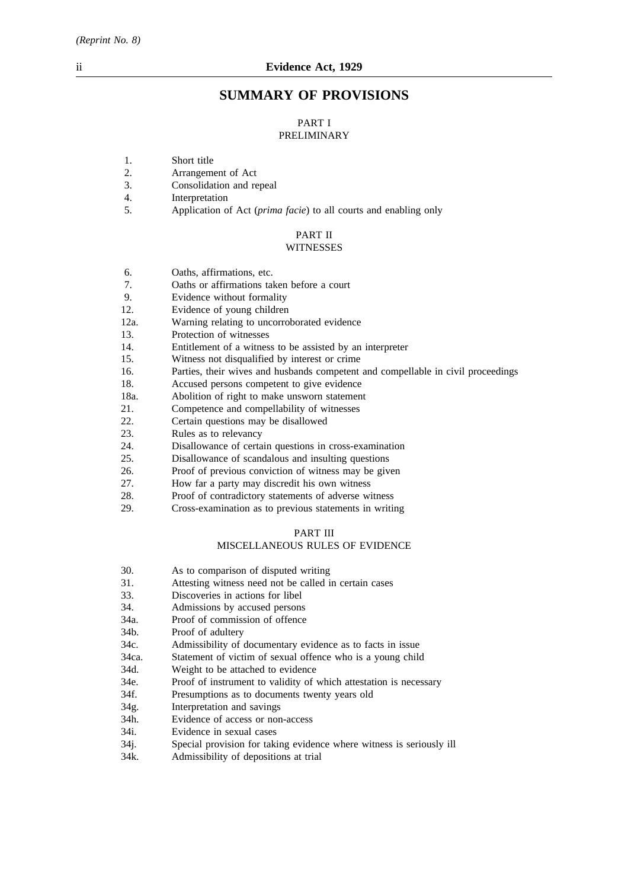## SUMMARY OF PROVISIONS

### PART I
PRELIMINARY

1. Short title
2. Arrangement of Act
3. Consolidation and repeal
4. Interpretation
5. Application of Act (*prima facie*) to all courts and enabling only

### PART II
WITNESSES

6. Oaths, affirmations, etc.
7. Oaths or affirmations taken before a court
9. Evidence without formality
12. Evidence of young children
12a. Warning relating to uncorroborated evidence
13. Protection of witnesses
14. Entitlement of a witness to be assisted by an interpreter
15. Witness not disqualified by interest or crime
16. Parties, their wives and husbands competent and compellable in civil proceedings
18. Accused persons competent to give evidence
18a. Abolition of right to make unsworn statement
21. Competence and compellability of witnesses
22. Certain questions may be disallowed
23. Rules as to relevancy
24. Disallowance of certain questions in cross-examination
25. Disallowance of scandalous and insulting questions
26. Proof of previous conviction of witness may be given
27. How far a party may discredit his own witness
28. Proof of contradictory statements of adverse witness
29. Cross-examination as to previous statements in writing

### PART III
MISCELLANEOUS RULES OF EVIDENCE

30. As to comparison of disputed writing
31. Attesting witness need not be called in certain cases
33. Discoveries in actions for libel
34. Admissions by accused persons
34a. Proof of commission of offence
34b. Proof of adultery
34c. Admissibility of documentary evidence as to facts in issue
34ca. Statement of victim of sexual offence who is a young child
34d. Weight to be attached to evidence
34e. Proof of instrument to validity of which attestation is necessary
34f. Presumptions as to documents twenty years old
34g. Interpretation and savings
34h. Evidence of access or non-access
34i. Evidence in sexual cases
34j. Special provision for taking evidence where witness is seriously ill
34k. Admissibility of depositions at trial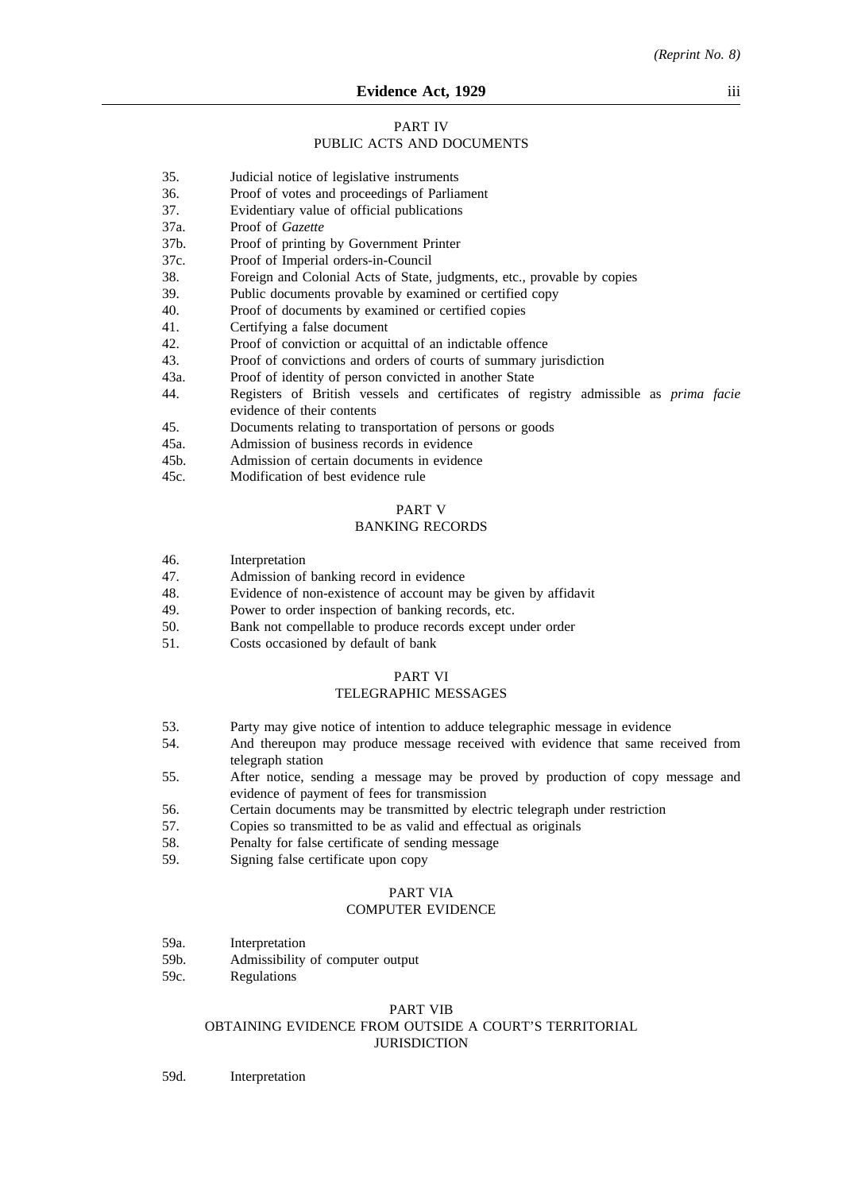## PART IV
## PUBLIC ACTS AND DOCUMENTS

35. Judicial notice of legislative instruments
36. Proof of votes and proceedings of Parliament
37. Evidentiary value of official publications
37a. Proof of *Gazette*
37b. Proof of printing by Government Printer
37c. Proof of Imperial orders-in-Council
38. Foreign and Colonial Acts of State, judgments, etc., provable by copies
39. Public documents provable by examined or certified copy
40. Proof of documents by examined or certified copies
41. Certifying a false document
42. Proof of conviction or acquittal of an indictable offence
43. Proof of convictions and orders of courts of summary jurisdiction
43a. Proof of identity of person convicted in another State
44. Registers of British vessels and certificates of registry admissible as *prima facie* evidence of their contents
45. Documents relating to transportation of persons or goods
45a. Admission of business records in evidence
45b. Admission of certain documents in evidence
45c. Modification of best evidence rule

## PART V
## BANKING RECORDS

46. Interpretation
47. Admission of banking record in evidence
48. Evidence of non-existence of account may be given by affidavit
49. Power to order inspection of banking records, etc.
50. Bank not compellable to produce records except under order
51. Costs occasioned by default of bank

## PART VI
## TELEGRAPHIC MESSAGES

53. Party may give notice of intention to adduce telegraphic message in evidence
54. And thereupon may produce message received with evidence that same received from telegraph station
55. After notice, sending a message may be proved by production of copy message and evidence of payment of fees for transmission
56. Certain documents may be transmitted by electric telegraph under restriction
57. Copies so transmitted to be as valid and effectual as originals
58. Penalty for false certificate of sending message
59. Signing false certificate upon copy

## PART VIA
## COMPUTER EVIDENCE

59a. Interpretation
59b. Admissibility of computer output
59c. Regulations

## PART VIB
## OBTAINING EVIDENCE FROM OUTSIDE A COURT'S TERRITORIAL JURISDICTION

59d. Interpretation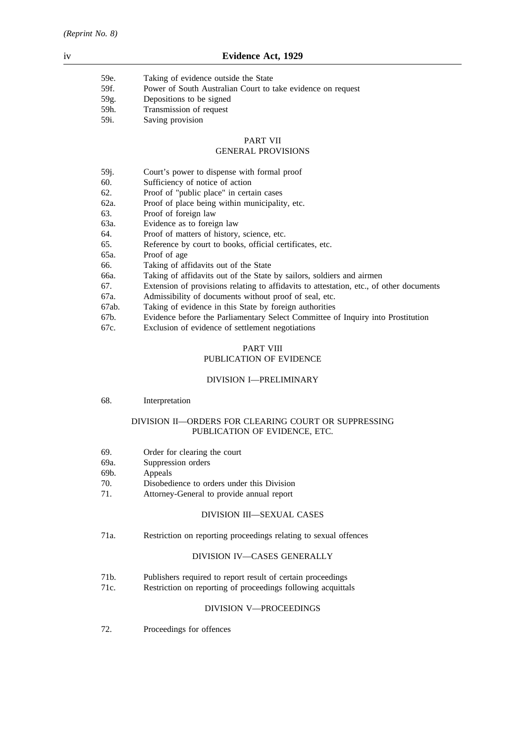| | |
|---|---|
| 59e. | Taking of evidence outside the State |
| 59f. | Power of South Australian Court to take evidence on request |
| 59g. | Depositions to be signed |
| 59h. | Transmission of request |
| 59i. | Saving provision |

## PART VII
## GENERAL PROVISIONS

| | |
|---|---|
| 59j. | Court's power to dispense with formal proof |
| 60. | Sufficiency of notice of action |
| 62. | Proof of "public place" in certain cases |
| 62a. | Proof of place being within municipality, etc. |
| 63. | Proof of foreign law |
| 63a. | Evidence as to foreign law |
| 64. | Proof of matters of history, science, etc. |
| 65. | Reference by court to books, official certificates, etc. |
| 65a. | Proof of age |
| 66. | Taking of affidavits out of the State |
| 66a. | Taking of affidavits out of the State by sailors, soldiers and airmen |
| 67. | Extension of provisions relating to affidavits to attestation, etc., of other documents |
| 67a. | Admissibility of documents without proof of seal, etc. |
| 67ab. | Taking of evidence in this State by foreign authorities |
| 67b. | Evidence before the Parliamentary Select Committee of Inquiry into Prostitution |
| 67c. | Exclusion of evidence of settlement negotiations |

## PART VIII
## PUBLICATION OF EVIDENCE

### DIVISION I—PRELIMINARY

| | |
|---|---|
| 68. | Interpretation |

### DIVISION II—ORDERS FOR CLEARING COURT OR SUPPRESSING PUBLICATION OF EVIDENCE, ETC.

| | |
|---|---|
| 69. | Order for clearing the court |
| 69a. | Suppression orders |
| 69b. | Appeals |
| 70. | Disobedience to orders under this Division |
| 71. | Attorney-General to provide annual report |

### DIVISION III—SEXUAL CASES

| | |
|---|---|
| 71a. | Restriction on reporting proceedings relating to sexual offences |

### DIVISION IV—CASES GENERALLY

| | |
|---|---|
| 71b. | Publishers required to report result of certain proceedings |
| 71c. | Restriction on reporting of proceedings following acquittals |

### DIVISION V—PROCEEDINGS

| | |
|---|---|
| 72. | Proceedings for offences |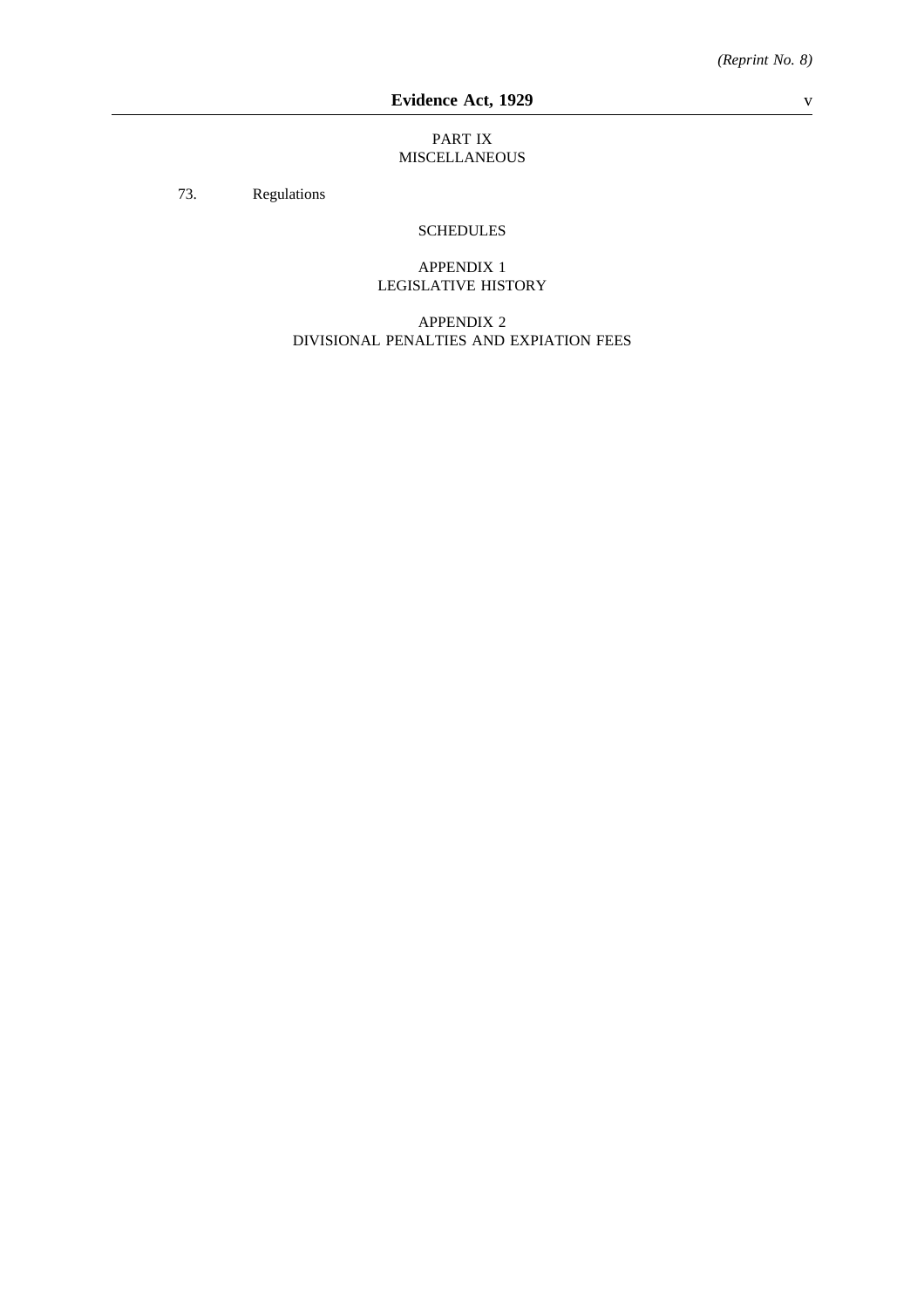PART IX
MISCELLANEOUS

73. Regulations

SCHEDULES

APPENDIX 1
LEGISLATIVE HISTORY

APPENDIX 2
DIVISIONAL PENALTIES AND EXPIATION FEES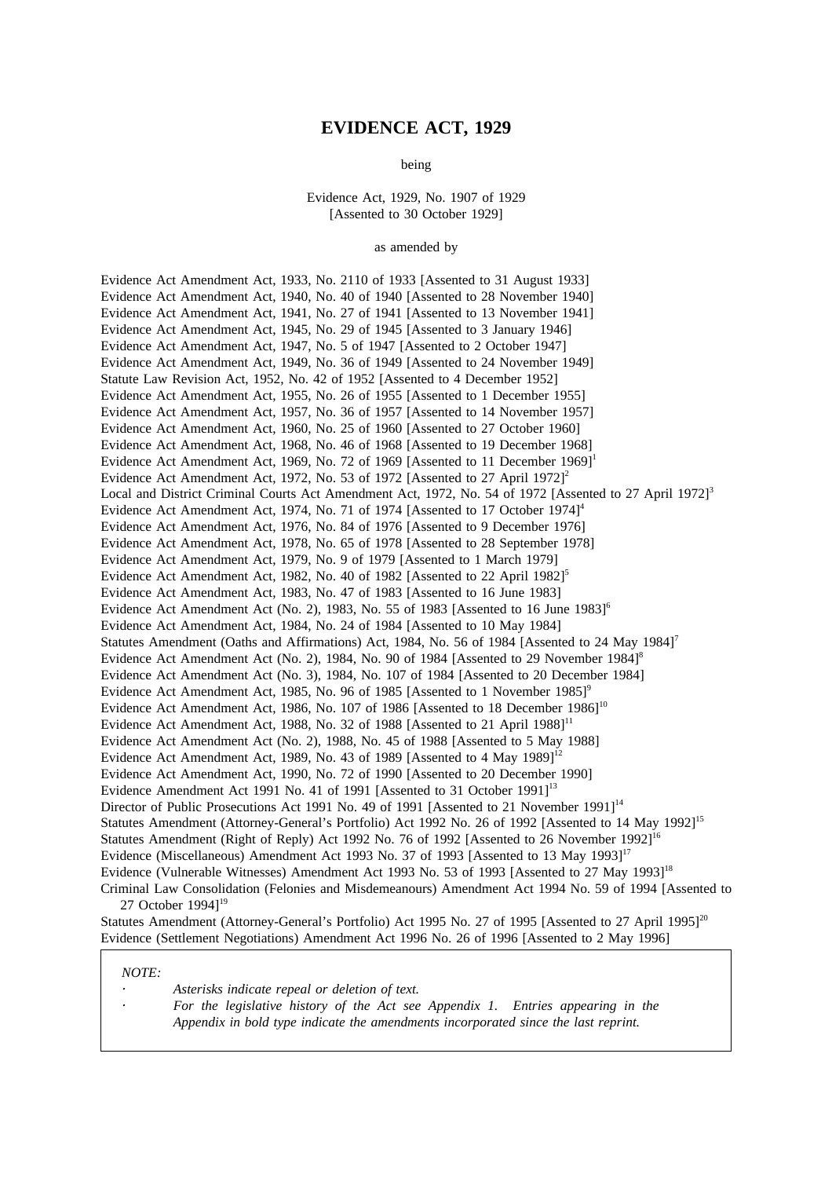# EVIDENCE ACT, 1929

being

Evidence Act, 1929, No. 1907 of 1929
[Assented to 30 October 1929]

as amended by

Evidence Act Amendment Act, 1933, No. 2110 of 1933 [Assented to 31 August 1933]
Evidence Act Amendment Act, 1940, No. 40 of 1940 [Assented to 28 November 1940]
Evidence Act Amendment Act, 1941, No. 27 of 1941 [Assented to 13 November 1941]
Evidence Act Amendment Act, 1945, No. 29 of 1945 [Assented to 3 January 1946]
Evidence Act Amendment Act, 1947, No. 5 of 1947 [Assented to 2 October 1947]
Evidence Act Amendment Act, 1949, No. 36 of 1949 [Assented to 24 November 1949]
Statute Law Revision Act, 1952, No. 42 of 1952 [Assented to 4 December 1952]
Evidence Act Amendment Act, 1955, No. 26 of 1955 [Assented to 1 December 1955]
Evidence Act Amendment Act, 1957, No. 36 of 1957 [Assented to 14 November 1957]
Evidence Act Amendment Act, 1960, No. 25 of 1960 [Assented to 27 October 1960]
Evidence Act Amendment Act, 1968, No. 46 of 1968 [Assented to 19 December 1968]
Evidence Act Amendment Act, 1969, No. 72 of 1969 [Assented to 11 December 1969][1]
Evidence Act Amendment Act, 1972, No. 53 of 1972 [Assented to 27 April 1972][2]
Local and District Criminal Courts Act Amendment Act, 1972, No. 54 of 1972 [Assented to 27 April 1972][3]
Evidence Act Amendment Act, 1974, No. 71 of 1974 [Assented to 17 October 1974][4]
Evidence Act Amendment Act, 1976, No. 84 of 1976 [Assented to 9 December 1976]
Evidence Act Amendment Act, 1978, No. 65 of 1978 [Assented to 28 September 1978]
Evidence Act Amendment Act, 1979, No. 9 of 1979 [Assented to 1 March 1979]
Evidence Act Amendment Act, 1982, No. 40 of 1982 [Assented to 22 April 1982][5]
Evidence Act Amendment Act, 1983, No. 47 of 1983 [Assented to 16 June 1983]
Evidence Act Amendment Act (No. 2), 1983, No. 55 of 1983 [Assented to 16 June 1983][6]
Evidence Act Amendment Act, 1984, No. 24 of 1984 [Assented to 10 May 1984]
Statutes Amendment (Oaths and Affirmations) Act, 1984, No. 56 of 1984 [Assented to 24 May 1984][7]
Evidence Act Amendment Act (No. 2), 1984, No. 90 of 1984 [Assented to 29 November 1984][8]
Evidence Act Amendment Act (No. 3), 1984, No. 107 of 1984 [Assented to 20 December 1984]
Evidence Act Amendment Act, 1985, No. 96 of 1985 [Assented to 1 November 1985][9]
Evidence Act Amendment Act, 1986, No. 107 of 1986 [Assented to 18 December 1986][10]
Evidence Act Amendment Act, 1988, No. 32 of 1988 [Assented to 21 April 1988][11]
Evidence Act Amendment Act (No. 2), 1988, No. 45 of 1988 [Assented to 5 May 1988]
Evidence Act Amendment Act, 1989, No. 43 of 1989 [Assented to 4 May 1989][12]
Evidence Act Amendment Act, 1990, No. 72 of 1990 [Assented to 20 December 1990]
Evidence Amendment Act 1991 No. 41 of 1991 [Assented to 31 October 1991][13]
Director of Public Prosecutions Act 1991 No. 49 of 1991 [Assented to 21 November 1991][14]
Statutes Amendment (Attorney-General's Portfolio) Act 1992 No. 26 of 1992 [Assented to 14 May 1992][15]
Statutes Amendment (Right of Reply) Act 1992 No. 76 of 1992 [Assented to 26 November 1992][16]
Evidence (Miscellaneous) Amendment Act 1993 No. 37 of 1993 [Assented to 13 May 1993][17]
Evidence (Vulnerable Witnesses) Amendment Act 1993 No. 53 of 1993 [Assented to 27 May 1993][18]
Criminal Law Consolidation (Felonies and Misdemeanours) Amendment Act 1994 No. 59 of 1994 [Assented to 27 October 1994][19]
Statutes Amendment (Attorney-General's Portfolio) Act 1995 No. 27 of 1995 [Assented to 27 April 1995][20]
Evidence (Settlement Negotiations) Amendment Act 1996 No. 26 of 1996 [Assented to 2 May 1996]

*NOTE:*

- *Asterisks indicate repeal or deletion of text.*
- *For the legislative history of the Act see Appendix 1. Entries appearing in the Appendix in bold type indicate the amendments incorporated since the last reprint.*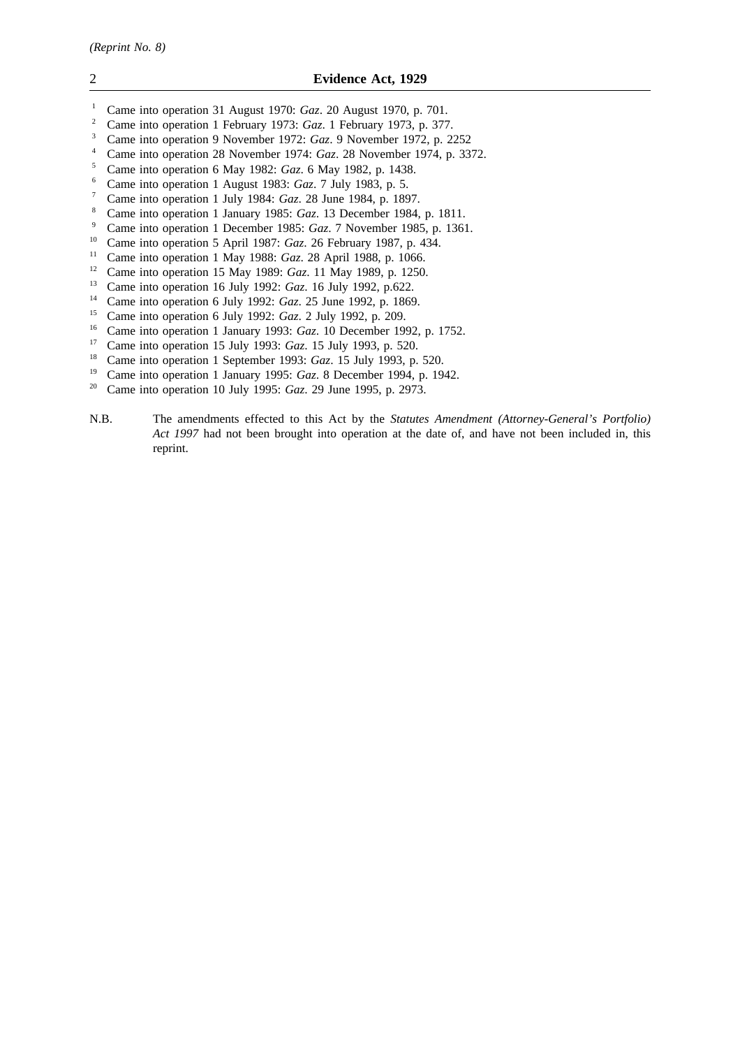[1] Came into operation 31 August 1970: *Gaz*. 20 August 1970, p. 701.
[2] Came into operation 1 February 1973: *Gaz*. 1 February 1973, p. 377.
[3] Came into operation 9 November 1972: *Gaz*. 9 November 1972, p. 2252
[4] Came into operation 28 November 1974: *Gaz*. 28 November 1974, p. 3372.
[5] Came into operation 6 May 1982: *Gaz*. 6 May 1982, p. 1438.
[6] Came into operation 1 August 1983: *Gaz*. 7 July 1983, p. 5.
[7] Came into operation 1 July 1984: *Gaz*. 28 June 1984, p. 1897.
[8] Came into operation 1 January 1985: *Gaz*. 13 December 1984, p. 1811.
[9] Came into operation 1 December 1985: *Gaz*. 7 November 1985, p. 1361.
[10] Came into operation 5 April 1987: *Gaz*. 26 February 1987, p. 434.
[11] Came into operation 1 May 1988: *Gaz*. 28 April 1988, p. 1066.
[12] Came into operation 15 May 1989: *Gaz*. 11 May 1989, p. 1250.
[13] Came into operation 16 July 1992: *Gaz*. 16 July 1992, p.622.
[14] Came into operation 6 July 1992: *Gaz*. 25 June 1992, p. 1869.
[15] Came into operation 6 July 1992: *Gaz*. 2 July 1992, p. 209.
[16] Came into operation 1 January 1993: *Gaz*. 10 December 1992, p. 1752.
[17] Came into operation 15 July 1993: *Gaz*. 15 July 1993, p. 520.
[18] Came into operation 1 September 1993: *Gaz*. 15 July 1993, p. 520.
[19] Came into operation 1 January 1995: *Gaz*. 8 December 1994, p. 1942.
[20] Came into operation 10 July 1995: *Gaz*. 29 June 1995, p. 2973.

N.B. The amendments effected to this Act by the *Statutes Amendment (Attorney-General's Portfolio) Act 1997* had not been brought into operation at the date of, and have not been included in, this reprint.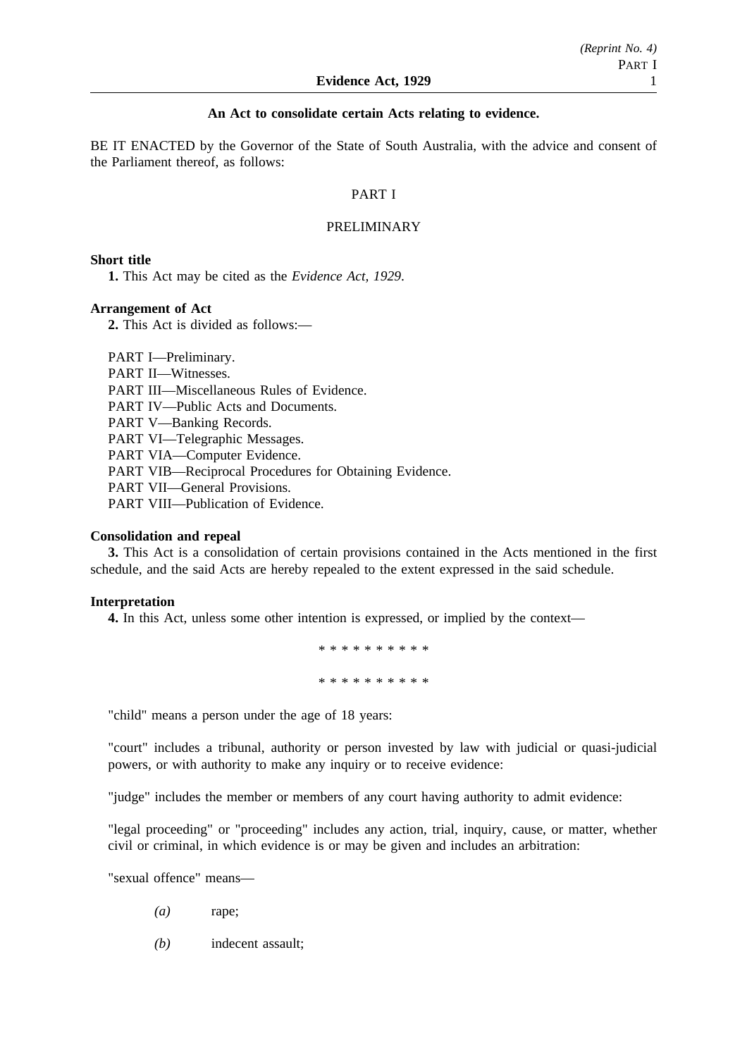**An Act to consolidate certain Acts relating to evidence.**

BE IT ENACTED by the Governor of the State of South Australia, with the advice and consent of the Parliament thereof, as follows:

PART I

PRELIMINARY

**Short title**

**1.** This Act may be cited as the *Evidence Act, 1929*.

**Arrangement of Act**

**2.** This Act is divided as follows:—

PART I—Preliminary.
PART II—Witnesses.
PART III—Miscellaneous Rules of Evidence.
PART IV—Public Acts and Documents.
PART V—Banking Records.
PART VI—Telegraphic Messages.
PART VIA—Computer Evidence.
PART VIB—Reciprocal Procedures for Obtaining Evidence.
PART VII—General Provisions.
PART VIII—Publication of Evidence.

**Consolidation and repeal**

**3.** This Act is a consolidation of certain provisions contained in the Acts mentioned in the first schedule, and the said Acts are hereby repealed to the extent expressed in the said schedule.

**Interpretation**

**4.** In this Act, unless some other intention is expressed, or implied by the context—

* * * * * * * * * *

* * * * * * * * * *

"child" means a person under the age of 18 years:

"court" includes a tribunal, authority or person invested by law with judicial or quasi-judicial powers, or with authority to make any inquiry or to receive evidence:

"judge" includes the member or members of any court having authority to admit evidence:

"legal proceeding" or "proceeding" includes any action, trial, inquiry, cause, or matter, whether civil or criminal, in which evidence is or may be given and includes an arbitration:

"sexual offence" means—

*(a)* rape;

*(b)* indecent assault;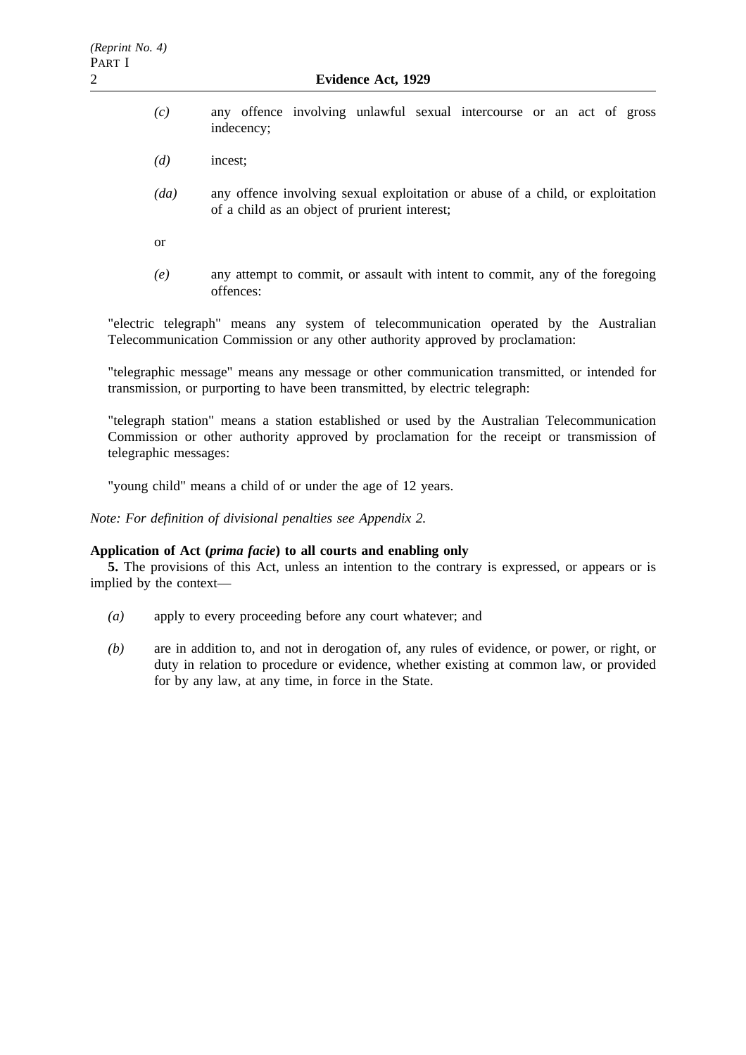*(c)* any offence involving unlawful sexual intercourse or an act of gross indecency;

*(d)* incest;

*(da)* any offence involving sexual exploitation or abuse of a child, or exploitation of a child as an object of prurient interest;

or

*(e)* any attempt to commit, or assault with intent to commit, any of the foregoing offences:

"electric telegraph" means any system of telecommunication operated by the Australian Telecommunication Commission or any other authority approved by proclamation:

"telegraphic message" means any message or other communication transmitted, or intended for transmission, or purporting to have been transmitted, by electric telegraph:

"telegraph station" means a station established or used by the Australian Telecommunication Commission or other authority approved by proclamation for the receipt or transmission of telegraphic messages:

"young child" means a child of or under the age of 12 years.

*Note: For definition of divisional penalties see Appendix 2.*

**Application of Act (*prima facie*) to all courts and enabling only**

**5.** The provisions of this Act, unless an intention to the contrary is expressed, or appears or is implied by the context—

*(a)* apply to every proceeding before any court whatever; and

*(b)* are in addition to, and not in derogation of, any rules of evidence, or power, or right, or duty in relation to procedure or evidence, whether existing at common law, or provided for by any law, at any time, in force in the State.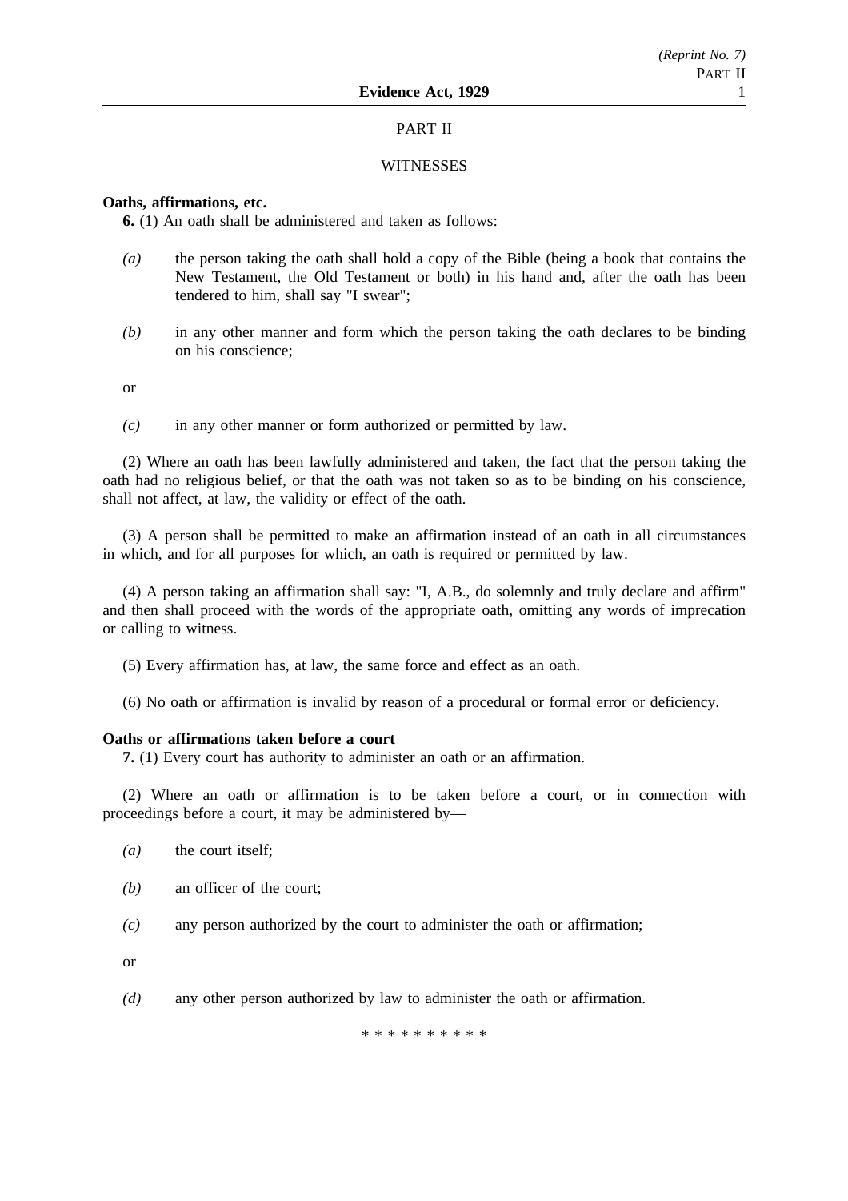## PART II

## WITNESSES

**Oaths, affirmations, etc.**

**6.** (1) An oath shall be administered and taken as follows:

*(a)* the person taking the oath shall hold a copy of the Bible (being a book that contains the New Testament, the Old Testament or both) in his hand and, after the oath has been tendered to him, shall say "I swear";

*(b)* in any other manner and form which the person taking the oath declares to be binding on his conscience;

or

*(c)* in any other manner or form authorized or permitted by law.

(2) Where an oath has been lawfully administered and taken, the fact that the person taking the oath had no religious belief, or that the oath was not taken so as to be binding on his conscience, shall not affect, at law, the validity or effect of the oath.

(3) A person shall be permitted to make an affirmation instead of an oath in all circumstances in which, and for all purposes for which, an oath is required or permitted by law.

(4) A person taking an affirmation shall say: "I, A.B., do solemnly and truly declare and affirm" and then shall proceed with the words of the appropriate oath, omitting any words of imprecation or calling to witness.

(5) Every affirmation has, at law, the same force and effect as an oath.

(6) No oath or affirmation is invalid by reason of a procedural or formal error or deficiency.

**Oaths or affirmations taken before a court**

**7.** (1) Every court has authority to administer an oath or an affirmation.

(2) Where an oath or affirmation is to be taken before a court, or in connection with proceedings before a court, it may be administered by—

*(a)* the court itself;

*(b)* an officer of the court;

*(c)* any person authorized by the court to administer the oath or affirmation;

or

*(d)* any other person authorized by law to administer the oath or affirmation.

* * * * * * * * * *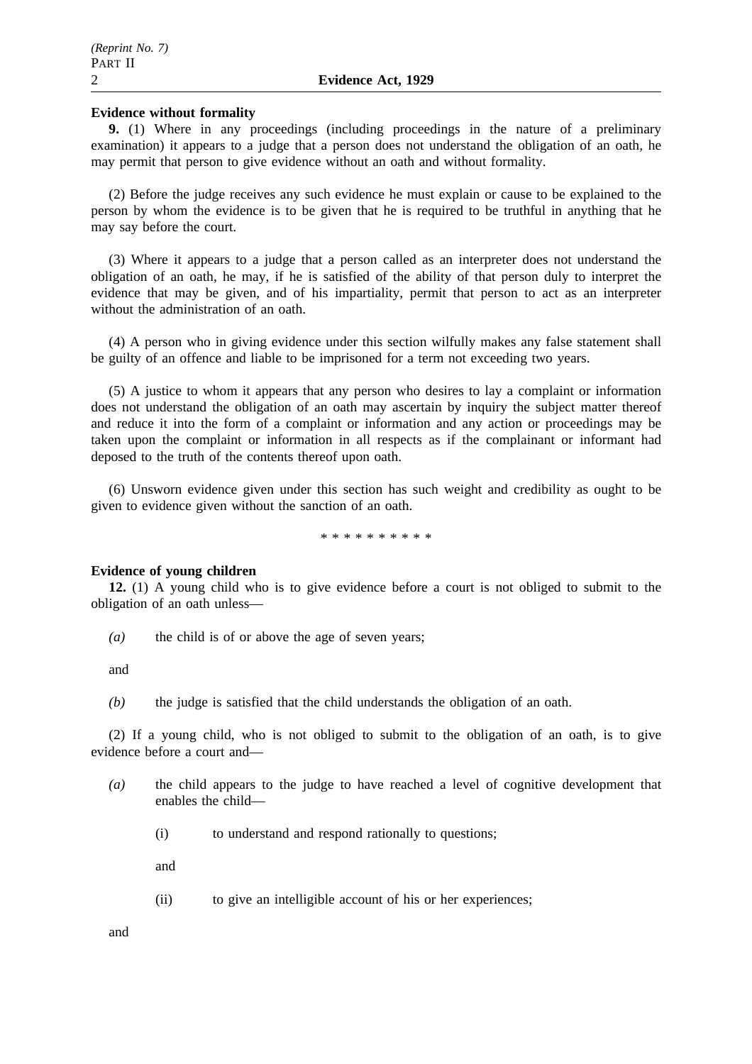**Evidence without formality**

**9.** (1) Where in any proceedings (including proceedings in the nature of a preliminary examination) it appears to a judge that a person does not understand the obligation of an oath, he may permit that person to give evidence without an oath and without formality.

(2) Before the judge receives any such evidence he must explain or cause to be explained to the person by whom the evidence is to be given that he is required to be truthful in anything that he may say before the court.

(3) Where it appears to a judge that a person called as an interpreter does not understand the obligation of an oath, he may, if he is satisfied of the ability of that person duly to interpret the evidence that may be given, and of his impartiality, permit that person to act as an interpreter without the administration of an oath.

(4) A person who in giving evidence under this section wilfully makes any false statement shall be guilty of an offence and liable to be imprisoned for a term not exceeding two years.

(5) A justice to whom it appears that any person who desires to lay a complaint or information does not understand the obligation of an oath may ascertain by inquiry the subject matter thereof and reduce it into the form of a complaint or information and any action or proceedings may be taken upon the complaint or information in all respects as if the complainant or informant had deposed to the truth of the contents thereof upon oath.

(6) Unsworn evidence given under this section has such weight and credibility as ought to be given to evidence given without the sanction of an oath.

\* \* \* \* \* \* \* \* \* \*

**Evidence of young children**

**12.** (1) A young child who is to give evidence before a court is not obliged to submit to the obligation of an oath unless—

*(a)* the child is of or above the age of seven years;

and

*(b)* the judge is satisfied that the child understands the obligation of an oath.

(2) If a young child, who is not obliged to submit to the obligation of an oath, is to give evidence before a court and—

*(a)* the child appears to the judge to have reached a level of cognitive development that enables the child—

(i) to understand and respond rationally to questions;

and

(ii) to give an intelligible account of his or her experiences;

and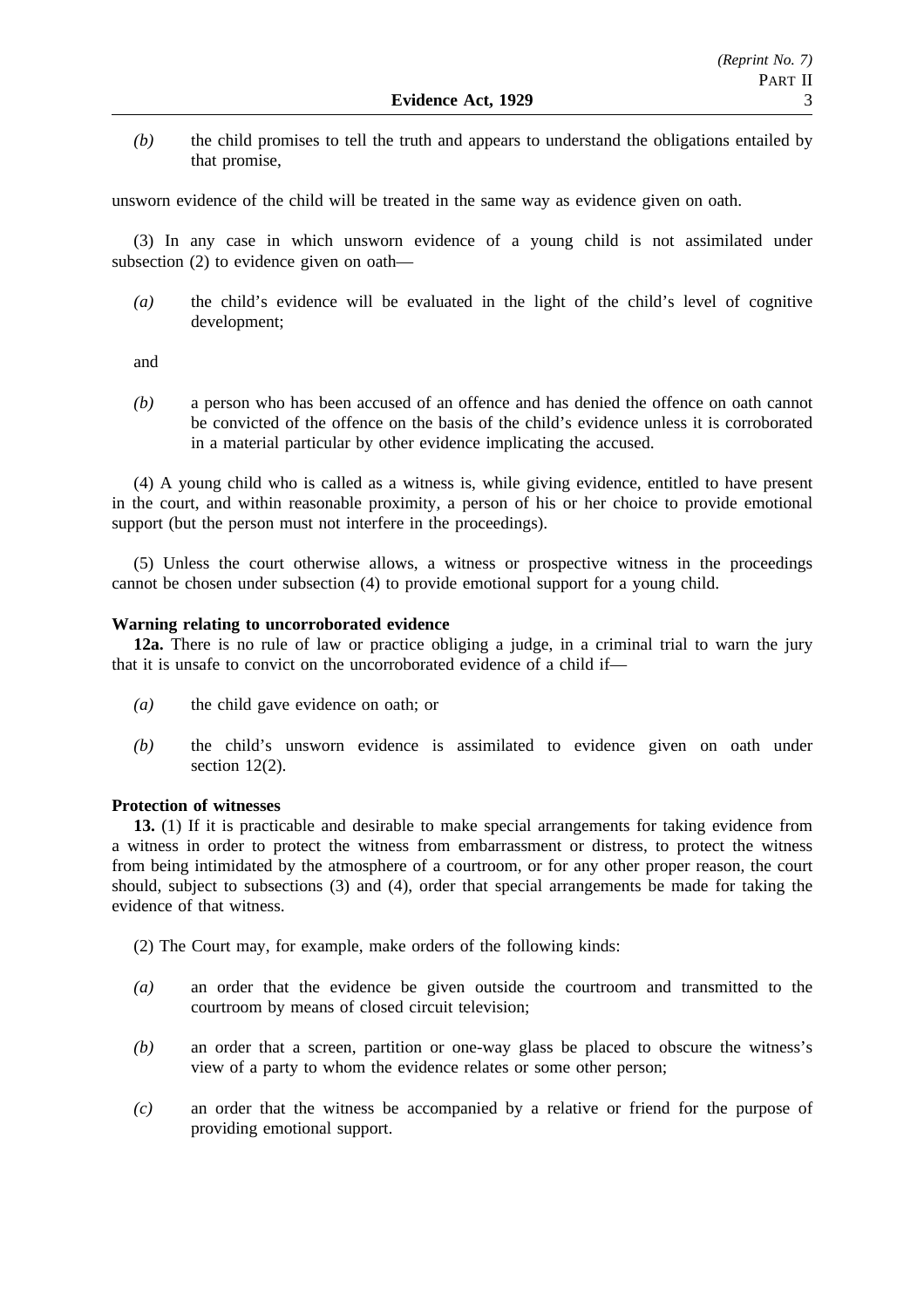*(b)* the child promises to tell the truth and appears to understand the obligations entailed by that promise,

unsworn evidence of the child will be treated in the same way as evidence given on oath.

(3) In any case in which unsworn evidence of a young child is not assimilated under subsection (2) to evidence given on oath—

*(a)* the child's evidence will be evaluated in the light of the child's level of cognitive development;

and

*(b)* a person who has been accused of an offence and has denied the offence on oath cannot be convicted of the offence on the basis of the child's evidence unless it is corroborated in a material particular by other evidence implicating the accused.

(4) A young child who is called as a witness is, while giving evidence, entitled to have present in the court, and within reasonable proximity, a person of his or her choice to provide emotional support (but the person must not interfere in the proceedings).

(5) Unless the court otherwise allows, a witness or prospective witness in the proceedings cannot be chosen under subsection (4) to provide emotional support for a young child.

**Warning relating to uncorroborated evidence**

**12a.** There is no rule of law or practice obliging a judge, in a criminal trial to warn the jury that it is unsafe to convict on the uncorroborated evidence of a child if—

*(a)* the child gave evidence on oath; or

*(b)* the child's unsworn evidence is assimilated to evidence given on oath under section 12(2).

**Protection of witnesses**

**13.** (1) If it is practicable and desirable to make special arrangements for taking evidence from a witness in order to protect the witness from embarrassment or distress, to protect the witness from being intimidated by the atmosphere of a courtroom, or for any other proper reason, the court should, subject to subsections (3) and (4), order that special arrangements be made for taking the evidence of that witness.

(2) The Court may, for example, make orders of the following kinds:

*(a)* an order that the evidence be given outside the courtroom and transmitted to the courtroom by means of closed circuit television;

*(b)* an order that a screen, partition or one-way glass be placed to obscure the witness's view of a party to whom the evidence relates or some other person;

*(c)* an order that the witness be accompanied by a relative or friend for the purpose of providing emotional support.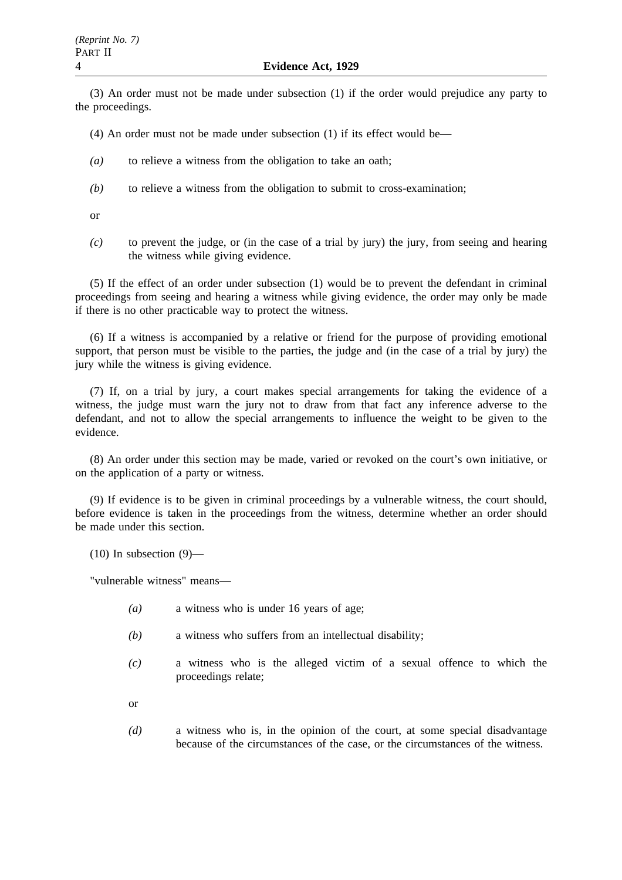(3) An order must not be made under subsection (1) if the order would prejudice any party to the proceedings.

(4) An order must not be made under subsection (1) if its effect would be—

*(a)* to relieve a witness from the obligation to take an oath;

*(b)* to relieve a witness from the obligation to submit to cross-examination;

or

*(c)* to prevent the judge, or (in the case of a trial by jury) the jury, from seeing and hearing the witness while giving evidence.

(5) If the effect of an order under subsection (1) would be to prevent the defendant in criminal proceedings from seeing and hearing a witness while giving evidence, the order may only be made if there is no other practicable way to protect the witness.

(6) If a witness is accompanied by a relative or friend for the purpose of providing emotional support, that person must be visible to the parties, the judge and (in the case of a trial by jury) the jury while the witness is giving evidence.

(7) If, on a trial by jury, a court makes special arrangements for taking the evidence of a witness, the judge must warn the jury not to draw from that fact any inference adverse to the defendant, and not to allow the special arrangements to influence the weight to be given to the evidence.

(8) An order under this section may be made, varied or revoked on the court's own initiative, or on the application of a party or witness.

(9) If evidence is to be given in criminal proceedings by a vulnerable witness, the court should, before evidence is taken in the proceedings from the witness, determine whether an order should be made under this section.

(10) In subsection (9)—

"vulnerable witness" means—

*(a)* a witness who is under 16 years of age;

*(b)* a witness who suffers from an intellectual disability;

*(c)* a witness who is the alleged victim of a sexual offence to which the proceedings relate;

or

*(d)* a witness who is, in the opinion of the court, at some special disadvantage because of the circumstances of the case, or the circumstances of the witness.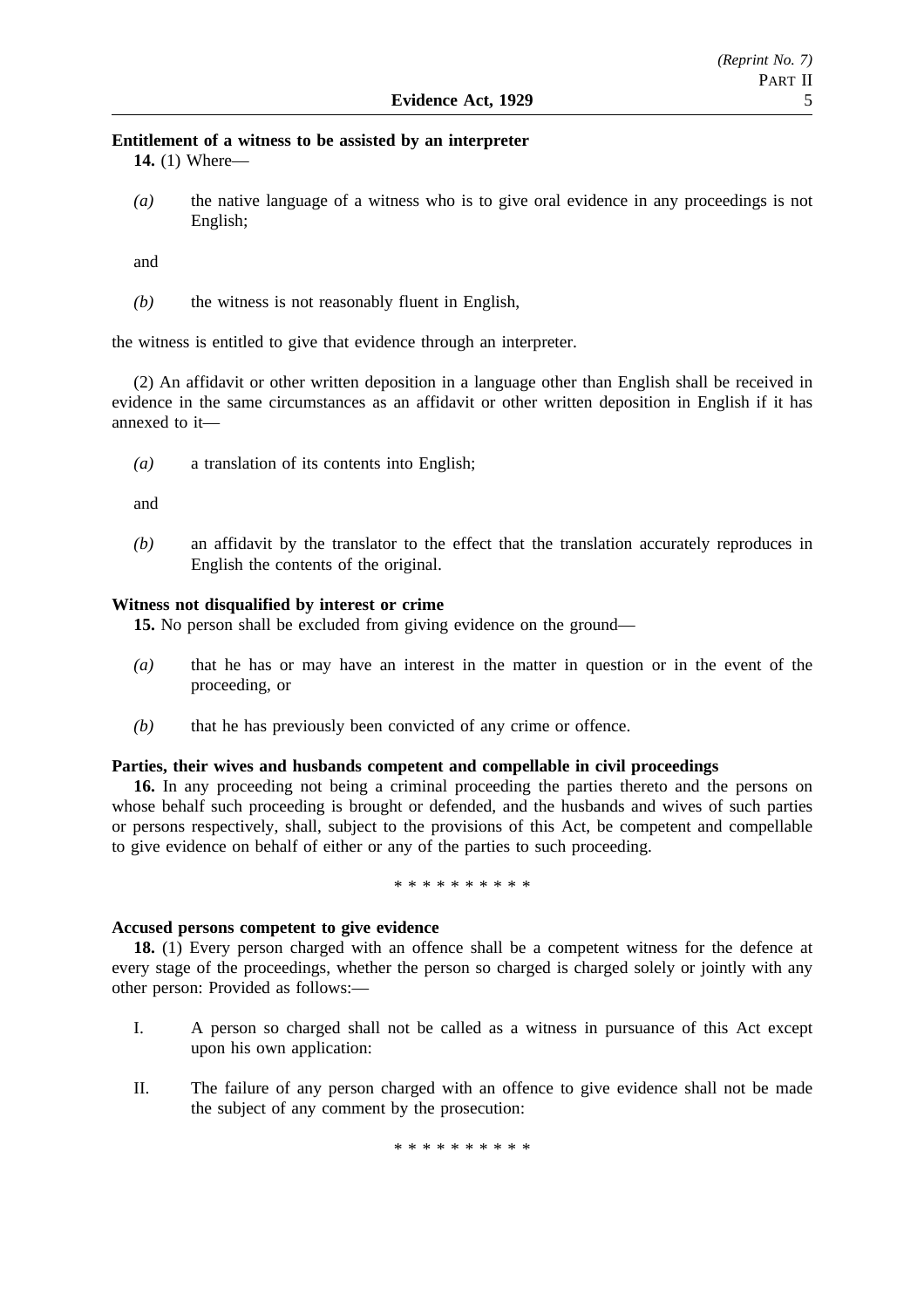**Entitlement of a witness to be assisted by an interpreter**

**14.** (1) Where—

*(a)* the native language of a witness who is to give oral evidence in any proceedings is not English;

and

*(b)* the witness is not reasonably fluent in English,

the witness is entitled to give that evidence through an interpreter.

(2) An affidavit or other written deposition in a language other than English shall be received in evidence in the same circumstances as an affidavit or other written deposition in English if it has annexed to it—

*(a)* a translation of its contents into English;

and

*(b)* an affidavit by the translator to the effect that the translation accurately reproduces in English the contents of the original.

**Witness not disqualified by interest or crime**

**15.** No person shall be excluded from giving evidence on the ground—

*(a)* that he has or may have an interest in the matter in question or in the event of the proceeding, or

*(b)* that he has previously been convicted of any crime or offence.

**Parties, their wives and husbands competent and compellable in civil proceedings**

**16.** In any proceeding not being a criminal proceeding the parties thereto and the persons on whose behalf such proceeding is brought or defended, and the husbands and wives of such parties or persons respectively, shall, subject to the provisions of this Act, be competent and compellable to give evidence on behalf of either or any of the parties to such proceeding.

\* \* \* \* \* \* \* \* \* \*

**Accused persons competent to give evidence**

**18.** (1) Every person charged with an offence shall be a competent witness for the defence at every stage of the proceedings, whether the person so charged is charged solely or jointly with any other person: Provided as follows:—

I. A person so charged shall not be called as a witness in pursuance of this Act except upon his own application:

II. The failure of any person charged with an offence to give evidence shall not be made the subject of any comment by the prosecution:

\* \* \* \* \* \* \* \* \* \*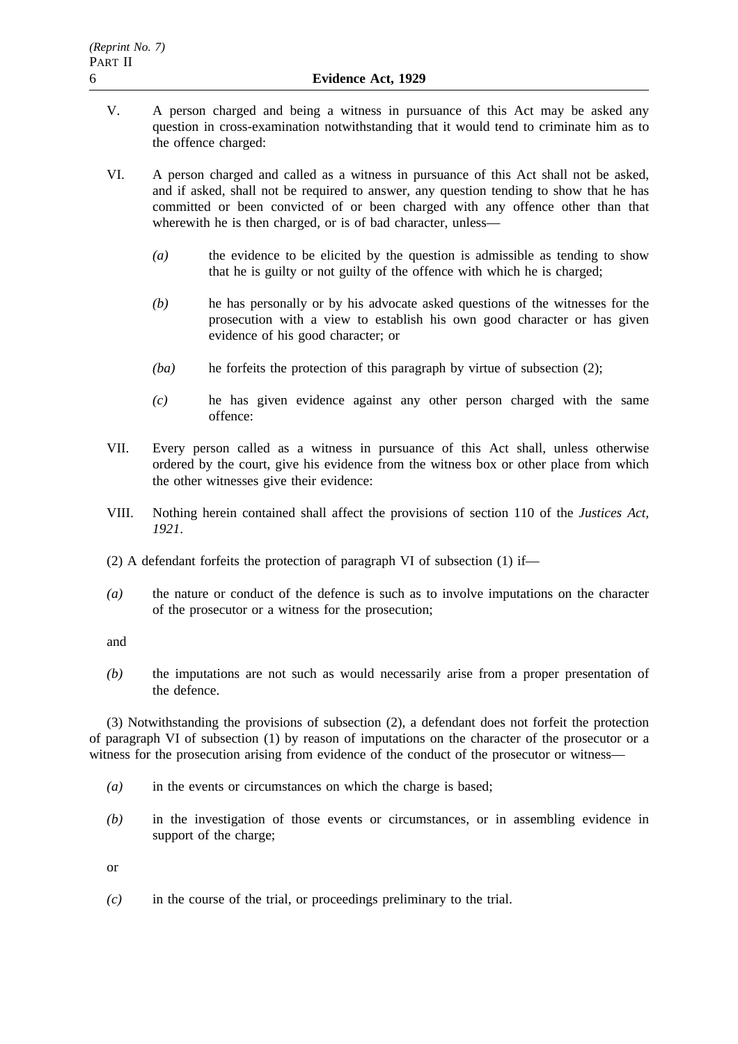V. A person charged and being a witness in pursuance of this Act may be asked any question in cross-examination notwithstanding that it would tend to criminate him as to the offence charged:

VI. A person charged and called as a witness in pursuance of this Act shall not be asked, and if asked, shall not be required to answer, any question tending to show that he has committed or been convicted of or been charged with any offence other than that wherewith he is then charged, or is of bad character, unless—

*(a)* the evidence to be elicited by the question is admissible as tending to show that he is guilty or not guilty of the offence with which he is charged;

*(b)* he has personally or by his advocate asked questions of the witnesses for the prosecution with a view to establish his own good character or has given evidence of his good character; or

*(ba)* he forfeits the protection of this paragraph by virtue of subsection (2);

*(c)* he has given evidence against any other person charged with the same offence:

VII. Every person called as a witness in pursuance of this Act shall, unless otherwise ordered by the court, give his evidence from the witness box or other place from which the other witnesses give their evidence:

VIII. Nothing herein contained shall affect the provisions of section 110 of the *Justices Act, 1921*.

(2) A defendant forfeits the protection of paragraph VI of subsection (1) if—

*(a)* the nature or conduct of the defence is such as to involve imputations on the character of the prosecutor or a witness for the prosecution;

and

*(b)* the imputations are not such as would necessarily arise from a proper presentation of the defence.

(3) Notwithstanding the provisions of subsection (2), a defendant does not forfeit the protection of paragraph VI of subsection (1) by reason of imputations on the character of the prosecutor or a witness for the prosecution arising from evidence of the conduct of the prosecutor or witness—

*(a)* in the events or circumstances on which the charge is based;

*(b)* in the investigation of those events or circumstances, or in assembling evidence in support of the charge;

or

*(c)* in the course of the trial, or proceedings preliminary to the trial.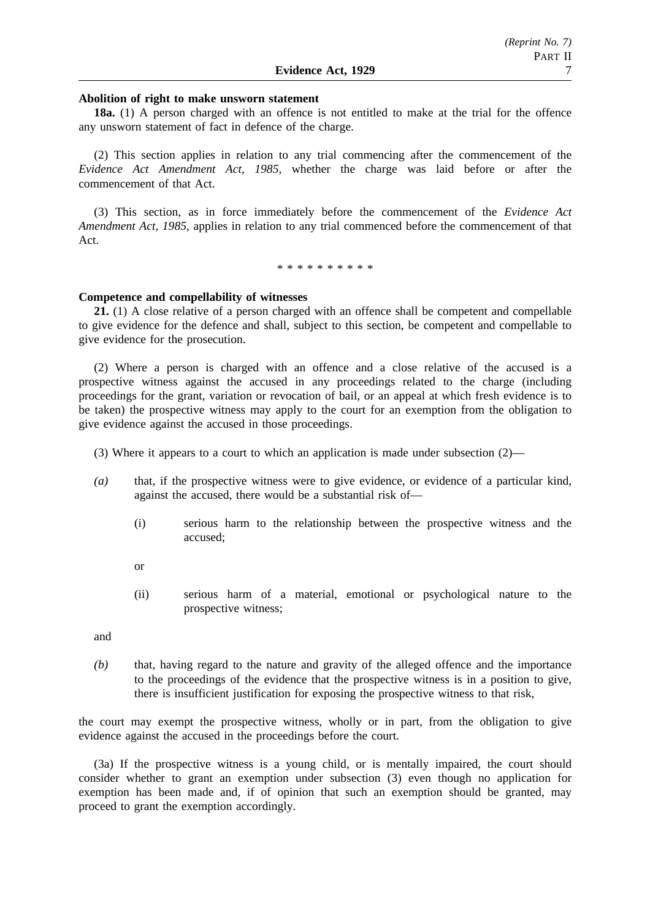**Abolition of right to make unsworn statement**

**18a.** (1) A person charged with an offence is not entitled to make at the trial for the offence any unsworn statement of fact in defence of the charge.

(2) This section applies in relation to any trial commencing after the commencement of the *Evidence Act Amendment Act, 1985*, whether the charge was laid before or after the commencement of that Act.

(3) This section, as in force immediately before the commencement of the *Evidence Act Amendment Act, 1985*, applies in relation to any trial commenced before the commencement of that Act.

\* \* \* \* \* \* \* \* \* \*

**Competence and compellability of witnesses**

**21.** (1) A close relative of a person charged with an offence shall be competent and compellable to give evidence for the defence and shall, subject to this section, be competent and compellable to give evidence for the prosecution.

(2) Where a person is charged with an offence and a close relative of the accused is a prospective witness against the accused in any proceedings related to the charge (including proceedings for the grant, variation or revocation of bail, or an appeal at which fresh evidence is to be taken) the prospective witness may apply to the court for an exemption from the obligation to give evidence against the accused in those proceedings.

(3) Where it appears to a court to which an application is made under subsection (2)—

*(a)* that, if the prospective witness were to give evidence, or evidence of a particular kind, against the accused, there would be a substantial risk of—

(i) serious harm to the relationship between the prospective witness and the accused;

or

(ii) serious harm of a material, emotional or psychological nature to the prospective witness;

and

*(b)* that, having regard to the nature and gravity of the alleged offence and the importance to the proceedings of the evidence that the prospective witness is in a position to give, there is insufficient justification for exposing the prospective witness to that risk,

the court may exempt the prospective witness, wholly or in part, from the obligation to give evidence against the accused in the proceedings before the court.

(3a) If the prospective witness is a young child, or is mentally impaired, the court should consider whether to grant an exemption under subsection (3) even though no application for exemption has been made and, if of opinion that such an exemption should be granted, may proceed to grant the exemption accordingly.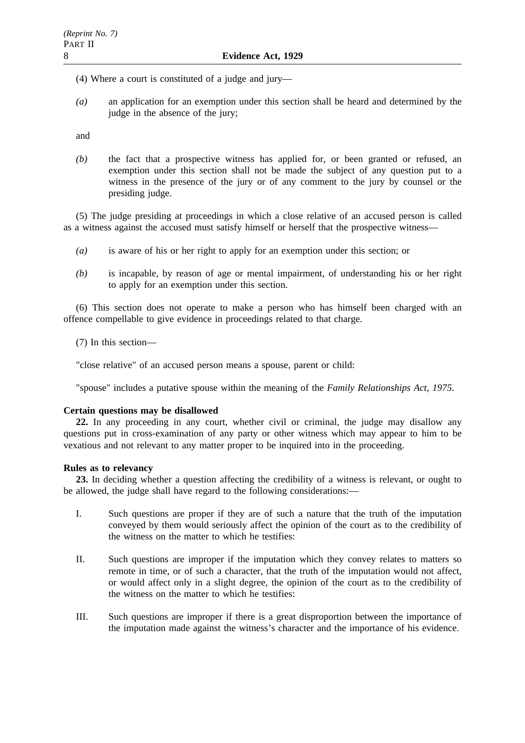(4) Where a court is constituted of a judge and jury—

*(a)* an application for an exemption under this section shall be heard and determined by the judge in the absence of the jury;

and

*(b)* the fact that a prospective witness has applied for, or been granted or refused, an exemption under this section shall not be made the subject of any question put to a witness in the presence of the jury or of any comment to the jury by counsel or the presiding judge.

(5) The judge presiding at proceedings in which a close relative of an accused person is called as a witness against the accused must satisfy himself or herself that the prospective witness—

*(a)* is aware of his or her right to apply for an exemption under this section; or

*(b)* is incapable, by reason of age or mental impairment, of understanding his or her right to apply for an exemption under this section.

(6) This section does not operate to make a person who has himself been charged with an offence compellable to give evidence in proceedings related to that charge.

(7) In this section—

"close relative" of an accused person means a spouse, parent or child:

"spouse" includes a putative spouse within the meaning of the *Family Relationships Act, 1975*.

**Certain questions may be disallowed**

**22.** In any proceeding in any court, whether civil or criminal, the judge may disallow any questions put in cross-examination of any party or other witness which may appear to him to be vexatious and not relevant to any matter proper to be inquired into in the proceeding.

**Rules as to relevancy**

**23.** In deciding whether a question affecting the credibility of a witness is relevant, or ought to be allowed, the judge shall have regard to the following considerations:—

I. Such questions are proper if they are of such a nature that the truth of the imputation conveyed by them would seriously affect the opinion of the court as to the credibility of the witness on the matter to which he testifies:

II. Such questions are improper if the imputation which they convey relates to matters so remote in time, or of such a character, that the truth of the imputation would not affect, or would affect only in a slight degree, the opinion of the court as to the credibility of the witness on the matter to which he testifies:

III. Such questions are improper if there is a great disproportion between the importance of the imputation made against the witness's character and the importance of his evidence.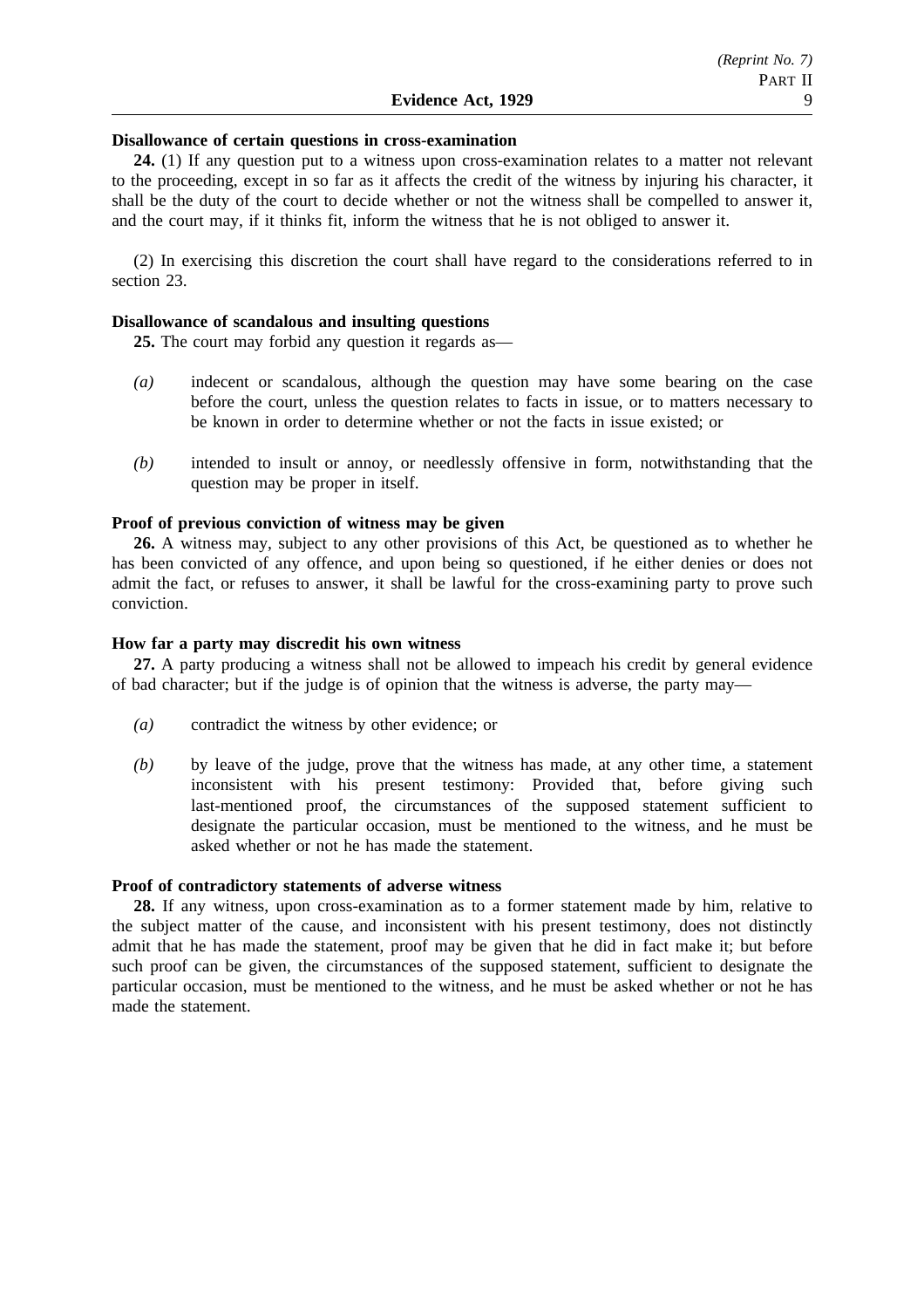**Disallowance of certain questions in cross-examination**

**24.** (1) If any question put to a witness upon cross-examination relates to a matter not relevant to the proceeding, except in so far as it affects the credit of the witness by injuring his character, it shall be the duty of the court to decide whether or not the witness shall be compelled to answer it, and the court may, if it thinks fit, inform the witness that he is not obliged to answer it.

(2) In exercising this discretion the court shall have regard to the considerations referred to in section 23.

**Disallowance of scandalous and insulting questions**

**25.** The court may forbid any question it regards as—

*(a)* indecent or scandalous, although the question may have some bearing on the case before the court, unless the question relates to facts in issue, or to matters necessary to be known in order to determine whether or not the facts in issue existed; or

*(b)* intended to insult or annoy, or needlessly offensive in form, notwithstanding that the question may be proper in itself.

**Proof of previous conviction of witness may be given**

**26.** A witness may, subject to any other provisions of this Act, be questioned as to whether he has been convicted of any offence, and upon being so questioned, if he either denies or does not admit the fact, or refuses to answer, it shall be lawful for the cross-examining party to prove such conviction.

**How far a party may discredit his own witness**

**27.** A party producing a witness shall not be allowed to impeach his credit by general evidence of bad character; but if the judge is of opinion that the witness is adverse, the party may—

*(a)* contradict the witness by other evidence; or

*(b)* by leave of the judge, prove that the witness has made, at any other time, a statement inconsistent with his present testimony: Provided that, before giving such last-mentioned proof, the circumstances of the supposed statement sufficient to designate the particular occasion, must be mentioned to the witness, and he must be asked whether or not he has made the statement.

**Proof of contradictory statements of adverse witness**

**28.** If any witness, upon cross-examination as to a former statement made by him, relative to the subject matter of the cause, and inconsistent with his present testimony, does not distinctly admit that he has made the statement, proof may be given that he did in fact make it; but before such proof can be given, the circumstances of the supposed statement, sufficient to designate the particular occasion, must be mentioned to the witness, and he must be asked whether or not he has made the statement.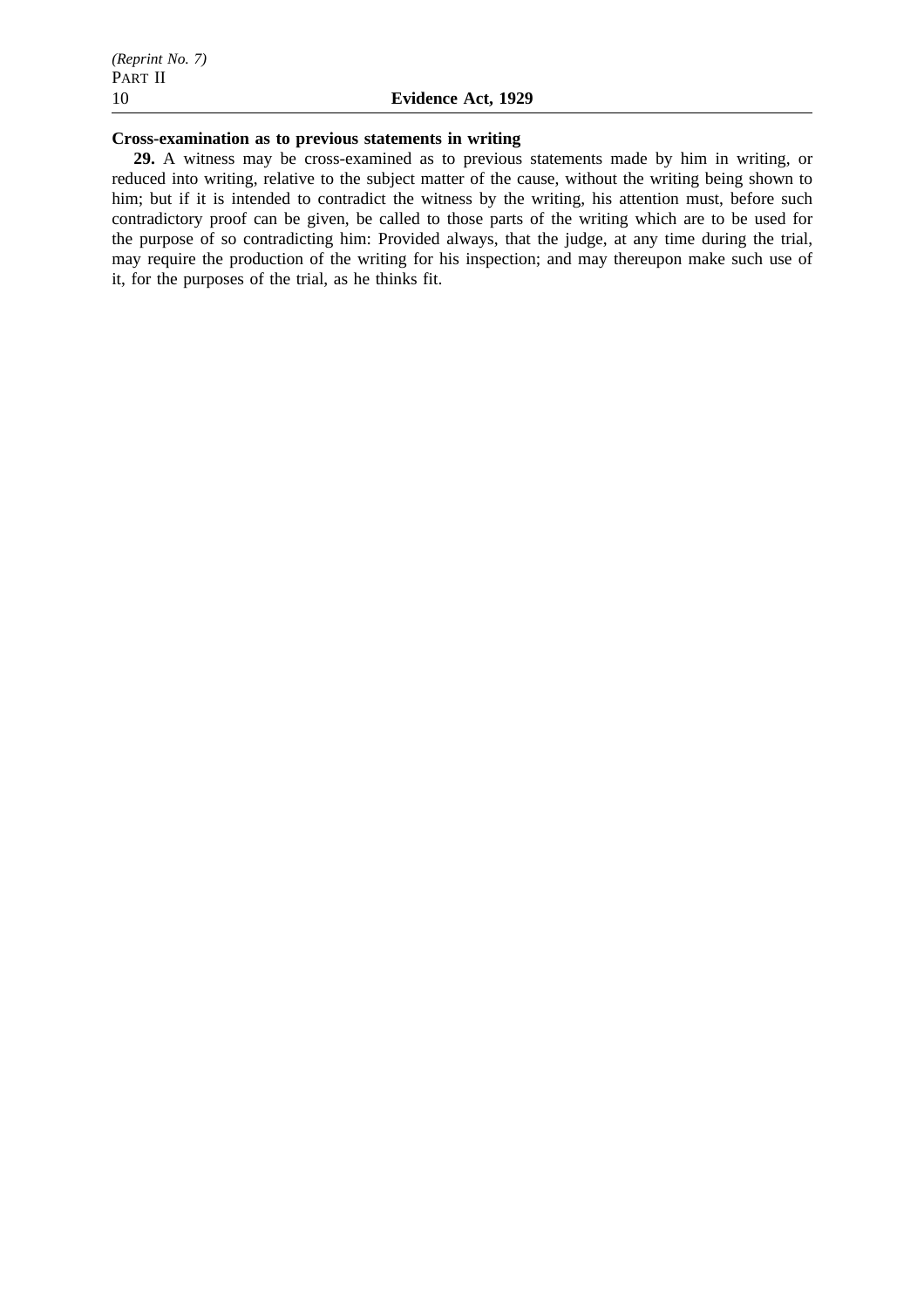**Cross-examination as to previous statements in writing**

**29.** A witness may be cross-examined as to previous statements made by him in writing, or reduced into writing, relative to the subject matter of the cause, without the writing being shown to him; but if it is intended to contradict the witness by the writing, his attention must, before such contradictory proof can be given, be called to those parts of the writing which are to be used for the purpose of so contradicting him: Provided always, that the judge, at any time during the trial, may require the production of the writing for his inspection; and may thereupon make such use of it, for the purposes of the trial, as he thinks fit.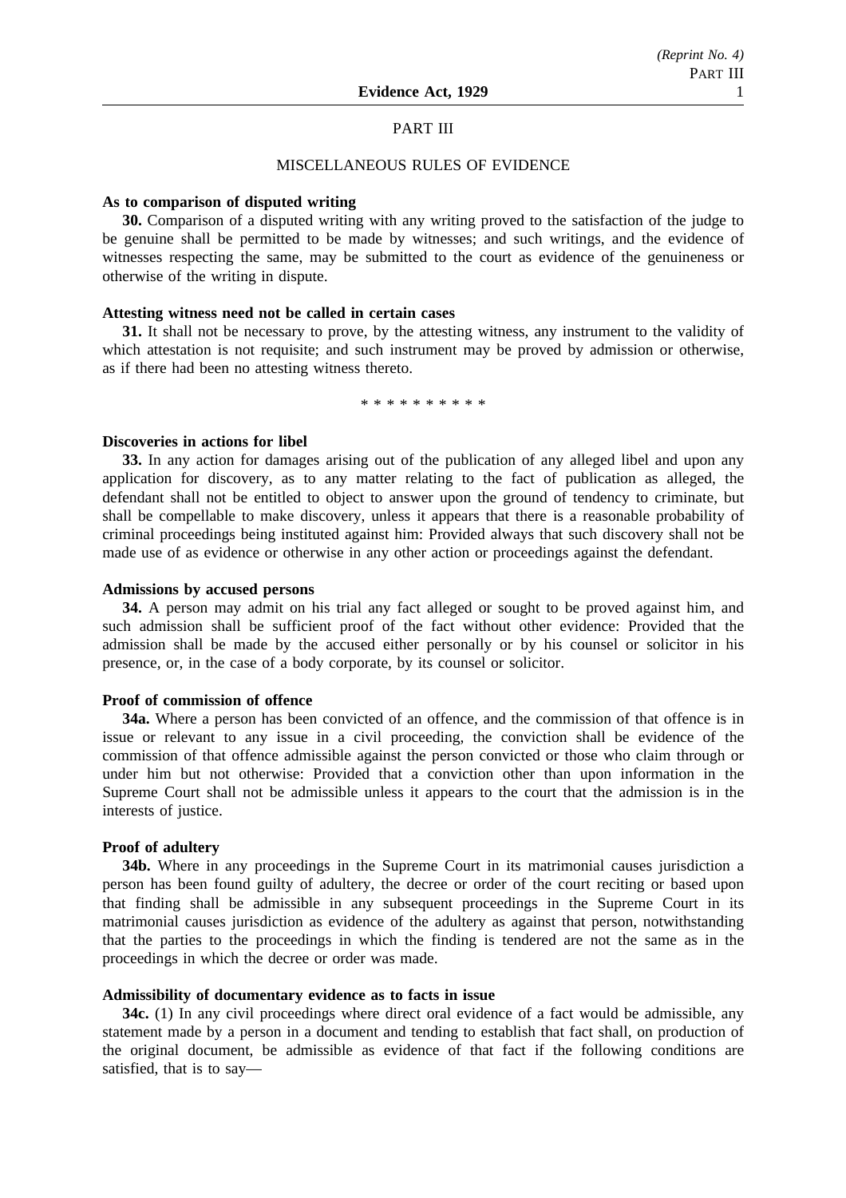## PART III

### MISCELLANEOUS RULES OF EVIDENCE

**As to comparison of disputed writing**

**30.** Comparison of a disputed writing with any writing proved to the satisfaction of the judge to be genuine shall be permitted to be made by witnesses; and such writings, and the evidence of witnesses respecting the same, may be submitted to the court as evidence of the genuineness or otherwise of the writing in dispute.

**Attesting witness need not be called in certain cases**

**31.** It shall not be necessary to prove, by the attesting witness, any instrument to the validity of which attestation is not requisite; and such instrument may be proved by admission or otherwise, as if there had been no attesting witness thereto.

* * * * * * * * * *

**Discoveries in actions for libel**

**33.** In any action for damages arising out of the publication of any alleged libel and upon any application for discovery, as to any matter relating to the fact of publication as alleged, the defendant shall not be entitled to object to answer upon the ground of tendency to criminate, but shall be compellable to make discovery, unless it appears that there is a reasonable probability of criminal proceedings being instituted against him: Provided always that such discovery shall not be made use of as evidence or otherwise in any other action or proceedings against the defendant.

**Admissions by accused persons**

**34.** A person may admit on his trial any fact alleged or sought to be proved against him, and such admission shall be sufficient proof of the fact without other evidence: Provided that the admission shall be made by the accused either personally or by his counsel or solicitor in his presence, or, in the case of a body corporate, by its counsel or solicitor.

**Proof of commission of offence**

**34a.** Where a person has been convicted of an offence, and the commission of that offence is in issue or relevant to any issue in a civil proceeding, the conviction shall be evidence of the commission of that offence admissible against the person convicted or those who claim through or under him but not otherwise: Provided that a conviction other than upon information in the Supreme Court shall not be admissible unless it appears to the court that the admission is in the interests of justice.

**Proof of adultery**

**34b.** Where in any proceedings in the Supreme Court in its matrimonial causes jurisdiction a person has been found guilty of adultery, the decree or order of the court reciting or based upon that finding shall be admissible in any subsequent proceedings in the Supreme Court in its matrimonial causes jurisdiction as evidence of the adultery as against that person, notwithstanding that the parties to the proceedings in which the finding is tendered are not the same as in the proceedings in which the decree or order was made.

**Admissibility of documentary evidence as to facts in issue**

**34c.** (1) In any civil proceedings where direct oral evidence of a fact would be admissible, any statement made by a person in a document and tending to establish that fact shall, on production of the original document, be admissible as evidence of that fact if the following conditions are satisfied, that is to say—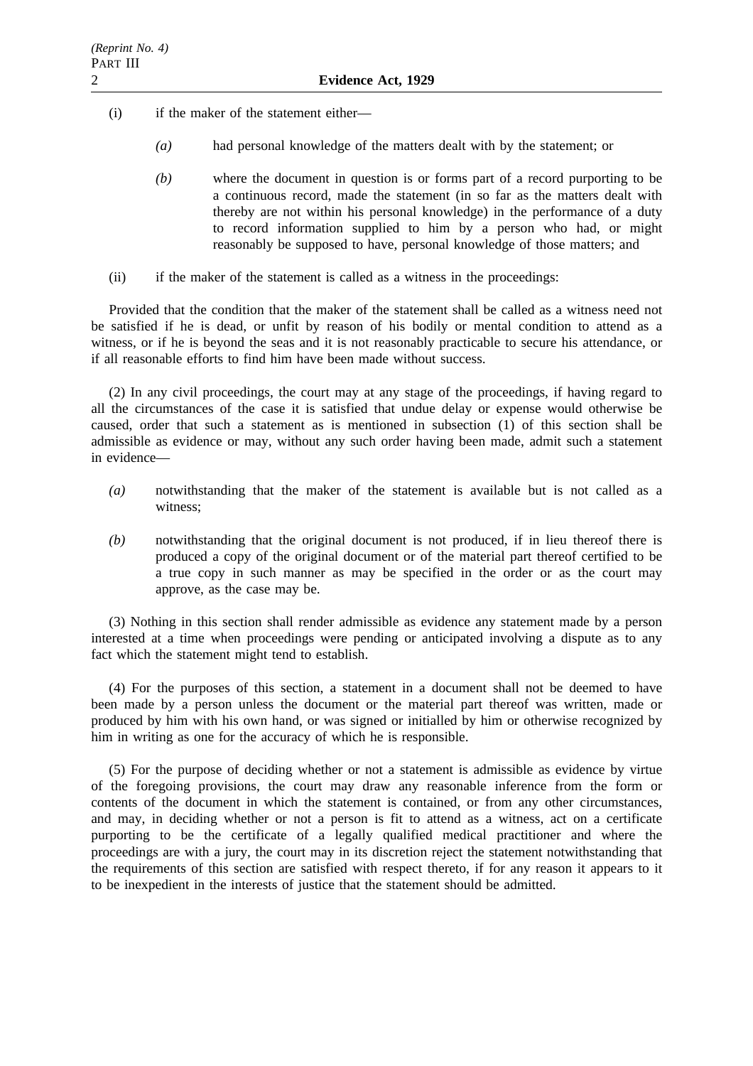(i) if the maker of the statement either—

*(a)* had personal knowledge of the matters dealt with by the statement; or

*(b)* where the document in question is or forms part of a record purporting to be a continuous record, made the statement (in so far as the matters dealt with thereby are not within his personal knowledge) in the performance of a duty to record information supplied to him by a person who had, or might reasonably be supposed to have, personal knowledge of those matters; and

(ii) if the maker of the statement is called as a witness in the proceedings:

Provided that the condition that the maker of the statement shall be called as a witness need not be satisfied if he is dead, or unfit by reason of his bodily or mental condition to attend as a witness, or if he is beyond the seas and it is not reasonably practicable to secure his attendance, or if all reasonable efforts to find him have been made without success.

(2) In any civil proceedings, the court may at any stage of the proceedings, if having regard to all the circumstances of the case it is satisfied that undue delay or expense would otherwise be caused, order that such a statement as is mentioned in subsection (1) of this section shall be admissible as evidence or may, without any such order having been made, admit such a statement in evidence—

*(a)* notwithstanding that the maker of the statement is available but is not called as a witness;

*(b)* notwithstanding that the original document is not produced, if in lieu thereof there is produced a copy of the original document or of the material part thereof certified to be a true copy in such manner as may be specified in the order or as the court may approve, as the case may be.

(3) Nothing in this section shall render admissible as evidence any statement made by a person interested at a time when proceedings were pending or anticipated involving a dispute as to any fact which the statement might tend to establish.

(4) For the purposes of this section, a statement in a document shall not be deemed to have been made by a person unless the document or the material part thereof was written, made or produced by him with his own hand, or was signed or initialled by him or otherwise recognized by him in writing as one for the accuracy of which he is responsible.

(5) For the purpose of deciding whether or not a statement is admissible as evidence by virtue of the foregoing provisions, the court may draw any reasonable inference from the form or contents of the document in which the statement is contained, or from any other circumstances, and may, in deciding whether or not a person is fit to attend as a witness, act on a certificate purporting to be the certificate of a legally qualified medical practitioner and where the proceedings are with a jury, the court may in its discretion reject the statement notwithstanding that the requirements of this section are satisfied with respect thereto, if for any reason it appears to it to be inexpedient in the interests of justice that the statement should be admitted.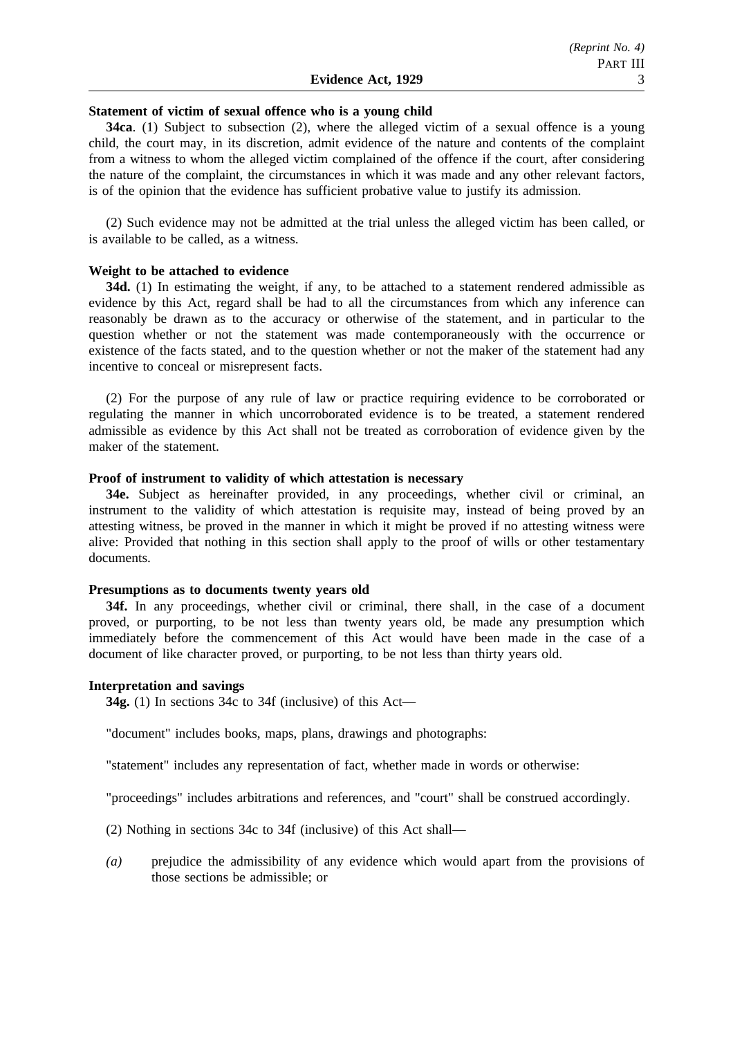**Statement of victim of sexual offence who is a young child**

**34ca**. (1) Subject to subsection (2), where the alleged victim of a sexual offence is a young child, the court may, in its discretion, admit evidence of the nature and contents of the complaint from a witness to whom the alleged victim complained of the offence if the court, after considering the nature of the complaint, the circumstances in which it was made and any other relevant factors, is of the opinion that the evidence has sufficient probative value to justify its admission.

(2) Such evidence may not be admitted at the trial unless the alleged victim has been called, or is available to be called, as a witness.

**Weight to be attached to evidence**

**34d.** (1) In estimating the weight, if any, to be attached to a statement rendered admissible as evidence by this Act, regard shall be had to all the circumstances from which any inference can reasonably be drawn as to the accuracy or otherwise of the statement, and in particular to the question whether or not the statement was made contemporaneously with the occurrence or existence of the facts stated, and to the question whether or not the maker of the statement had any incentive to conceal or misrepresent facts.

(2) For the purpose of any rule of law or practice requiring evidence to be corroborated or regulating the manner in which uncorroborated evidence is to be treated, a statement rendered admissible as evidence by this Act shall not be treated as corroboration of evidence given by the maker of the statement.

**Proof of instrument to validity of which attestation is necessary**

**34e.** Subject as hereinafter provided, in any proceedings, whether civil or criminal, an instrument to the validity of which attestation is requisite may, instead of being proved by an attesting witness, be proved in the manner in which it might be proved if no attesting witness were alive: Provided that nothing in this section shall apply to the proof of wills or other testamentary documents.

**Presumptions as to documents twenty years old**

**34f.** In any proceedings, whether civil or criminal, there shall, in the case of a document proved, or purporting, to be not less than twenty years old, be made any presumption which immediately before the commencement of this Act would have been made in the case of a document of like character proved, or purporting, to be not less than thirty years old.

**Interpretation and savings**

**34g.** (1) In sections 34c to 34f (inclusive) of this Act—

"document" includes books, maps, plans, drawings and photographs:

"statement" includes any representation of fact, whether made in words or otherwise:

"proceedings" includes arbitrations and references, and "court" shall be construed accordingly.

(2) Nothing in sections 34c to 34f (inclusive) of this Act shall—

*(a)* prejudice the admissibility of any evidence which would apart from the provisions of those sections be admissible; or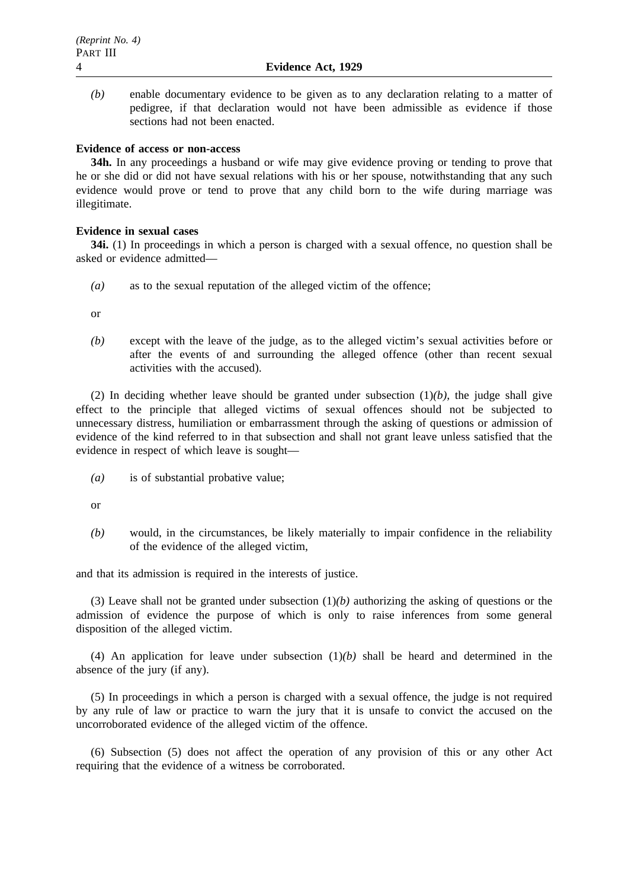*(b)* enable documentary evidence to be given as to any declaration relating to a matter of pedigree, if that declaration would not have been admissible as evidence if those sections had not been enacted.

**Evidence of access or non-access**

**34h.** In any proceedings a husband or wife may give evidence proving or tending to prove that he or she did or did not have sexual relations with his or her spouse, notwithstanding that any such evidence would prove or tend to prove that any child born to the wife during marriage was illegitimate.

**Evidence in sexual cases**

**34i.** (1) In proceedings in which a person is charged with a sexual offence, no question shall be asked or evidence admitted—

*(a)* as to the sexual reputation of the alleged victim of the offence;

or

*(b)* except with the leave of the judge, as to the alleged victim's sexual activities before or after the events of and surrounding the alleged offence (other than recent sexual activities with the accused).

(2) In deciding whether leave should be granted under subsection (1)*(b)*, the judge shall give effect to the principle that alleged victims of sexual offences should not be subjected to unnecessary distress, humiliation or embarrassment through the asking of questions or admission of evidence of the kind referred to in that subsection and shall not grant leave unless satisfied that the evidence in respect of which leave is sought—

*(a)* is of substantial probative value;

or

*(b)* would, in the circumstances, be likely materially to impair confidence in the reliability of the evidence of the alleged victim,

and that its admission is required in the interests of justice.

(3) Leave shall not be granted under subsection (1)*(b)* authorizing the asking of questions or the admission of evidence the purpose of which is only to raise inferences from some general disposition of the alleged victim.

(4) An application for leave under subsection (1)*(b)* shall be heard and determined in the absence of the jury (if any).

(5) In proceedings in which a person is charged with a sexual offence, the judge is not required by any rule of law or practice to warn the jury that it is unsafe to convict the accused on the uncorroborated evidence of the alleged victim of the offence.

(6) Subsection (5) does not affect the operation of any provision of this or any other Act requiring that the evidence of a witness be corroborated.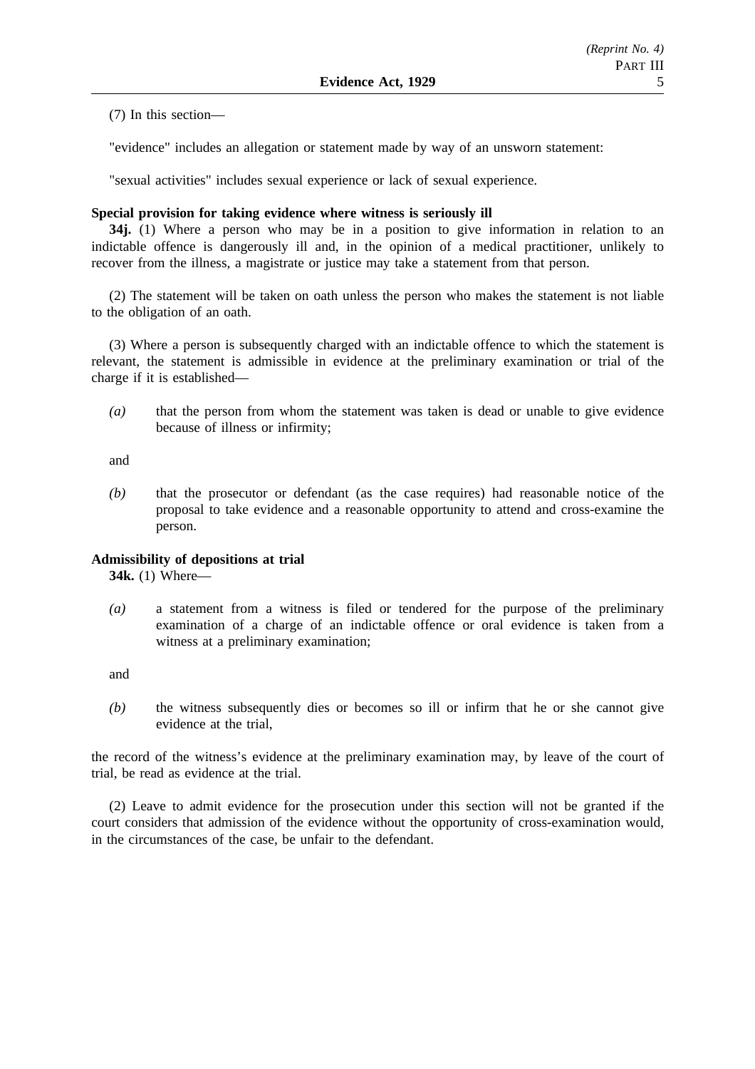(7) In this section—

"evidence" includes an allegation or statement made by way of an unsworn statement:

"sexual activities" includes sexual experience or lack of sexual experience.

**Special provision for taking evidence where witness is seriously ill**

**34j.** (1) Where a person who may be in a position to give information in relation to an indictable offence is dangerously ill and, in the opinion of a medical practitioner, unlikely to recover from the illness, a magistrate or justice may take a statement from that person.

(2) The statement will be taken on oath unless the person who makes the statement is not liable to the obligation of an oath.

(3) Where a person is subsequently charged with an indictable offence to which the statement is relevant, the statement is admissible in evidence at the preliminary examination or trial of the charge if it is established—

*(a)* that the person from whom the statement was taken is dead or unable to give evidence because of illness or infirmity;

and

*(b)* that the prosecutor or defendant (as the case requires) had reasonable notice of the proposal to take evidence and a reasonable opportunity to attend and cross-examine the person.

**Admissibility of depositions at trial**

**34k.** (1) Where—

*(a)* a statement from a witness is filed or tendered for the purpose of the preliminary examination of a charge of an indictable offence or oral evidence is taken from a witness at a preliminary examination;

and

*(b)* the witness subsequently dies or becomes so ill or infirm that he or she cannot give evidence at the trial,

the record of the witness's evidence at the preliminary examination may, by leave of the court of trial, be read as evidence at the trial.

(2) Leave to admit evidence for the prosecution under this section will not be granted if the court considers that admission of the evidence without the opportunity of cross-examination would, in the circumstances of the case, be unfair to the defendant.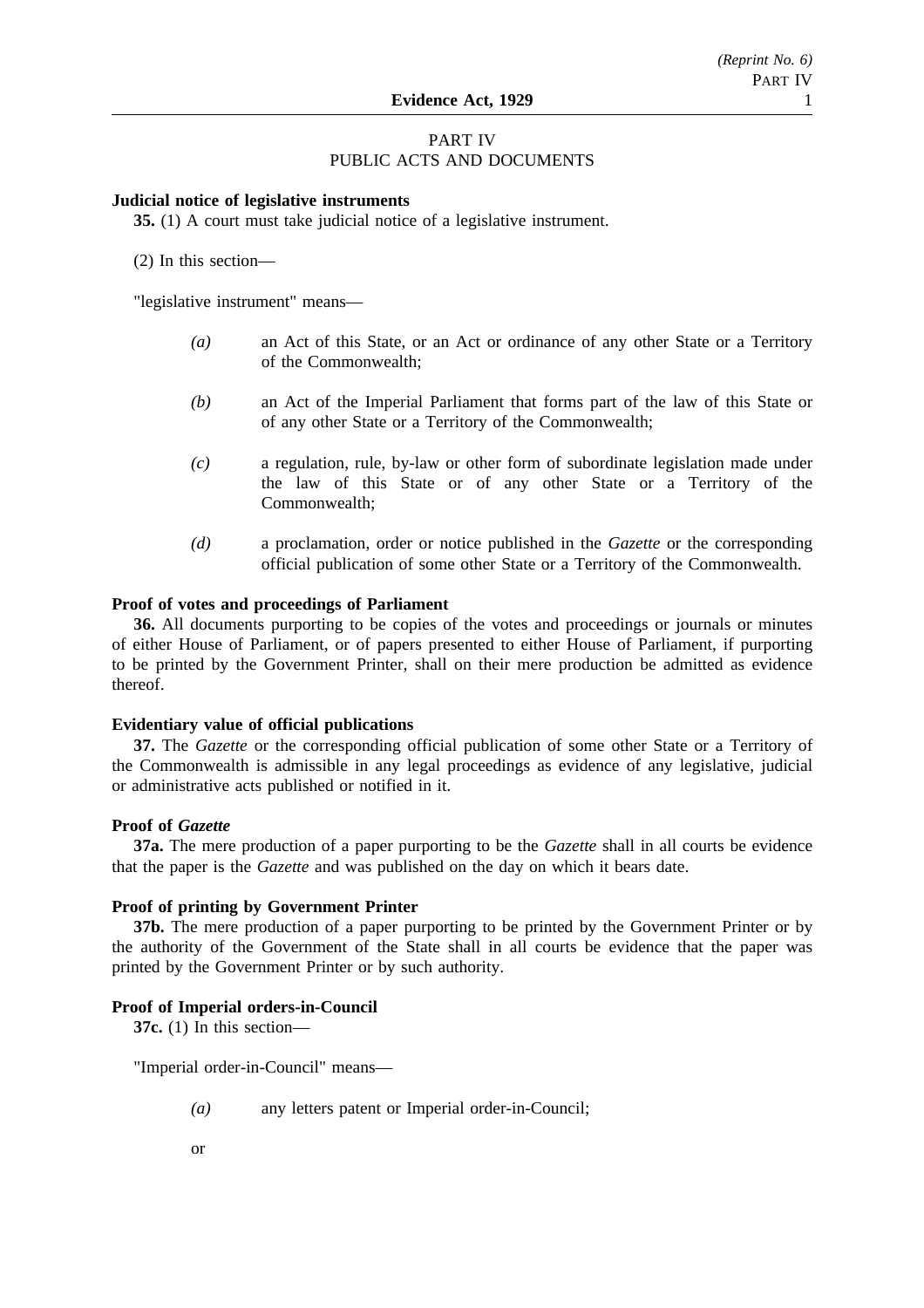## PART IV
## PUBLIC ACTS AND DOCUMENTS

**Judicial notice of legislative instruments**

**35.** (1) A court must take judicial notice of a legislative instrument.

(2) In this section—

"legislative instrument" means—

*(a)* an Act of this State, or an Act or ordinance of any other State or a Territory of the Commonwealth;

*(b)* an Act of the Imperial Parliament that forms part of the law of this State or of any other State or a Territory of the Commonwealth;

*(c)* a regulation, rule, by-law or other form of subordinate legislation made under the law of this State or of any other State or a Territory of the Commonwealth;

*(d)* a proclamation, order or notice published in the *Gazette* or the corresponding official publication of some other State or a Territory of the Commonwealth.

**Proof of votes and proceedings of Parliament**

**36.** All documents purporting to be copies of the votes and proceedings or journals or minutes of either House of Parliament, or of papers presented to either House of Parliament, if purporting to be printed by the Government Printer, shall on their mere production be admitted as evidence thereof.

**Evidentiary value of official publications**

**37.** The *Gazette* or the corresponding official publication of some other State or a Territory of the Commonwealth is admissible in any legal proceedings as evidence of any legislative, judicial or administrative acts published or notified in it.

**Proof of *Gazette***

**37a.** The mere production of a paper purporting to be the *Gazette* shall in all courts be evidence that the paper is the *Gazette* and was published on the day on which it bears date.

**Proof of printing by Government Printer**

**37b.** The mere production of a paper purporting to be printed by the Government Printer or by the authority of the Government of the State shall in all courts be evidence that the paper was printed by the Government Printer or by such authority.

**Proof of Imperial orders-in-Council**

**37c.** (1) In this section—

"Imperial order-in-Council" means—

*(a)* any letters patent or Imperial order-in-Council;

or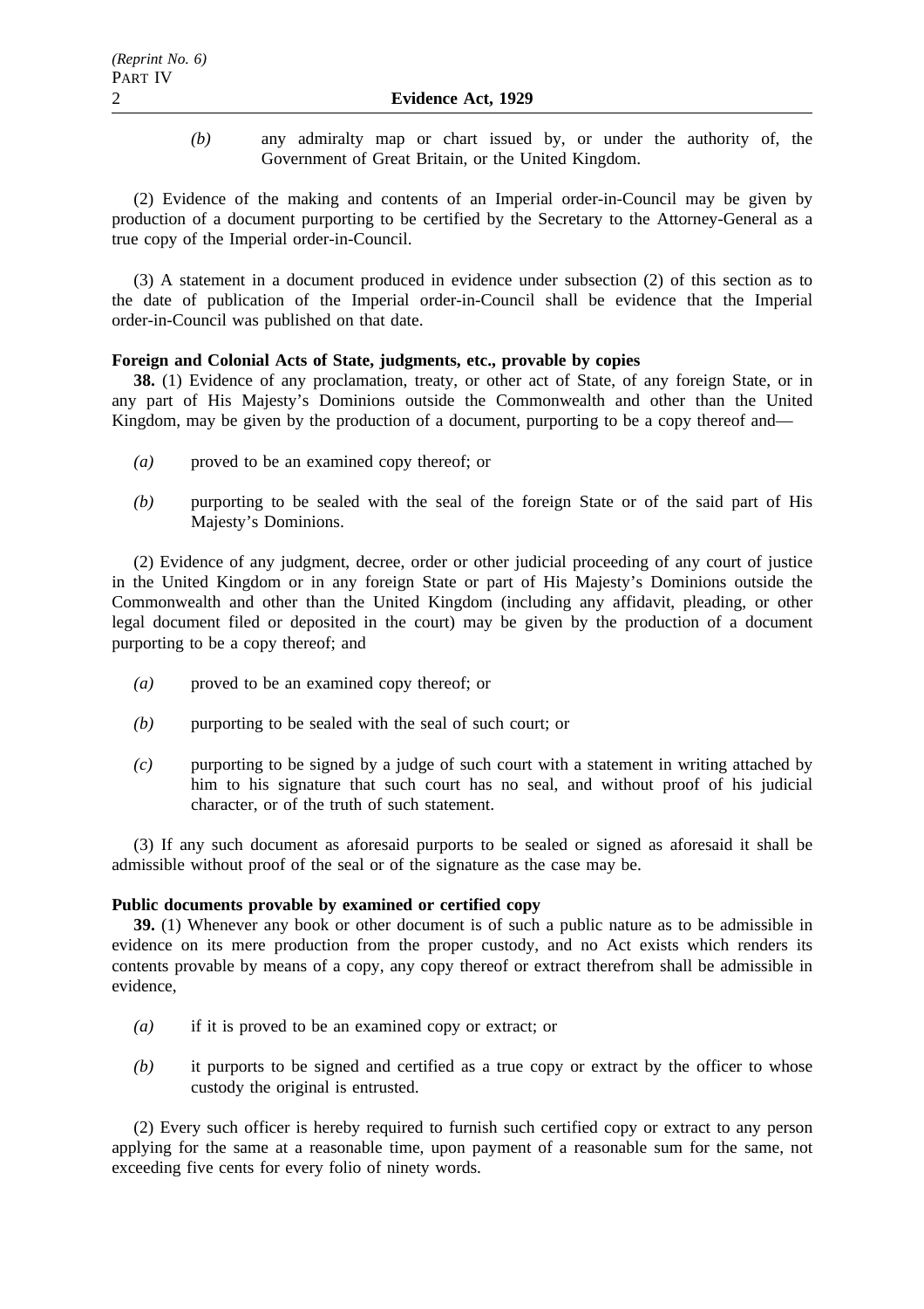(b) any admiralty map or chart issued by, or under the authority of, the Government of Great Britain, or the United Kingdom.

(2) Evidence of the making and contents of an Imperial order-in-Council may be given by production of a document purporting to be certified by the Secretary to the Attorney-General as a true copy of the Imperial order-in-Council.

(3) A statement in a document produced in evidence under subsection (2) of this section as to the date of publication of the Imperial order-in-Council shall be evidence that the Imperial order-in-Council was published on that date.

**Foreign and Colonial Acts of State, judgments, etc., provable by copies**

**38.** (1) Evidence of any proclamation, treaty, or other act of State, of any foreign State, or in any part of His Majesty's Dominions outside the Commonwealth and other than the United Kingdom, may be given by the production of a document, purporting to be a copy thereof and—

*(a)* proved to be an examined copy thereof; or

*(b)* purporting to be sealed with the seal of the foreign State or of the said part of His Majesty's Dominions.

(2) Evidence of any judgment, decree, order or other judicial proceeding of any court of justice in the United Kingdom or in any foreign State or part of His Majesty's Dominions outside the Commonwealth and other than the United Kingdom (including any affidavit, pleading, or other legal document filed or deposited in the court) may be given by the production of a document purporting to be a copy thereof; and

*(a)* proved to be an examined copy thereof; or

*(b)* purporting to be sealed with the seal of such court; or

*(c)* purporting to be signed by a judge of such court with a statement in writing attached by him to his signature that such court has no seal, and without proof of his judicial character, or of the truth of such statement.

(3) If any such document as aforesaid purports to be sealed or signed as aforesaid it shall be admissible without proof of the seal or of the signature as the case may be.

**Public documents provable by examined or certified copy**

**39.** (1) Whenever any book or other document is of such a public nature as to be admissible in evidence on its mere production from the proper custody, and no Act exists which renders its contents provable by means of a copy, any copy thereof or extract therefrom shall be admissible in evidence,

*(a)* if it is proved to be an examined copy or extract; or

*(b)* it purports to be signed and certified as a true copy or extract by the officer to whose custody the original is entrusted.

(2) Every such officer is hereby required to furnish such certified copy or extract to any person applying for the same at a reasonable time, upon payment of a reasonable sum for the same, not exceeding five cents for every folio of ninety words.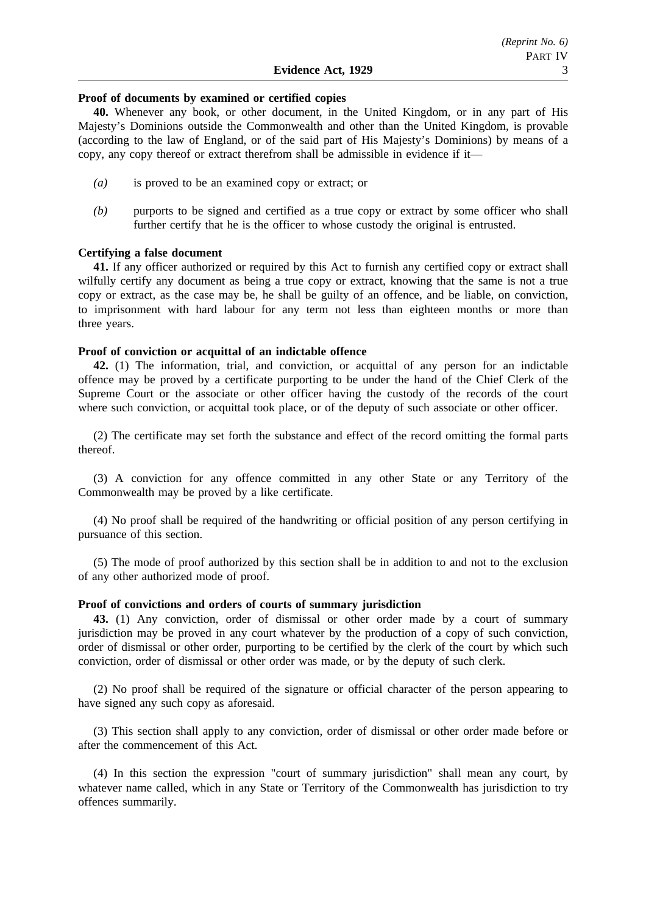**Proof of documents by examined or certified copies**

**40.** Whenever any book, or other document, in the United Kingdom, or in any part of His Majesty's Dominions outside the Commonwealth and other than the United Kingdom, is provable (according to the law of England, or of the said part of His Majesty's Dominions) by means of a copy, any copy thereof or extract therefrom shall be admissible in evidence if it—

- *(a)* is proved to be an examined copy or extract; or
- *(b)* purports to be signed and certified as a true copy or extract by some officer who shall further certify that he is the officer to whose custody the original is entrusted.

**Certifying a false document**

**41.** If any officer authorized or required by this Act to furnish any certified copy or extract shall wilfully certify any document as being a true copy or extract, knowing that the same is not a true copy or extract, as the case may be, he shall be guilty of an offence, and be liable, on conviction, to imprisonment with hard labour for any term not less than eighteen months or more than three years.

**Proof of conviction or acquittal of an indictable offence**

**42.** (1) The information, trial, and conviction, or acquittal of any person for an indictable offence may be proved by a certificate purporting to be under the hand of the Chief Clerk of the Supreme Court or the associate or other officer having the custody of the records of the court where such conviction, or acquittal took place, or of the deputy of such associate or other officer.

(2) The certificate may set forth the substance and effect of the record omitting the formal parts thereof.

(3) A conviction for any offence committed in any other State or any Territory of the Commonwealth may be proved by a like certificate.

(4) No proof shall be required of the handwriting or official position of any person certifying in pursuance of this section.

(5) The mode of proof authorized by this section shall be in addition to and not to the exclusion of any other authorized mode of proof.

**Proof of convictions and orders of courts of summary jurisdiction**

**43.** (1) Any conviction, order of dismissal or other order made by a court of summary jurisdiction may be proved in any court whatever by the production of a copy of such conviction, order of dismissal or other order, purporting to be certified by the clerk of the court by which such conviction, order of dismissal or other order was made, or by the deputy of such clerk.

(2) No proof shall be required of the signature or official character of the person appearing to have signed any such copy as aforesaid.

(3) This section shall apply to any conviction, order of dismissal or other order made before or after the commencement of this Act.

(4) In this section the expression "court of summary jurisdiction" shall mean any court, by whatever name called, which in any State or Territory of the Commonwealth has jurisdiction to try offences summarily.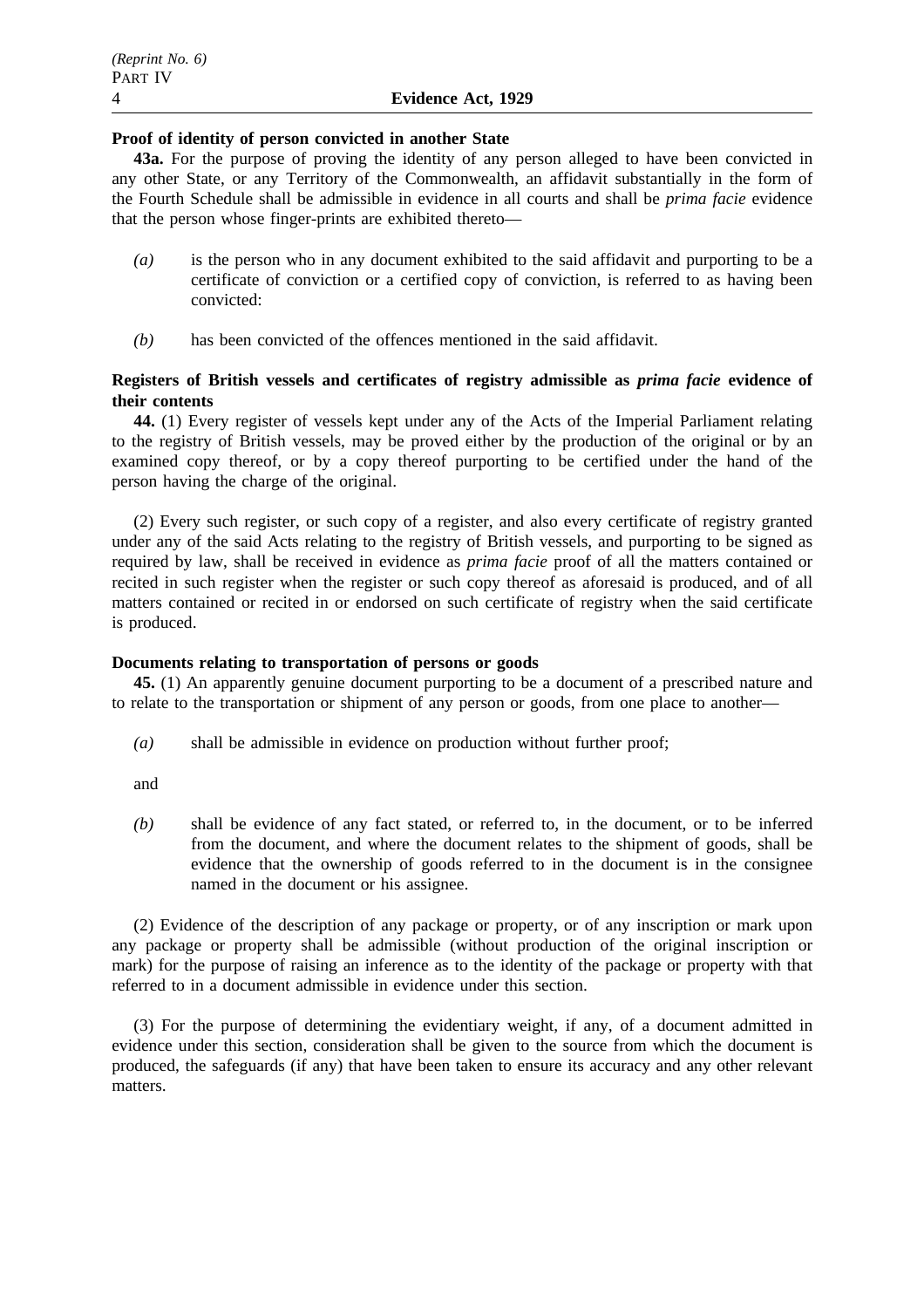**Proof of identity of person convicted in another State**

**43a.** For the purpose of proving the identity of any person alleged to have been convicted in any other State, or any Territory of the Commonwealth, an affidavit substantially in the form of the Fourth Schedule shall be admissible in evidence in all courts and shall be *prima facie* evidence that the person whose finger-prints are exhibited thereto—

- *(a)* is the person who in any document exhibited to the said affidavit and purporting to be a certificate of conviction or a certified copy of conviction, is referred to as having been convicted:
- *(b)* has been convicted of the offences mentioned in the said affidavit.

**Registers of British vessels and certificates of registry admissible as *prima facie* evidence of their contents**

**44.** (1) Every register of vessels kept under any of the Acts of the Imperial Parliament relating to the registry of British vessels, may be proved either by the production of the original or by an examined copy thereof, or by a copy thereof purporting to be certified under the hand of the person having the charge of the original.

(2) Every such register, or such copy of a register, and also every certificate of registry granted under any of the said Acts relating to the registry of British vessels, and purporting to be signed as required by law, shall be received in evidence as *prima facie* proof of all the matters contained or recited in such register when the register or such copy thereof as aforesaid is produced, and of all matters contained or recited in or endorsed on such certificate of registry when the said certificate is produced.

**Documents relating to transportation of persons or goods**

**45.** (1) An apparently genuine document purporting to be a document of a prescribed nature and to relate to the transportation or shipment of any person or goods, from one place to another—

- *(a)* shall be admissible in evidence on production without further proof;

and

- *(b)* shall be evidence of any fact stated, or referred to, in the document, or to be inferred from the document, and where the document relates to the shipment of goods, shall be evidence that the ownership of goods referred to in the document is in the consignee named in the document or his assignee.

(2) Evidence of the description of any package or property, or of any inscription or mark upon any package or property shall be admissible (without production of the original inscription or mark) for the purpose of raising an inference as to the identity of the package or property with that referred to in a document admissible in evidence under this section.

(3) For the purpose of determining the evidentiary weight, if any, of a document admitted in evidence under this section, consideration shall be given to the source from which the document is produced, the safeguards (if any) that have been taken to ensure its accuracy and any other relevant matters.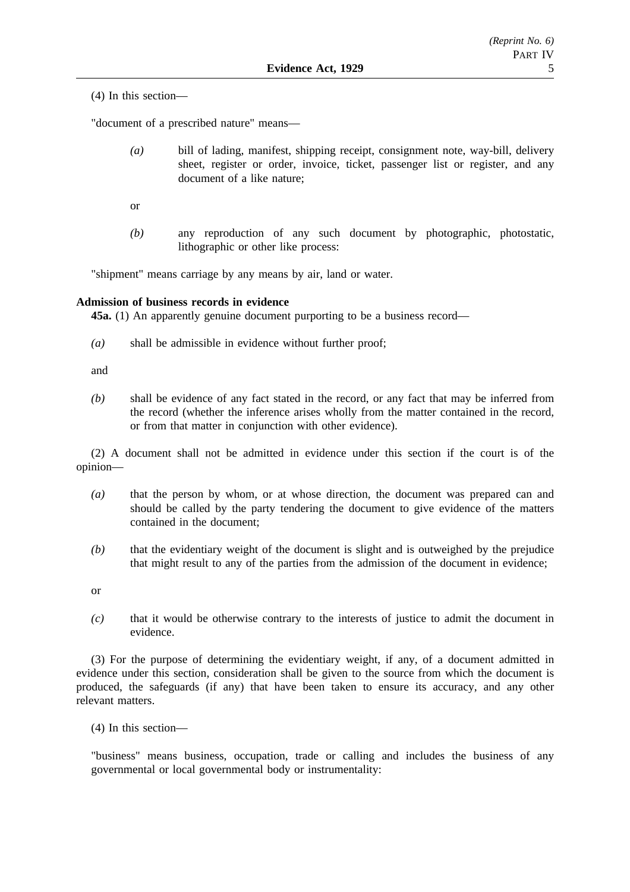(4) In this section—

"document of a prescribed nature" means—

*(a)* bill of lading, manifest, shipping receipt, consignment note, way-bill, delivery sheet, register or order, invoice, ticket, passenger list or register, and any document of a like nature;

or

*(b)* any reproduction of any such document by photographic, photostatic, lithographic or other like process:

"shipment" means carriage by any means by air, land or water.

**Admission of business records in evidence**

**45a.** (1) An apparently genuine document purporting to be a business record—

*(a)* shall be admissible in evidence without further proof;

and

*(b)* shall be evidence of any fact stated in the record, or any fact that may be inferred from the record (whether the inference arises wholly from the matter contained in the record, or from that matter in conjunction with other evidence).

(2) A document shall not be admitted in evidence under this section if the court is of the opinion—

*(a)* that the person by whom, or at whose direction, the document was prepared can and should be called by the party tendering the document to give evidence of the matters contained in the document;

*(b)* that the evidentiary weight of the document is slight and is outweighed by the prejudice that might result to any of the parties from the admission of the document in evidence;

or

*(c)* that it would be otherwise contrary to the interests of justice to admit the document in evidence.

(3) For the purpose of determining the evidentiary weight, if any, of a document admitted in evidence under this section, consideration shall be given to the source from which the document is produced, the safeguards (if any) that have been taken to ensure its accuracy, and any other relevant matters.

(4) In this section—

"business" means business, occupation, trade or calling and includes the business of any governmental or local governmental body or instrumentality: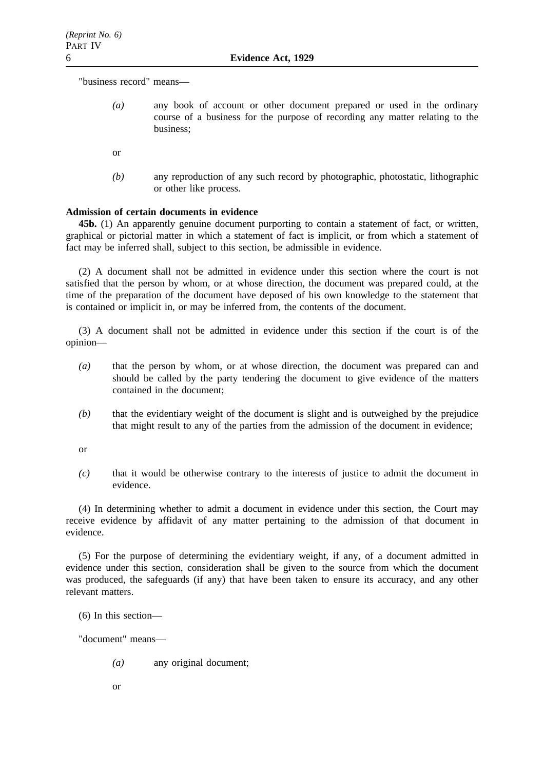"business record" means—

*(a)* any book of account or other document prepared or used in the ordinary course of a business for the purpose of recording any matter relating to the business;

or

*(b)* any reproduction of any such record by photographic, photostatic, lithographic or other like process.

**Admission of certain documents in evidence**

**45b.** (1) An apparently genuine document purporting to contain a statement of fact, or written, graphical or pictorial matter in which a statement of fact is implicit, or from which a statement of fact may be inferred shall, subject to this section, be admissible in evidence.

(2) A document shall not be admitted in evidence under this section where the court is not satisfied that the person by whom, or at whose direction, the document was prepared could, at the time of the preparation of the document have deposed of his own knowledge to the statement that is contained or implicit in, or may be inferred from, the contents of the document.

(3) A document shall not be admitted in evidence under this section if the court is of the opinion—

*(a)* that the person by whom, or at whose direction, the document was prepared can and should be called by the party tendering the document to give evidence of the matters contained in the document;

*(b)* that the evidentiary weight of the document is slight and is outweighed by the prejudice that might result to any of the parties from the admission of the document in evidence;

or

*(c)* that it would be otherwise contrary to the interests of justice to admit the document in evidence.

(4) In determining whether to admit a document in evidence under this section, the Court may receive evidence by affidavit of any matter pertaining to the admission of that document in evidence.

(5) For the purpose of determining the evidentiary weight, if any, of a document admitted in evidence under this section, consideration shall be given to the source from which the document was produced, the safeguards (if any) that have been taken to ensure its accuracy, and any other relevant matters.

(6) In this section—

"document" means—

*(a)* any original document;

or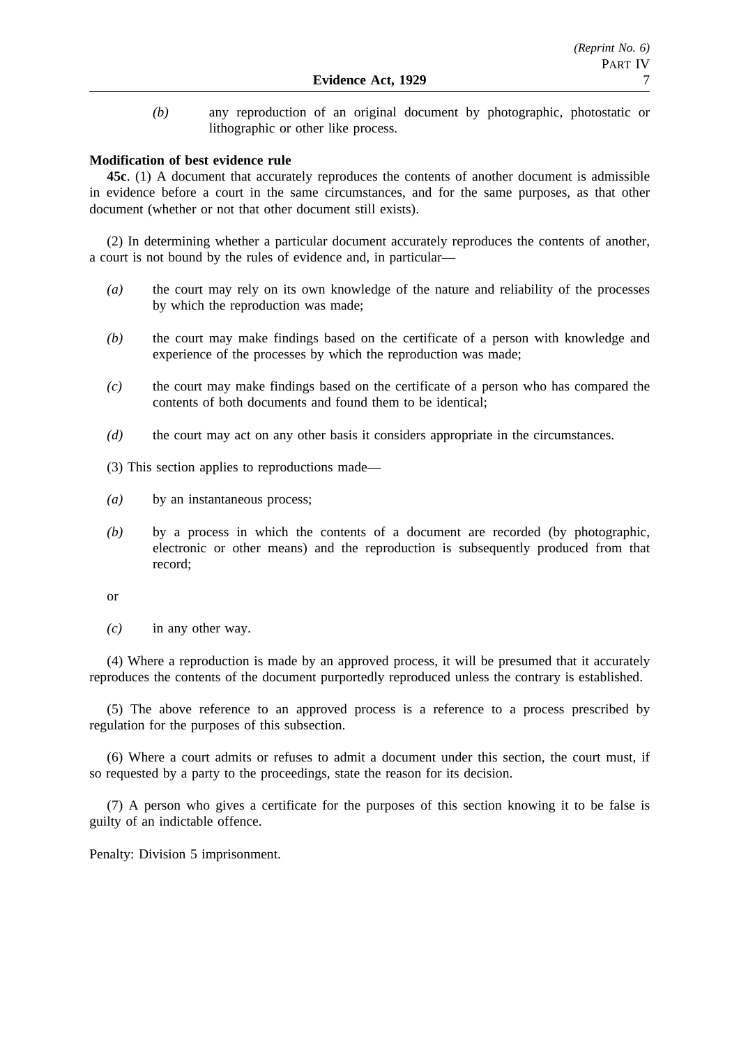*(b)* any reproduction of an original document by photographic, photostatic or lithographic or other like process.

**Modification of best evidence rule**

**45c**. (1) A document that accurately reproduces the contents of another document is admissible in evidence before a court in the same circumstances, and for the same purposes, as that other document (whether or not that other document still exists).

(2) In determining whether a particular document accurately reproduces the contents of another, a court is not bound by the rules of evidence and, in particular—

*(a)* the court may rely on its own knowledge of the nature and reliability of the processes by which the reproduction was made;

*(b)* the court may make findings based on the certificate of a person with knowledge and experience of the processes by which the reproduction was made;

*(c)* the court may make findings based on the certificate of a person who has compared the contents of both documents and found them to be identical;

*(d)* the court may act on any other basis it considers appropriate in the circumstances.

(3) This section applies to reproductions made—

*(a)* by an instantaneous process;

*(b)* by a process in which the contents of a document are recorded (by photographic, electronic or other means) and the reproduction is subsequently produced from that record;

or

*(c)* in any other way.

(4) Where a reproduction is made by an approved process, it will be presumed that it accurately reproduces the contents of the document purportedly reproduced unless the contrary is established.

(5) The above reference to an approved process is a reference to a process prescribed by regulation for the purposes of this subsection.

(6) Where a court admits or refuses to admit a document under this section, the court must, if so requested by a party to the proceedings, state the reason for its decision.

(7) A person who gives a certificate for the purposes of this section knowing it to be false is guilty of an indictable offence.

Penalty: Division 5 imprisonment.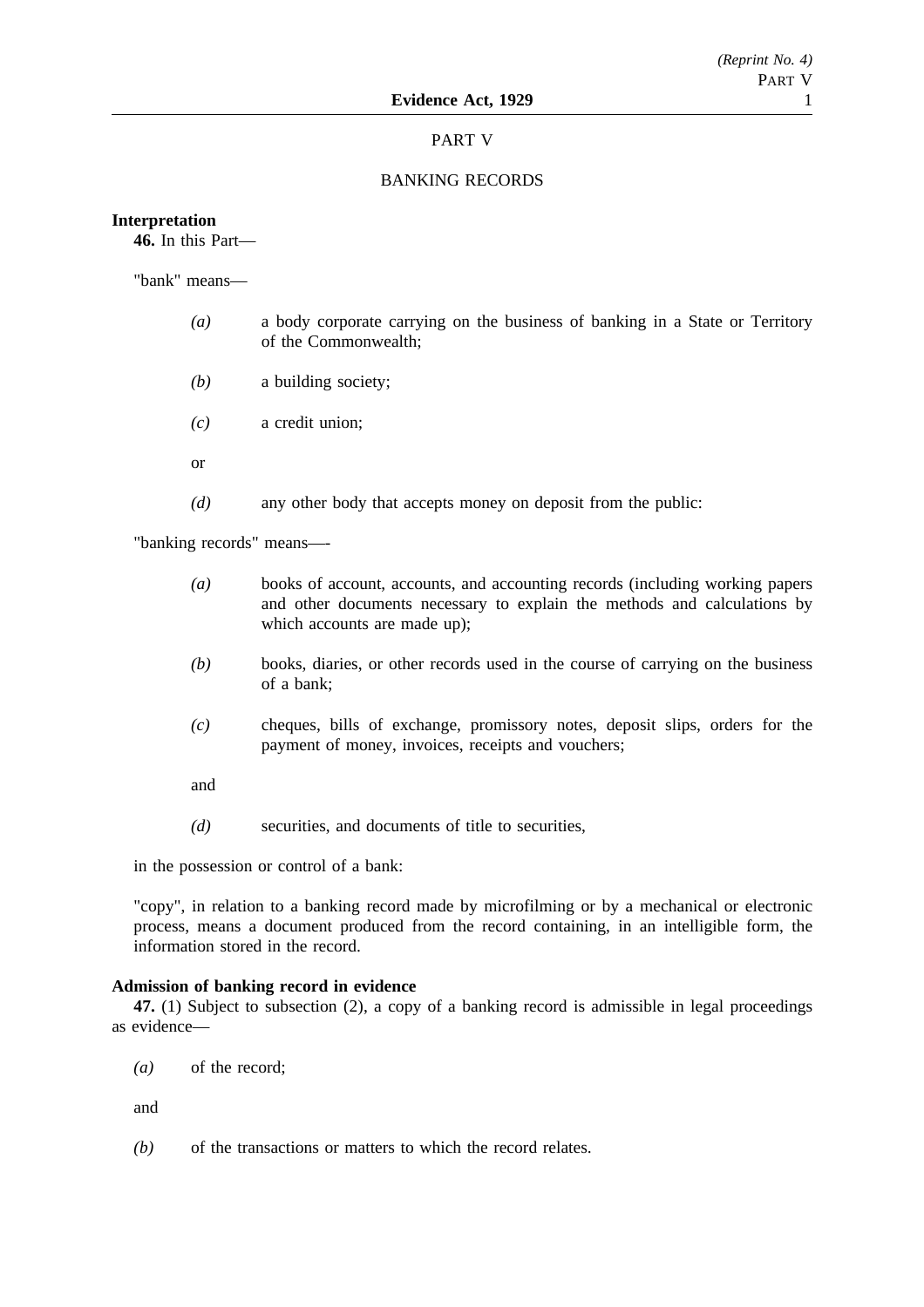# PART V

## BANKING RECORDS

**Interpretation**

**46.** In this Part—

"bank" means—

*(a)* a body corporate carrying on the business of banking in a State or Territory of the Commonwealth;

*(b)* a building society;

*(c)* a credit union;

or

*(d)* any other body that accepts money on deposit from the public:

"banking records" means—-

*(a)* books of account, accounts, and accounting records (including working papers and other documents necessary to explain the methods and calculations by which accounts are made up);

*(b)* books, diaries, or other records used in the course of carrying on the business of a bank;

*(c)* cheques, bills of exchange, promissory notes, deposit slips, orders for the payment of money, invoices, receipts and vouchers;

and

*(d)* securities, and documents of title to securities,

in the possession or control of a bank:

"copy", in relation to a banking record made by microfilming or by a mechanical or electronic process, means a document produced from the record containing, in an intelligible form, the information stored in the record.

**Admission of banking record in evidence**

**47.** (1) Subject to subsection (2), a copy of a banking record is admissible in legal proceedings as evidence—

*(a)* of the record;

and

*(b)* of the transactions or matters to which the record relates.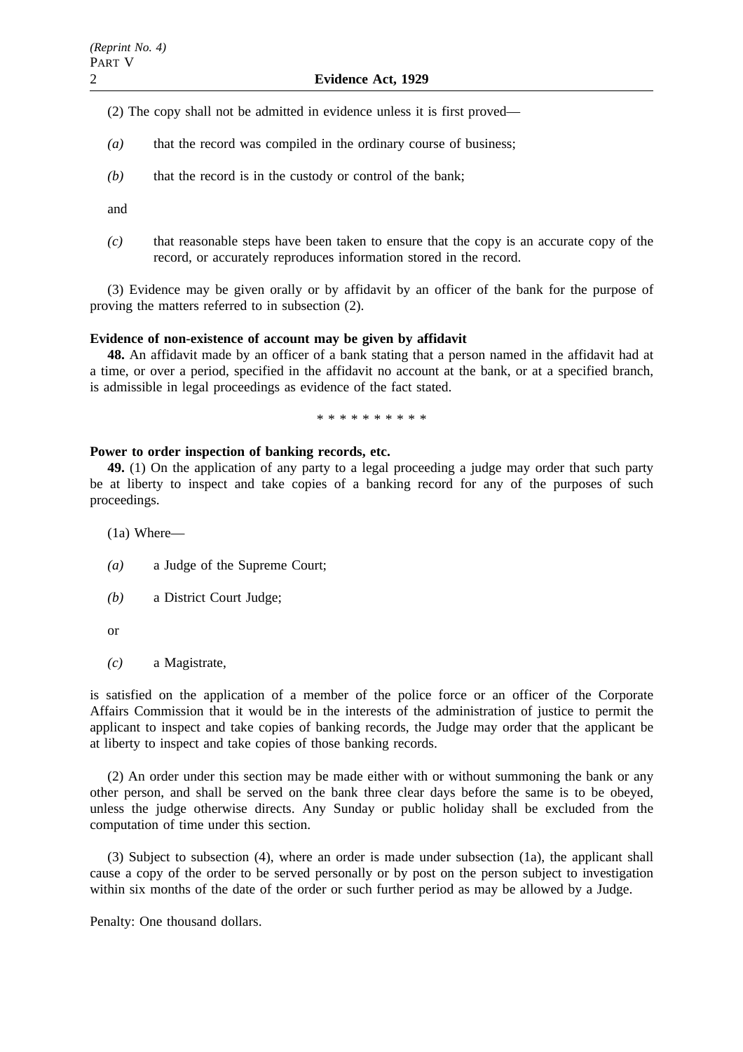(2) The copy shall not be admitted in evidence unless it is first proved—

*(a)* that the record was compiled in the ordinary course of business;

*(b)* that the record is in the custody or control of the bank;

and

*(c)* that reasonable steps have been taken to ensure that the copy is an accurate copy of the record, or accurately reproduces information stored in the record.

(3) Evidence may be given orally or by affidavit by an officer of the bank for the purpose of proving the matters referred to in subsection (2).

**Evidence of non-existence of account may be given by affidavit**

**48.** An affidavit made by an officer of a bank stating that a person named in the affidavit had at a time, or over a period, specified in the affidavit no account at the bank, or at a specified branch, is admissible in legal proceedings as evidence of the fact stated.

* * * * * * * * * *

**Power to order inspection of banking records, etc.**

**49.** (1) On the application of any party to a legal proceeding a judge may order that such party be at liberty to inspect and take copies of a banking record for any of the purposes of such proceedings.

(1a) Where—

*(a)* a Judge of the Supreme Court;

*(b)* a District Court Judge;

or

*(c)* a Magistrate,

is satisfied on the application of a member of the police force or an officer of the Corporate Affairs Commission that it would be in the interests of the administration of justice to permit the applicant to inspect and take copies of banking records, the Judge may order that the applicant be at liberty to inspect and take copies of those banking records.

(2) An order under this section may be made either with or without summoning the bank or any other person, and shall be served on the bank three clear days before the same is to be obeyed, unless the judge otherwise directs. Any Sunday or public holiday shall be excluded from the computation of time under this section.

(3) Subject to subsection (4), where an order is made under subsection (1a), the applicant shall cause a copy of the order to be served personally or by post on the person subject to investigation within six months of the date of the order or such further period as may be allowed by a Judge.

Penalty: One thousand dollars.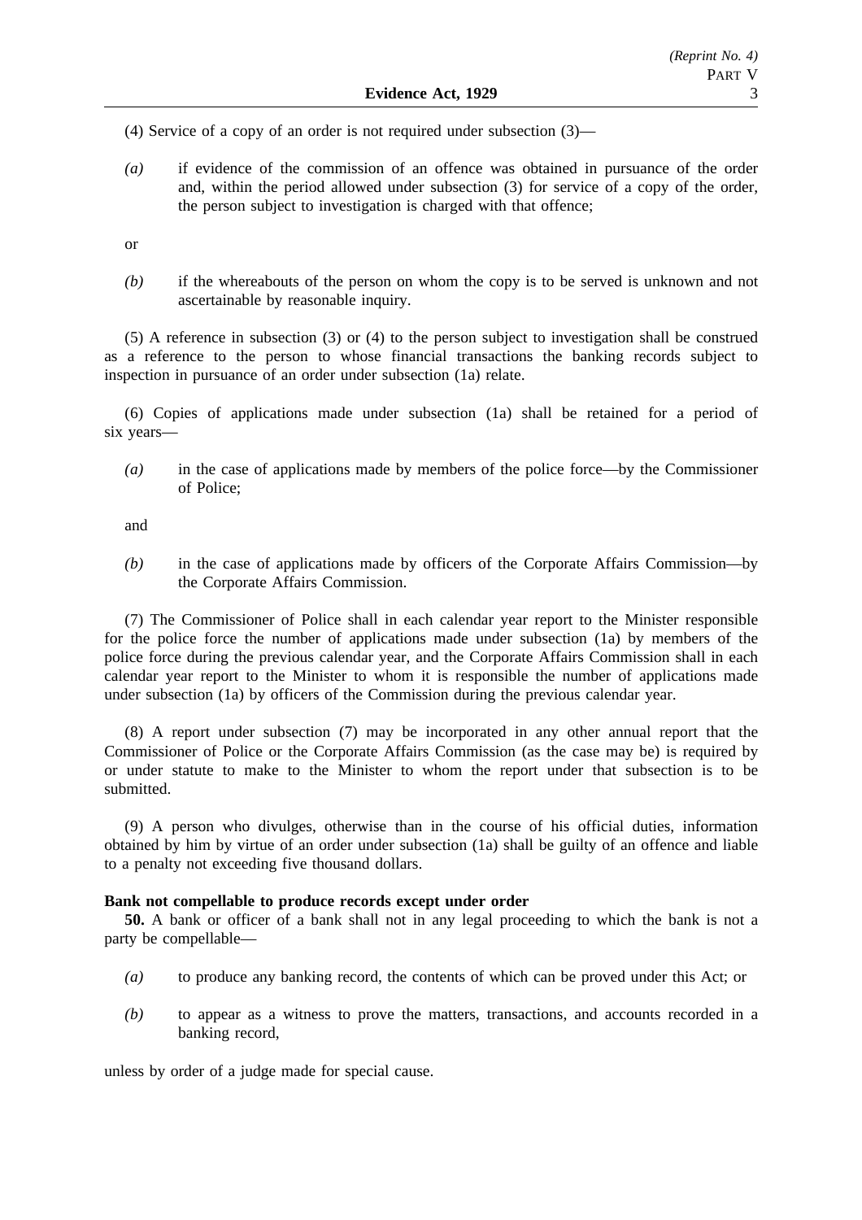(4) Service of a copy of an order is not required under subsection (3)—

*(a)* if evidence of the commission of an offence was obtained in pursuance of the order and, within the period allowed under subsection (3) for service of a copy of the order, the person subject to investigation is charged with that offence;

or

*(b)* if the whereabouts of the person on whom the copy is to be served is unknown and not ascertainable by reasonable inquiry.

(5) A reference in subsection (3) or (4) to the person subject to investigation shall be construed as a reference to the person to whose financial transactions the banking records subject to inspection in pursuance of an order under subsection (1a) relate.

(6) Copies of applications made under subsection (1a) shall be retained for a period of six years—

*(a)* in the case of applications made by members of the police force—by the Commissioner of Police;

and

*(b)* in the case of applications made by officers of the Corporate Affairs Commission—by the Corporate Affairs Commission.

(7) The Commissioner of Police shall in each calendar year report to the Minister responsible for the police force the number of applications made under subsection (1a) by members of the police force during the previous calendar year, and the Corporate Affairs Commission shall in each calendar year report to the Minister to whom it is responsible the number of applications made under subsection (1a) by officers of the Commission during the previous calendar year.

(8) A report under subsection (7) may be incorporated in any other annual report that the Commissioner of Police or the Corporate Affairs Commission (as the case may be) is required by or under statute to make to the Minister to whom the report under that subsection is to be submitted.

(9) A person who divulges, otherwise than in the course of his official duties, information obtained by him by virtue of an order under subsection (1a) shall be guilty of an offence and liable to a penalty not exceeding five thousand dollars.

**Bank not compellable to produce records except under order**

**50.** A bank or officer of a bank shall not in any legal proceeding to which the bank is not a party be compellable—

*(a)* to produce any banking record, the contents of which can be proved under this Act; or

*(b)* to appear as a witness to prove the matters, transactions, and accounts recorded in a banking record,

unless by order of a judge made for special cause.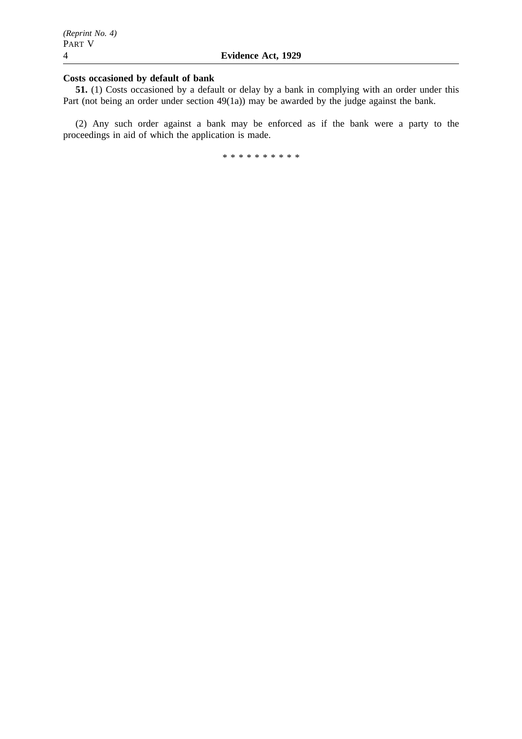**Costs occasioned by default of bank**

**51.** (1) Costs occasioned by a default or delay by a bank in complying with an order under this Part (not being an order under section 49(1a)) may be awarded by the judge against the bank.

(2) Any such order against a bank may be enforced as if the bank were a party to the proceedings in aid of which the application is made.

* * * * * * * * * *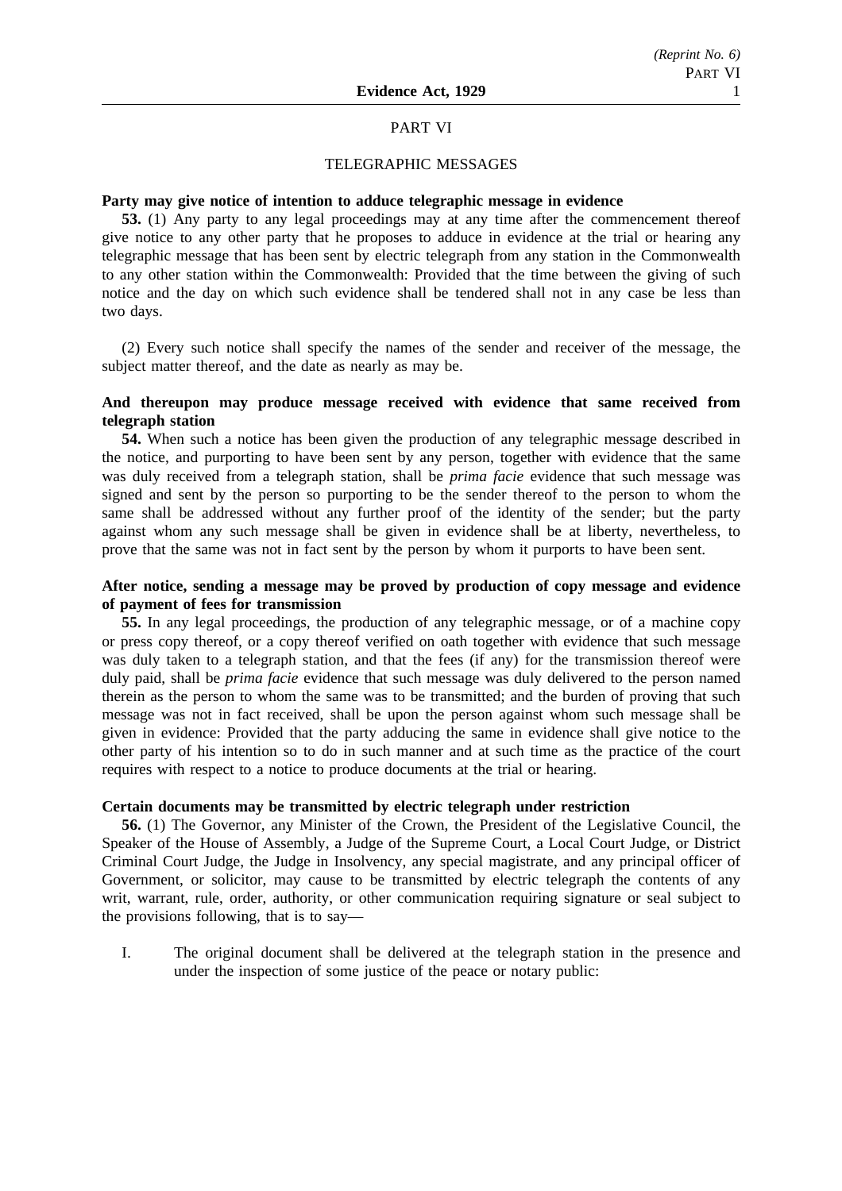## PART VI

## TELEGRAPHIC MESSAGES

**Party may give notice of intention to adduce telegraphic message in evidence**

**53.** (1) Any party to any legal proceedings may at any time after the commencement thereof give notice to any other party that he proposes to adduce in evidence at the trial or hearing any telegraphic message that has been sent by electric telegraph from any station in the Commonwealth to any other station within the Commonwealth: Provided that the time between the giving of such notice and the day on which such evidence shall be tendered shall not in any case be less than two days.

(2) Every such notice shall specify the names of the sender and receiver of the message, the subject matter thereof, and the date as nearly as may be.

**And thereupon may produce message received with evidence that same received from telegraph station**

**54.** When such a notice has been given the production of any telegraphic message described in the notice, and purporting to have been sent by any person, together with evidence that the same was duly received from a telegraph station, shall be *prima facie* evidence that such message was signed and sent by the person so purporting to be the sender thereof to the person to whom the same shall be addressed without any further proof of the identity of the sender; but the party against whom any such message shall be given in evidence shall be at liberty, nevertheless, to prove that the same was not in fact sent by the person by whom it purports to have been sent.

**After notice, sending a message may be proved by production of copy message and evidence of payment of fees for transmission**

**55.** In any legal proceedings, the production of any telegraphic message, or of a machine copy or press copy thereof, or a copy thereof verified on oath together with evidence that such message was duly taken to a telegraph station, and that the fees (if any) for the transmission thereof were duly paid, shall be *prima facie* evidence that such message was duly delivered to the person named therein as the person to whom the same was to be transmitted; and the burden of proving that such message was not in fact received, shall be upon the person against whom such message shall be given in evidence: Provided that the party adducing the same in evidence shall give notice to the other party of his intention so to do in such manner and at such time as the practice of the court requires with respect to a notice to produce documents at the trial or hearing.

**Certain documents may be transmitted by electric telegraph under restriction**

**56.** (1) The Governor, any Minister of the Crown, the President of the Legislative Council, the Speaker of the House of Assembly, a Judge of the Supreme Court, a Local Court Judge, or District Criminal Court Judge, the Judge in Insolvency, any special magistrate, and any principal officer of Government, or solicitor, may cause to be transmitted by electric telegraph the contents of any writ, warrant, rule, order, authority, or other communication requiring signature or seal subject to the provisions following, that is to say—

I. The original document shall be delivered at the telegraph station in the presence and under the inspection of some justice of the peace or notary public: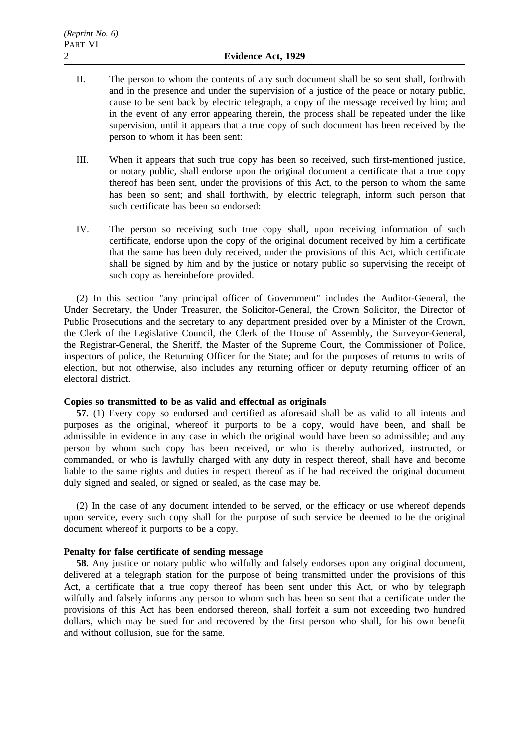II. The person to whom the contents of any such document shall be so sent shall, forthwith and in the presence and under the supervision of a justice of the peace or notary public, cause to be sent back by electric telegraph, a copy of the message received by him; and in the event of any error appearing therein, the process shall be repeated under the like supervision, until it appears that a true copy of such document has been received by the person to whom it has been sent:

III. When it appears that such true copy has been so received, such first-mentioned justice, or notary public, shall endorse upon the original document a certificate that a true copy thereof has been sent, under the provisions of this Act, to the person to whom the same has been so sent; and shall forthwith, by electric telegraph, inform such person that such certificate has been so endorsed:

IV. The person so receiving such true copy shall, upon receiving information of such certificate, endorse upon the copy of the original document received by him a certificate that the same has been duly received, under the provisions of this Act, which certificate shall be signed by him and by the justice or notary public so supervising the receipt of such copy as hereinbefore provided.

(2) In this section "any principal officer of Government" includes the Auditor-General, the Under Secretary, the Under Treasurer, the Solicitor-General, the Crown Solicitor, the Director of Public Prosecutions and the secretary to any department presided over by a Minister of the Crown, the Clerk of the Legislative Council, the Clerk of the House of Assembly, the Surveyor-General, the Registrar-General, the Sheriff, the Master of the Supreme Court, the Commissioner of Police, inspectors of police, the Returning Officer for the State; and for the purposes of returns to writs of election, but not otherwise, also includes any returning officer or deputy returning officer of an electoral district.

**Copies so transmitted to be as valid and effectual as originals**

**57.** (1) Every copy so endorsed and certified as aforesaid shall be as valid to all intents and purposes as the original, whereof it purports to be a copy, would have been, and shall be admissible in evidence in any case in which the original would have been so admissible; and any person by whom such copy has been received, or who is thereby authorized, instructed, or commanded, or who is lawfully charged with any duty in respect thereof, shall have and become liable to the same rights and duties in respect thereof as if he had received the original document duly signed and sealed, or signed or sealed, as the case may be.

(2) In the case of any document intended to be served, or the efficacy or use whereof depends upon service, every such copy shall for the purpose of such service be deemed to be the original document whereof it purports to be a copy.

**Penalty for false certificate of sending message**

**58.** Any justice or notary public who wilfully and falsely endorses upon any original document, delivered at a telegraph station for the purpose of being transmitted under the provisions of this Act, a certificate that a true copy thereof has been sent under this Act, or who by telegraph wilfully and falsely informs any person to whom such has been so sent that a certificate under the provisions of this Act has been endorsed thereon, shall forfeit a sum not exceeding two hundred dollars, which may be sued for and recovered by the first person who shall, for his own benefit and without collusion, sue for the same.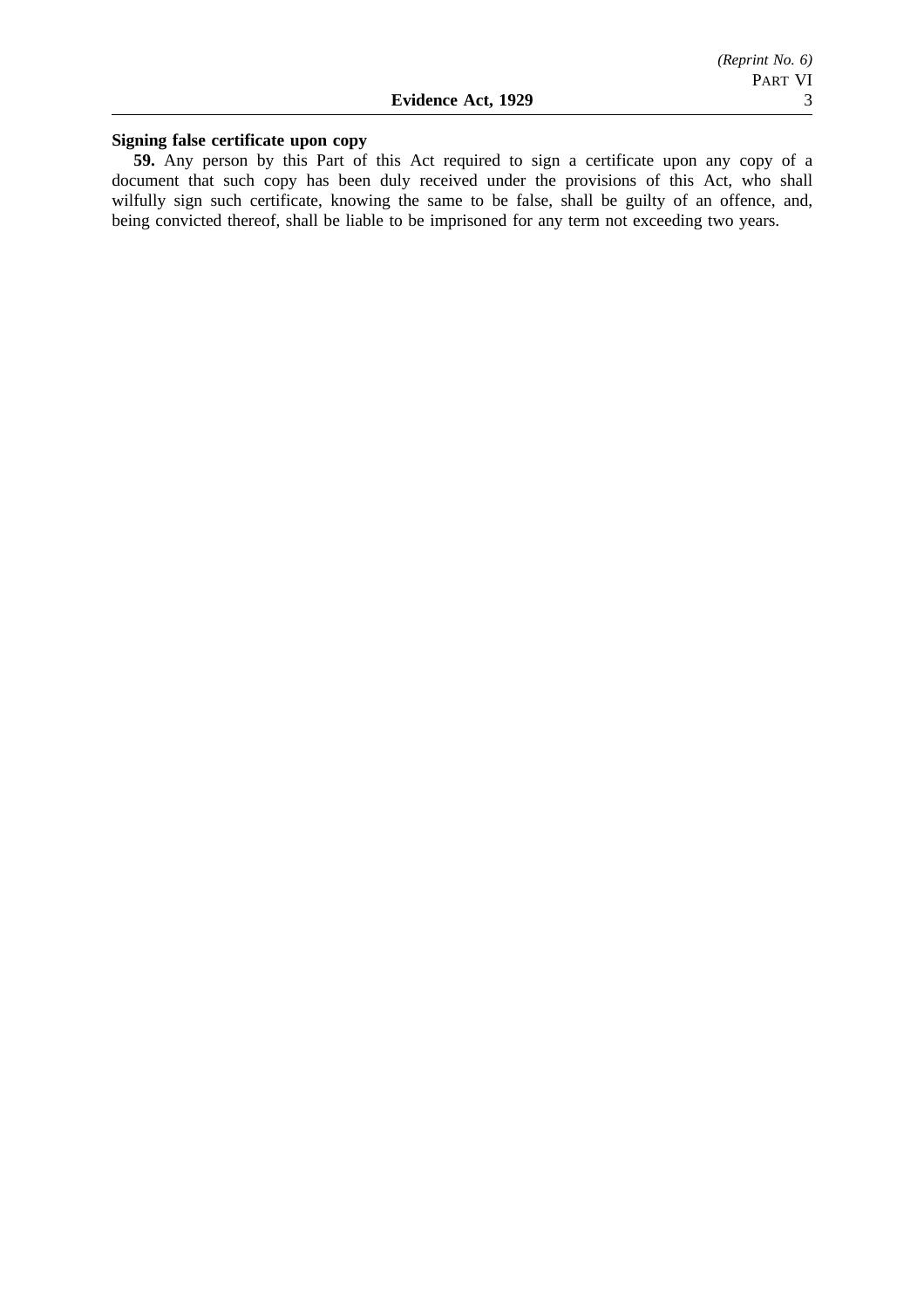**Signing false certificate upon copy**

**59.** Any person by this Part of this Act required to sign a certificate upon any copy of a document that such copy has been duly received under the provisions of this Act, who shall wilfully sign such certificate, knowing the same to be false, shall be guilty of an offence, and, being convicted thereof, shall be liable to be imprisoned for any term not exceeding two years.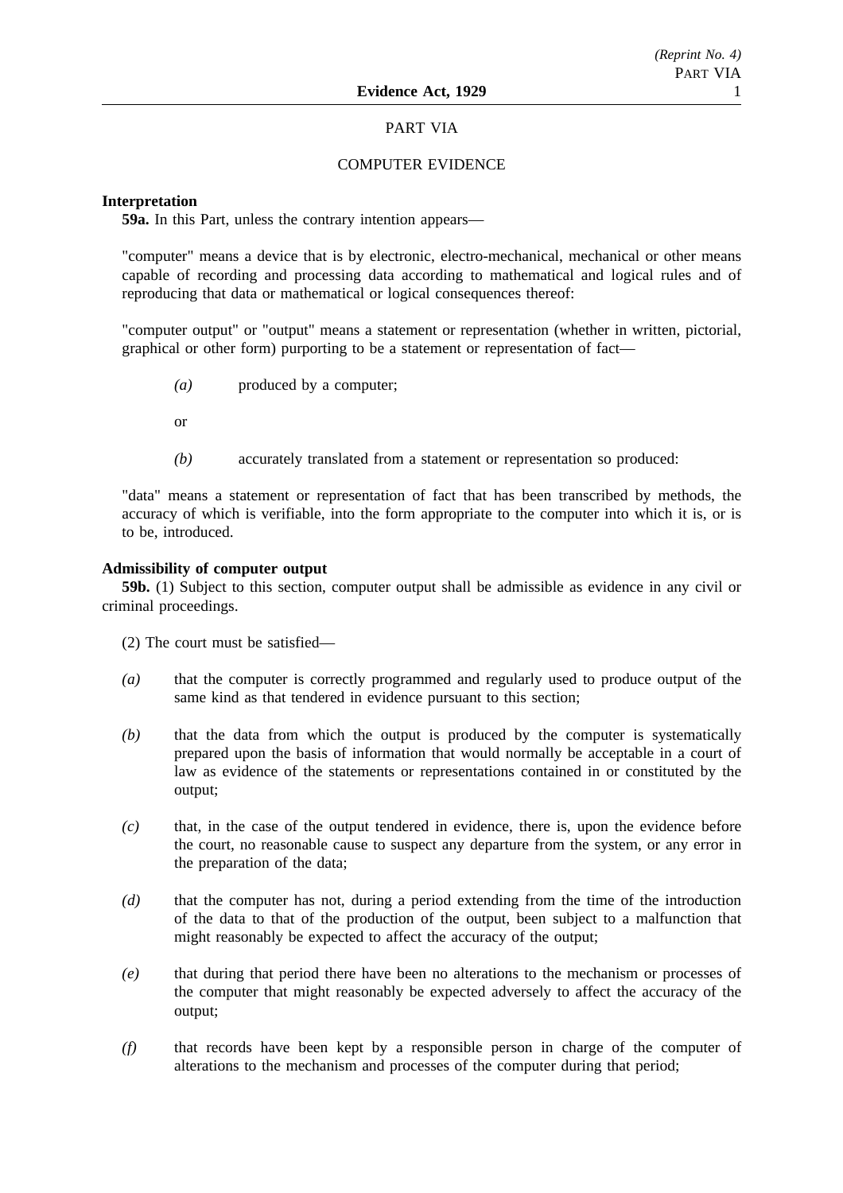# PART VIA

## COMPUTER EVIDENCE

**Interpretation**

**59a.** In this Part, unless the contrary intention appears—

"computer" means a device that is by electronic, electro-mechanical, mechanical or other means capable of recording and processing data according to mathematical and logical rules and of reproducing that data or mathematical or logical consequences thereof:

"computer output" or "output" means a statement or representation (whether in written, pictorial, graphical or other form) purporting to be a statement or representation of fact—

*(a)* produced by a computer;

or

*(b)* accurately translated from a statement or representation so produced:

"data" means a statement or representation of fact that has been transcribed by methods, the accuracy of which is verifiable, into the form appropriate to the computer into which it is, or is to be, introduced.

**Admissibility of computer output**

**59b.** (1) Subject to this section, computer output shall be admissible as evidence in any civil or criminal proceedings.

(2) The court must be satisfied—

*(a)* that the computer is correctly programmed and regularly used to produce output of the same kind as that tendered in evidence pursuant to this section;

*(b)* that the data from which the output is produced by the computer is systematically prepared upon the basis of information that would normally be acceptable in a court of law as evidence of the statements or representations contained in or constituted by the output;

*(c)* that, in the case of the output tendered in evidence, there is, upon the evidence before the court, no reasonable cause to suspect any departure from the system, or any error in the preparation of the data;

*(d)* that the computer has not, during a period extending from the time of the introduction of the data to that of the production of the output, been subject to a malfunction that might reasonably be expected to affect the accuracy of the output;

*(e)* that during that period there have been no alterations to the mechanism or processes of the computer that might reasonably be expected adversely to affect the accuracy of the output;

*(f)* that records have been kept by a responsible person in charge of the computer of alterations to the mechanism and processes of the computer during that period;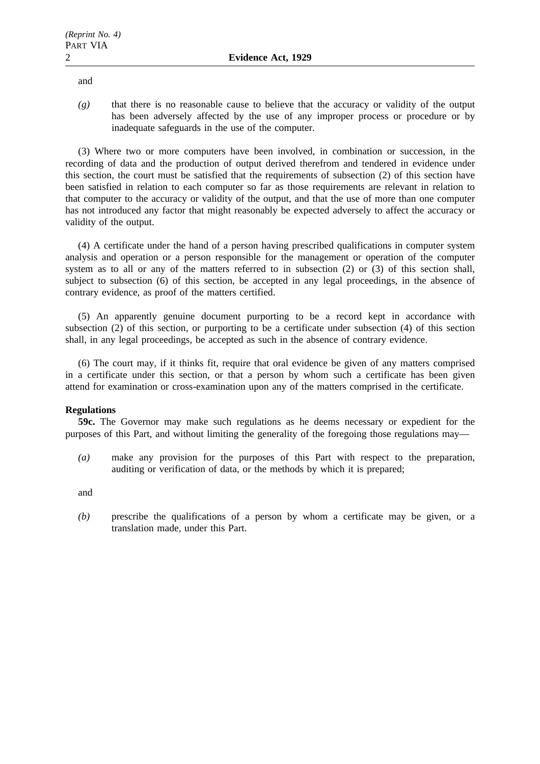and

*(g)* that there is no reasonable cause to believe that the accuracy or validity of the output has been adversely affected by the use of any improper process or procedure or by inadequate safeguards in the use of the computer.

(3) Where two or more computers have been involved, in combination or succession, in the recording of data and the production of output derived therefrom and tendered in evidence under this section, the court must be satisfied that the requirements of subsection (2) of this section have been satisfied in relation to each computer so far as those requirements are relevant in relation to that computer to the accuracy or validity of the output, and that the use of more than one computer has not introduced any factor that might reasonably be expected adversely to affect the accuracy or validity of the output.

(4) A certificate under the hand of a person having prescribed qualifications in computer system analysis and operation or a person responsible for the management or operation of the computer system as to all or any of the matters referred to in subsection (2) or (3) of this section shall, subject to subsection (6) of this section, be accepted in any legal proceedings, in the absence of contrary evidence, as proof of the matters certified.

(5) An apparently genuine document purporting to be a record kept in accordance with subsection (2) of this section, or purporting to be a certificate under subsection (4) of this section shall, in any legal proceedings, be accepted as such in the absence of contrary evidence.

(6) The court may, if it thinks fit, require that oral evidence be given of any matters comprised in a certificate under this section, or that a person by whom such a certificate has been given attend for examination or cross-examination upon any of the matters comprised in the certificate.

**Regulations**

**59c.** The Governor may make such regulations as he deems necessary or expedient for the purposes of this Part, and without limiting the generality of the foregoing those regulations may—

*(a)* make any provision for the purposes of this Part with respect to the preparation, auditing or verification of data, or the methods by which it is prepared;

and

*(b)* prescribe the qualifications of a person by whom a certificate may be given, or a translation made, under this Part.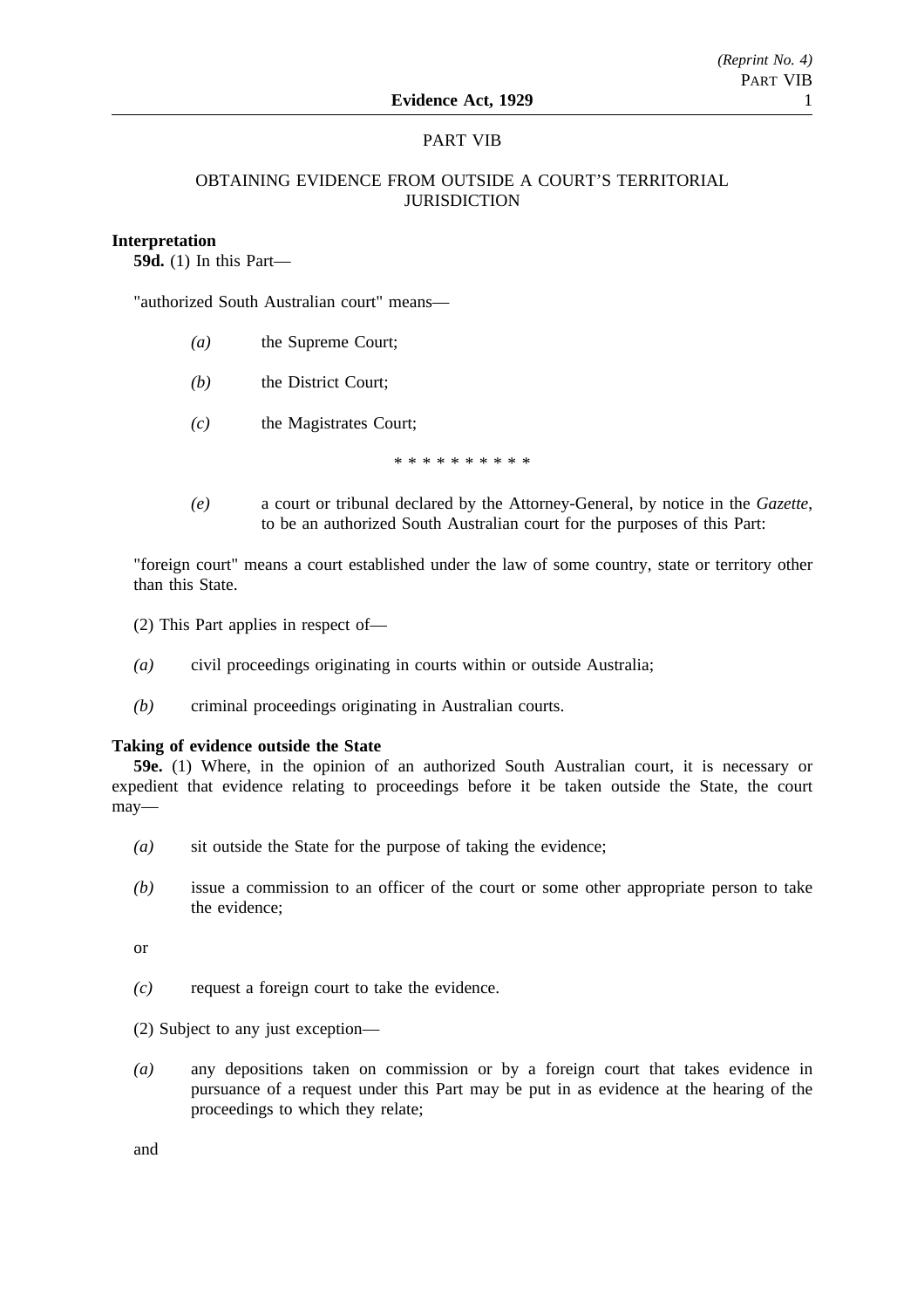## PART VIB

### OBTAINING EVIDENCE FROM OUTSIDE A COURT'S TERRITORIAL JURISDICTION

**Interpretation**

**59d.** (1) In this Part—

"authorized South Australian court" means—

*(a)* the Supreme Court;

*(b)* the District Court;

*(c)* the Magistrates Court;

\* \* \* \* \* \* \* \* \* \*

*(e)* a court or tribunal declared by the Attorney-General, by notice in the *Gazette*, to be an authorized South Australian court for the purposes of this Part:

"foreign court" means a court established under the law of some country, state or territory other than this State.

(2) This Part applies in respect of—

*(a)* civil proceedings originating in courts within or outside Australia;

*(b)* criminal proceedings originating in Australian courts.

**Taking of evidence outside the State**

**59e.** (1) Where, in the opinion of an authorized South Australian court, it is necessary or expedient that evidence relating to proceedings before it be taken outside the State, the court may—

*(a)* sit outside the State for the purpose of taking the evidence;

*(b)* issue a commission to an officer of the court or some other appropriate person to take the evidence;

or

*(c)* request a foreign court to take the evidence.

(2) Subject to any just exception—

*(a)* any depositions taken on commission or by a foreign court that takes evidence in pursuance of a request under this Part may be put in as evidence at the hearing of the proceedings to which they relate;

and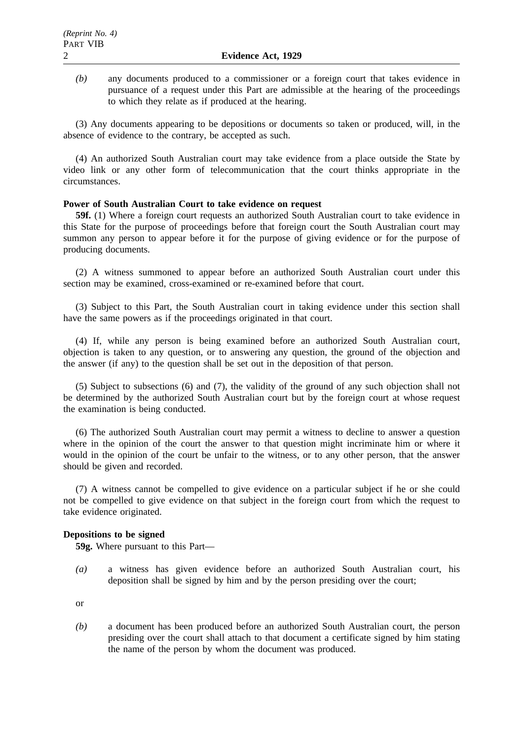*(b)* any documents produced to a commissioner or a foreign court that takes evidence in pursuance of a request under this Part are admissible at the hearing of the proceedings to which they relate as if produced at the hearing.

(3) Any documents appearing to be depositions or documents so taken or produced, will, in the absence of evidence to the contrary, be accepted as such.

(4) An authorized South Australian court may take evidence from a place outside the State by video link or any other form of telecommunication that the court thinks appropriate in the circumstances.

**Power of South Australian Court to take evidence on request**

**59f.** (1) Where a foreign court requests an authorized South Australian court to take evidence in this State for the purpose of proceedings before that foreign court the South Australian court may summon any person to appear before it for the purpose of giving evidence or for the purpose of producing documents.

(2) A witness summoned to appear before an authorized South Australian court under this section may be examined, cross-examined or re-examined before that court.

(3) Subject to this Part, the South Australian court in taking evidence under this section shall have the same powers as if the proceedings originated in that court.

(4) If, while any person is being examined before an authorized South Australian court, objection is taken to any question, or to answering any question, the ground of the objection and the answer (if any) to the question shall be set out in the deposition of that person.

(5) Subject to subsections (6) and (7), the validity of the ground of any such objection shall not be determined by the authorized South Australian court but by the foreign court at whose request the examination is being conducted.

(6) The authorized South Australian court may permit a witness to decline to answer a question where in the opinion of the court the answer to that question might incriminate him or where it would in the opinion of the court be unfair to the witness, or to any other person, that the answer should be given and recorded.

(7) A witness cannot be compelled to give evidence on a particular subject if he or she could not be compelled to give evidence on that subject in the foreign court from which the request to take evidence originated.

**Depositions to be signed**

**59g.** Where pursuant to this Part—

*(a)* a witness has given evidence before an authorized South Australian court, his deposition shall be signed by him and by the person presiding over the court;

or

*(b)* a document has been produced before an authorized South Australian court, the person presiding over the court shall attach to that document a certificate signed by him stating the name of the person by whom the document was produced.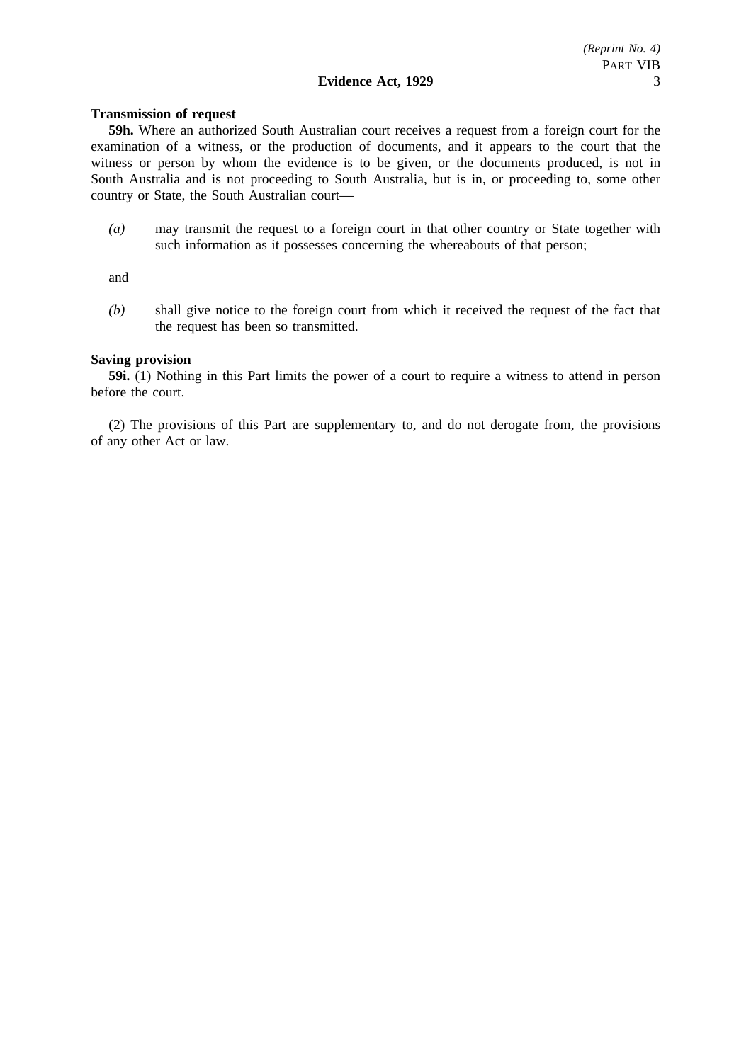**Transmission of request**

**59h.** Where an authorized South Australian court receives a request from a foreign court for the examination of a witness, or the production of documents, and it appears to the court that the witness or person by whom the evidence is to be given, or the documents produced, is not in South Australia and is not proceeding to South Australia, but is in, or proceeding to, some other country or State, the South Australian court—

*(a)* may transmit the request to a foreign court in that other country or State together with such information as it possesses concerning the whereabouts of that person;

and

*(b)* shall give notice to the foreign court from which it received the request of the fact that the request has been so transmitted.

**Saving provision**

**59i.** (1) Nothing in this Part limits the power of a court to require a witness to attend in person before the court.

(2) The provisions of this Part are supplementary to, and do not derogate from, the provisions of any other Act or law.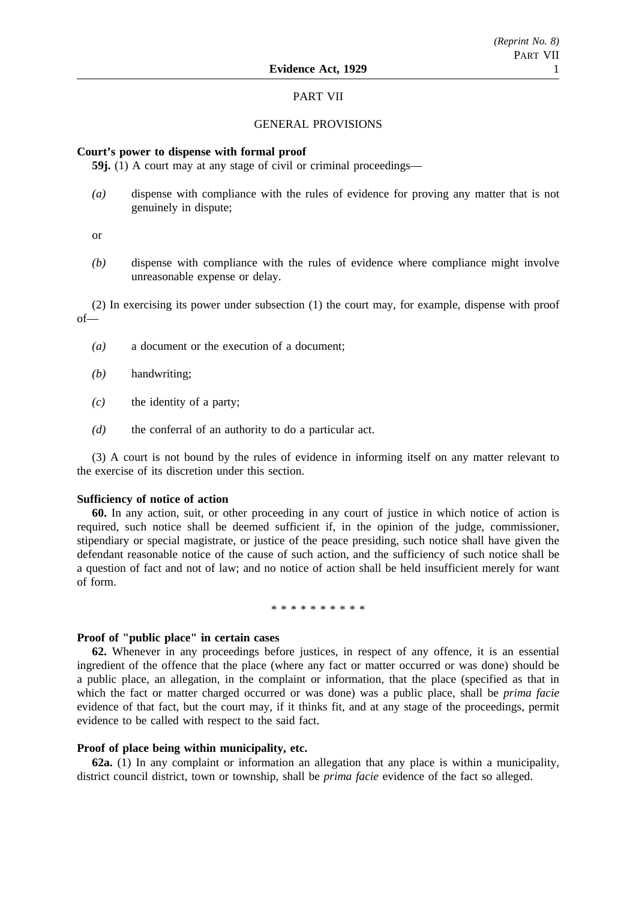## PART VII

## GENERAL PROVISIONS

**Court's power to dispense with formal proof**

**59j.** (1) A court may at any stage of civil or criminal proceedings—

*(a)* dispense with compliance with the rules of evidence for proving any matter that is not genuinely in dispute;

or

*(b)* dispense with compliance with the rules of evidence where compliance might involve unreasonable expense or delay.

(2) In exercising its power under subsection (1) the court may, for example, dispense with proof of—

*(a)* a document or the execution of a document;

*(b)* handwriting;

*(c)* the identity of a party;

*(d)* the conferral of an authority to do a particular act.

(3) A court is not bound by the rules of evidence in informing itself on any matter relevant to the exercise of its discretion under this section.

**Sufficiency of notice of action**

**60.** In any action, suit, or other proceeding in any court of justice in which notice of action is required, such notice shall be deemed sufficient if, in the opinion of the judge, commissioner, stipendiary or special magistrate, or justice of the peace presiding, such notice shall have given the defendant reasonable notice of the cause of such action, and the sufficiency of such notice shall be a question of fact and not of law; and no notice of action shall be held insufficient merely for want of form.

\* \* \* \* \* \* \* \* \* \*

**Proof of "public place" in certain cases**

**62.** Whenever in any proceedings before justices, in respect of any offence, it is an essential ingredient of the offence that the place (where any fact or matter occurred or was done) should be a public place, an allegation, in the complaint or information, that the place (specified as that in which the fact or matter charged occurred or was done) was a public place, shall be *prima facie* evidence of that fact, but the court may, if it thinks fit, and at any stage of the proceedings, permit evidence to be called with respect to the said fact.

**Proof of place being within municipality, etc.**

**62a.** (1) In any complaint or information an allegation that any place is within a municipality, district council district, town or township, shall be *prima facie* evidence of the fact so alleged.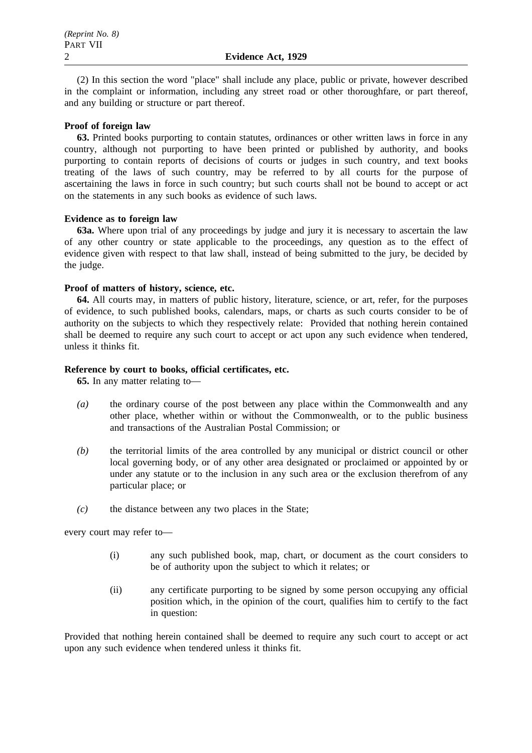(2) In this section the word "place" shall include any place, public or private, however described in the complaint or information, including any street road or other thoroughfare, or part thereof, and any building or structure or part thereof.

**Proof of foreign law**

**63.** Printed books purporting to contain statutes, ordinances or other written laws in force in any country, although not purporting to have been printed or published by authority, and books purporting to contain reports of decisions of courts or judges in such country, and text books treating of the laws of such country, may be referred to by all courts for the purpose of ascertaining the laws in force in such country; but such courts shall not be bound to accept or act on the statements in any such books as evidence of such laws.

**Evidence as to foreign law**

**63a.** Where upon trial of any proceedings by judge and jury it is necessary to ascertain the law of any other country or state applicable to the proceedings, any question as to the effect of evidence given with respect to that law shall, instead of being submitted to the jury, be decided by the judge.

**Proof of matters of history, science, etc.**

**64.** All courts may, in matters of public history, literature, science, or art, refer, for the purposes of evidence, to such published books, calendars, maps, or charts as such courts consider to be of authority on the subjects to which they respectively relate: Provided that nothing herein contained shall be deemed to require any such court to accept or act upon any such evidence when tendered, unless it thinks fit.

**Reference by court to books, official certificates, etc.**

**65.** In any matter relating to—

*(a)* the ordinary course of the post between any place within the Commonwealth and any other place, whether within or without the Commonwealth, or to the public business and transactions of the Australian Postal Commission; or

*(b)* the territorial limits of the area controlled by any municipal or district council or other local governing body, or of any other area designated or proclaimed or appointed by or under any statute or to the inclusion in any such area or the exclusion therefrom of any particular place; or

*(c)* the distance between any two places in the State;

every court may refer to—

(i) any such published book, map, chart, or document as the court considers to be of authority upon the subject to which it relates; or

(ii) any certificate purporting to be signed by some person occupying any official position which, in the opinion of the court, qualifies him to certify to the fact in question:

Provided that nothing herein contained shall be deemed to require any such court to accept or act upon any such evidence when tendered unless it thinks fit.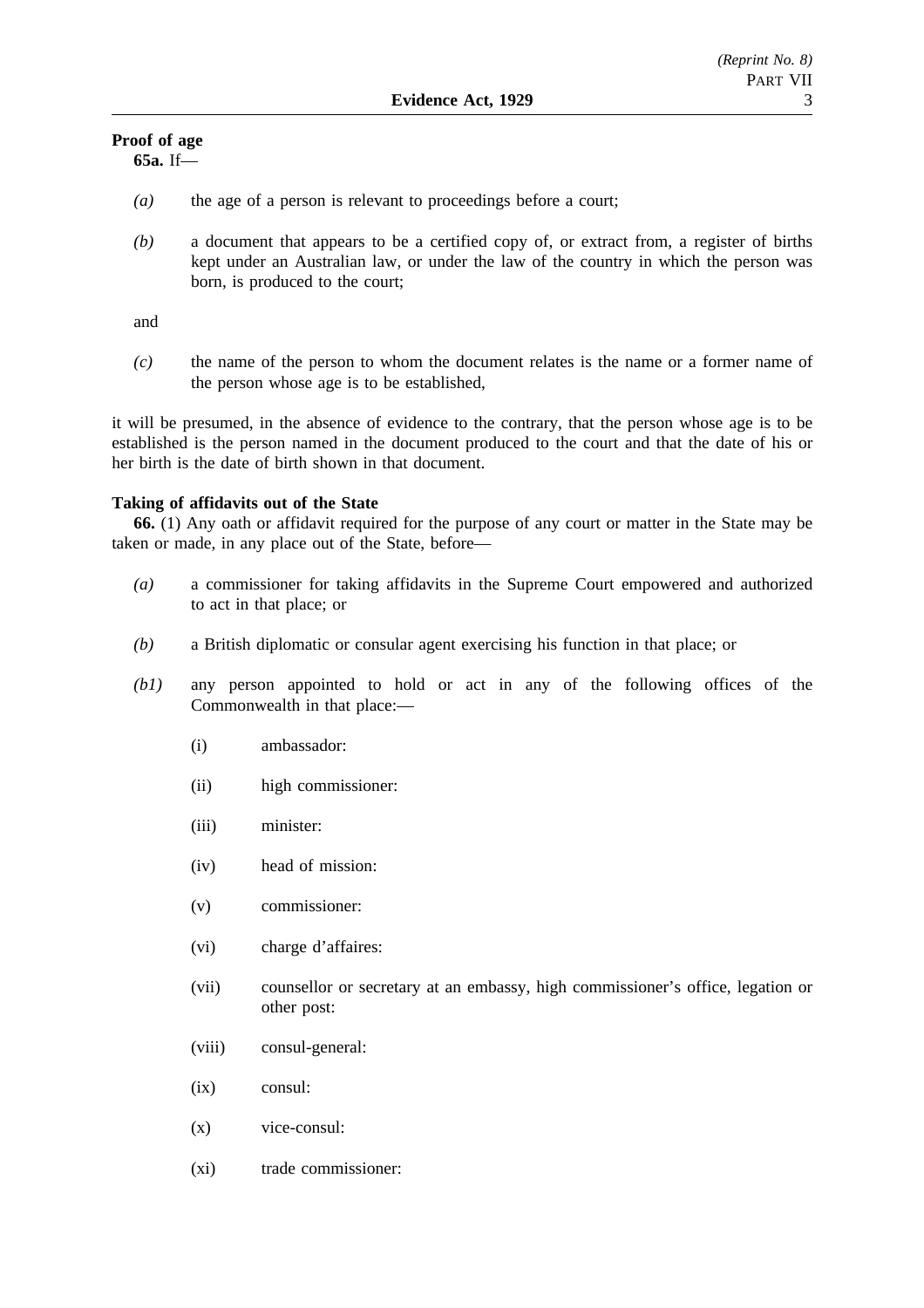**Proof of age**

**65a.** If—

*(a)* the age of a person is relevant to proceedings before a court;

*(b)* a document that appears to be a certified copy of, or extract from, a register of births kept under an Australian law, or under the law of the country in which the person was born, is produced to the court;

and

*(c)* the name of the person to whom the document relates is the name or a former name of the person whose age is to be established,

it will be presumed, in the absence of evidence to the contrary, that the person whose age is to be established is the person named in the document produced to the court and that the date of his or her birth is the date of birth shown in that document.

**Taking of affidavits out of the State**

**66.** (1) Any oath or affidavit required for the purpose of any court or matter in the State may be taken or made, in any place out of the State, before—

*(a)* a commissioner for taking affidavits in the Supreme Court empowered and authorized to act in that place; or

*(b)* a British diplomatic or consular agent exercising his function in that place; or

*(b1)* any person appointed to hold or act in any of the following offices of the Commonwealth in that place:—

(i) ambassador:

(ii) high commissioner:

(iii) minister:

(iv) head of mission:

(v) commissioner:

(vi) charge d'affaires:

(vii) counsellor or secretary at an embassy, high commissioner's office, legation or other post:

(viii) consul-general:

(ix) consul:

(x) vice-consul:

(xi) trade commissioner: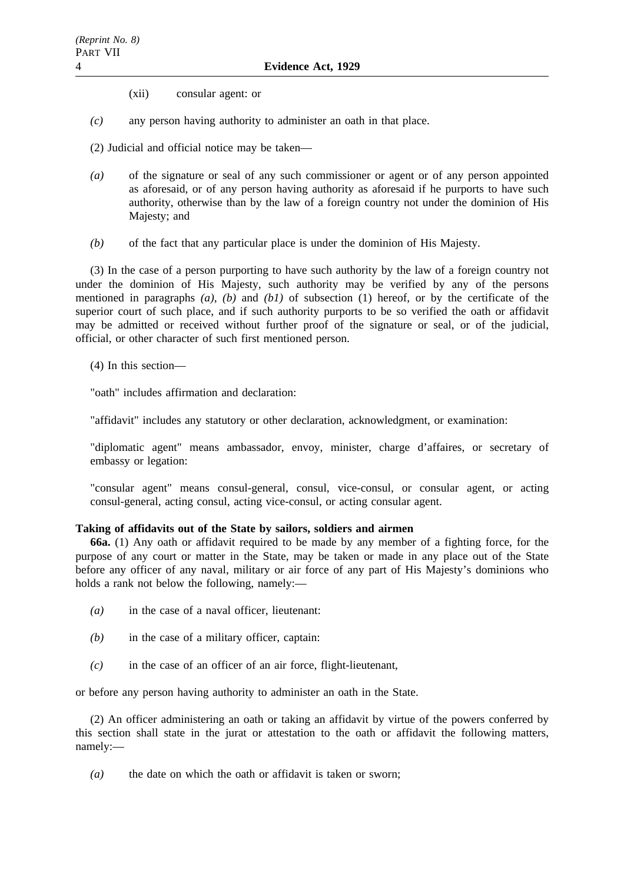(xii) consular agent: or

*(c)* any person having authority to administer an oath in that place.

(2) Judicial and official notice may be taken—

*(a)* of the signature or seal of any such commissioner or agent or of any person appointed as aforesaid, or of any person having authority as aforesaid if he purports to have such authority, otherwise than by the law of a foreign country not under the dominion of His Majesty; and

*(b)* of the fact that any particular place is under the dominion of His Majesty.

(3) In the case of a person purporting to have such authority by the law of a foreign country not under the dominion of His Majesty, such authority may be verified by any of the persons mentioned in paragraphs *(a)*, *(b)* and *(b1)* of subsection (1) hereof, or by the certificate of the superior court of such place, and if such authority purports to be so verified the oath or affidavit may be admitted or received without further proof of the signature or seal, or of the judicial, official, or other character of such first mentioned person.

(4) In this section—

"oath" includes affirmation and declaration:

"affidavit" includes any statutory or other declaration, acknowledgment, or examination:

"diplomatic agent" means ambassador, envoy, minister, charge d'affaires, or secretary of embassy or legation:

"consular agent" means consul-general, consul, vice-consul, or consular agent, or acting consul-general, acting consul, acting vice-consul, or acting consular agent.

**Taking of affidavits out of the State by sailors, soldiers and airmen**

**66a.** (1) Any oath or affidavit required to be made by any member of a fighting force, for the purpose of any court or matter in the State, may be taken or made in any place out of the State before any officer of any naval, military or air force of any part of His Majesty's dominions who holds a rank not below the following, namely:—

*(a)* in the case of a naval officer, lieutenant:

*(b)* in the case of a military officer, captain:

*(c)* in the case of an officer of an air force, flight-lieutenant,

or before any person having authority to administer an oath in the State.

(2) An officer administering an oath or taking an affidavit by virtue of the powers conferred by this section shall state in the jurat or attestation to the oath or affidavit the following matters, namely:—

*(a)* the date on which the oath or affidavit is taken or sworn;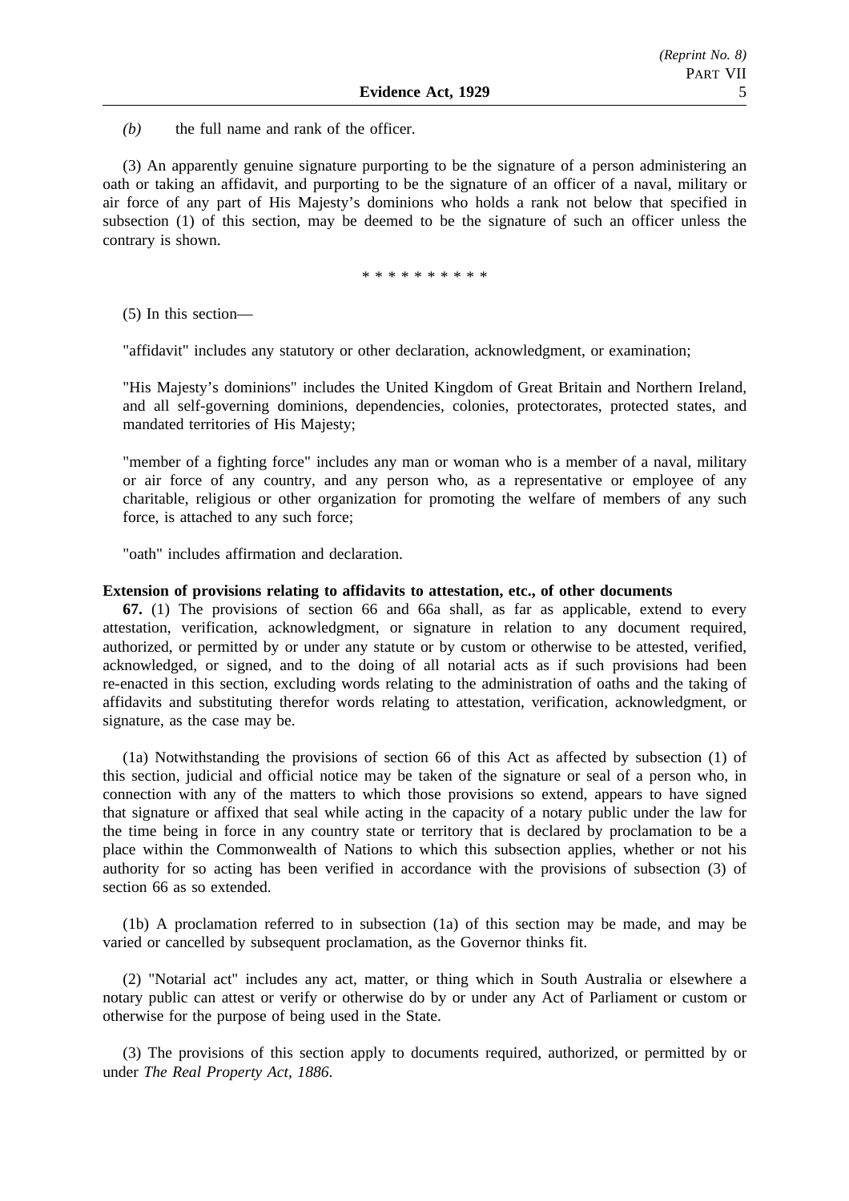*(b)* the full name and rank of the officer.

(3) An apparently genuine signature purporting to be the signature of a person administering an oath or taking an affidavit, and purporting to be the signature of an officer of a naval, military or air force of any part of His Majesty's dominions who holds a rank not below that specified in subsection (1) of this section, may be deemed to be the signature of such an officer unless the contrary is shown.

\* \* \* \* \* \* \* \* \* \*

(5) In this section—

"affidavit" includes any statutory or other declaration, acknowledgment, or examination;

"His Majesty's dominions" includes the United Kingdom of Great Britain and Northern Ireland, and all self-governing dominions, dependencies, colonies, protectorates, protected states, and mandated territories of His Majesty;

"member of a fighting force" includes any man or woman who is a member of a naval, military or air force of any country, and any person who, as a representative or employee of any charitable, religious or other organization for promoting the welfare of members of any such force, is attached to any such force;

"oath" includes affirmation and declaration.

**Extension of provisions relating to affidavits to attestation, etc., of other documents**

**67.** (1) The provisions of section 66 and 66a shall, as far as applicable, extend to every attestation, verification, acknowledgment, or signature in relation to any document required, authorized, or permitted by or under any statute or by custom or otherwise to be attested, verified, acknowledged, or signed, and to the doing of all notarial acts as if such provisions had been re-enacted in this section, excluding words relating to the administration of oaths and the taking of affidavits and substituting therefor words relating to attestation, verification, acknowledgment, or signature, as the case may be.

(1a) Notwithstanding the provisions of section 66 of this Act as affected by subsection (1) of this section, judicial and official notice may be taken of the signature or seal of a person who, in connection with any of the matters to which those provisions so extend, appears to have signed that signature or affixed that seal while acting in the capacity of a notary public under the law for the time being in force in any country state or territory that is declared by proclamation to be a place within the Commonwealth of Nations to which this subsection applies, whether or not his authority for so acting has been verified in accordance with the provisions of subsection (3) of section 66 as so extended.

(1b) A proclamation referred to in subsection (1a) of this section may be made, and may be varied or cancelled by subsequent proclamation, as the Governor thinks fit.

(2) "Notarial act" includes any act, matter, or thing which in South Australia or elsewhere a notary public can attest or verify or otherwise do by or under any Act of Parliament or custom or otherwise for the purpose of being used in the State.

(3) The provisions of this section apply to documents required, authorized, or permitted by or under *The Real Property Act, 1886*.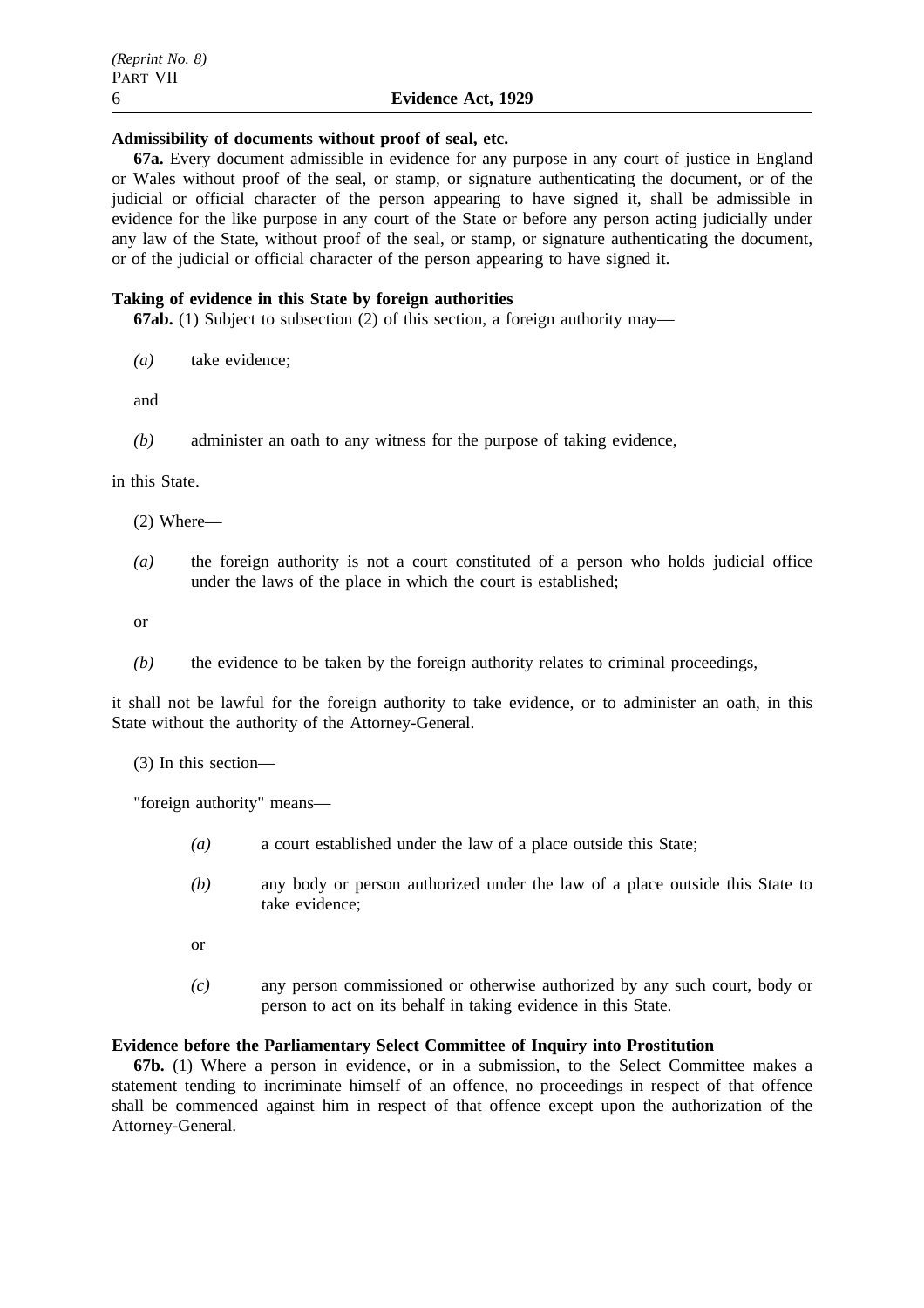**Admissibility of documents without proof of seal, etc.**

**67a.** Every document admissible in evidence for any purpose in any court of justice in England or Wales without proof of the seal, or stamp, or signature authenticating the document, or of the judicial or official character of the person appearing to have signed it, shall be admissible in evidence for the like purpose in any court of the State or before any person acting judicially under any law of the State, without proof of the seal, or stamp, or signature authenticating the document, or of the judicial or official character of the person appearing to have signed it.

**Taking of evidence in this State by foreign authorities**

**67ab.** (1) Subject to subsection (2) of this section, a foreign authority may—

*(a)* take evidence;

and

*(b)* administer an oath to any witness for the purpose of taking evidence,

in this State.

(2) Where—

*(a)* the foreign authority is not a court constituted of a person who holds judicial office under the laws of the place in which the court is established;

or

*(b)* the evidence to be taken by the foreign authority relates to criminal proceedings,

it shall not be lawful for the foreign authority to take evidence, or to administer an oath, in this State without the authority of the Attorney-General.

(3) In this section—

"foreign authority" means—

*(a)* a court established under the law of a place outside this State;

*(b)* any body or person authorized under the law of a place outside this State to take evidence;

or

*(c)* any person commissioned or otherwise authorized by any such court, body or person to act on its behalf in taking evidence in this State.

**Evidence before the Parliamentary Select Committee of Inquiry into Prostitution**

**67b.** (1) Where a person in evidence, or in a submission, to the Select Committee makes a statement tending to incriminate himself of an offence, no proceedings in respect of that offence shall be commenced against him in respect of that offence except upon the authorization of the Attorney-General.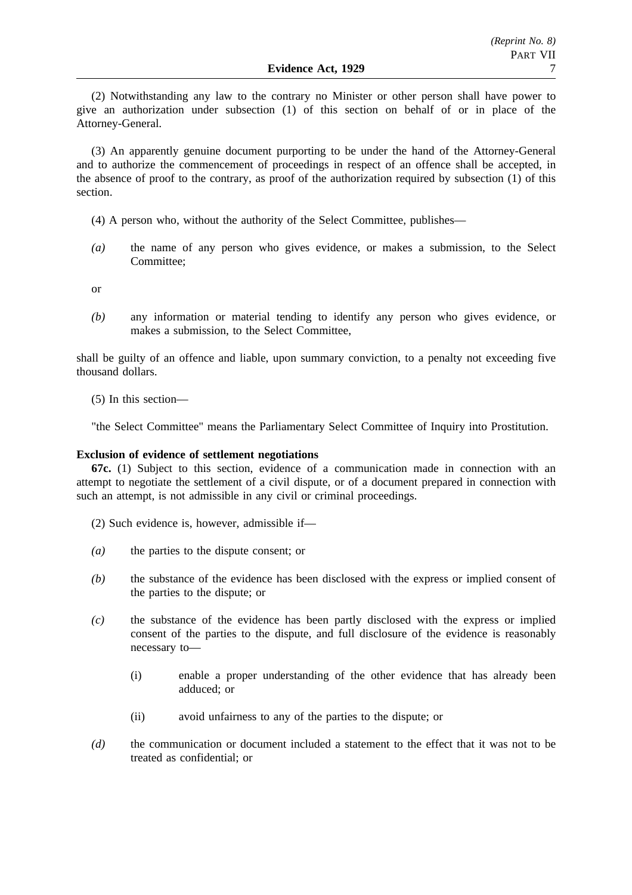(2) Notwithstanding any law to the contrary no Minister or other person shall have power to give an authorization under subsection (1) of this section on behalf of or in place of the Attorney-General.

(3) An apparently genuine document purporting to be under the hand of the Attorney-General and to authorize the commencement of proceedings in respect of an offence shall be accepted, in the absence of proof to the contrary, as proof of the authorization required by subsection (1) of this section.

(4) A person who, without the authority of the Select Committee, publishes—

*(a)* the name of any person who gives evidence, or makes a submission, to the Select Committee;

or

*(b)* any information or material tending to identify any person who gives evidence, or makes a submission, to the Select Committee,

shall be guilty of an offence and liable, upon summary conviction, to a penalty not exceeding five thousand dollars.

(5) In this section—

"the Select Committee" means the Parliamentary Select Committee of Inquiry into Prostitution.

**Exclusion of evidence of settlement negotiations**

**67c.** (1) Subject to this section, evidence of a communication made in connection with an attempt to negotiate the settlement of a civil dispute, or of a document prepared in connection with such an attempt, is not admissible in any civil or criminal proceedings.

(2) Such evidence is, however, admissible if—

*(a)* the parties to the dispute consent; or

*(b)* the substance of the evidence has been disclosed with the express or implied consent of the parties to the dispute; or

*(c)* the substance of the evidence has been partly disclosed with the express or implied consent of the parties to the dispute, and full disclosure of the evidence is reasonably necessary to—

(i) enable a proper understanding of the other evidence that has already been adduced; or

(ii) avoid unfairness to any of the parties to the dispute; or

*(d)* the communication or document included a statement to the effect that it was not to be treated as confidential; or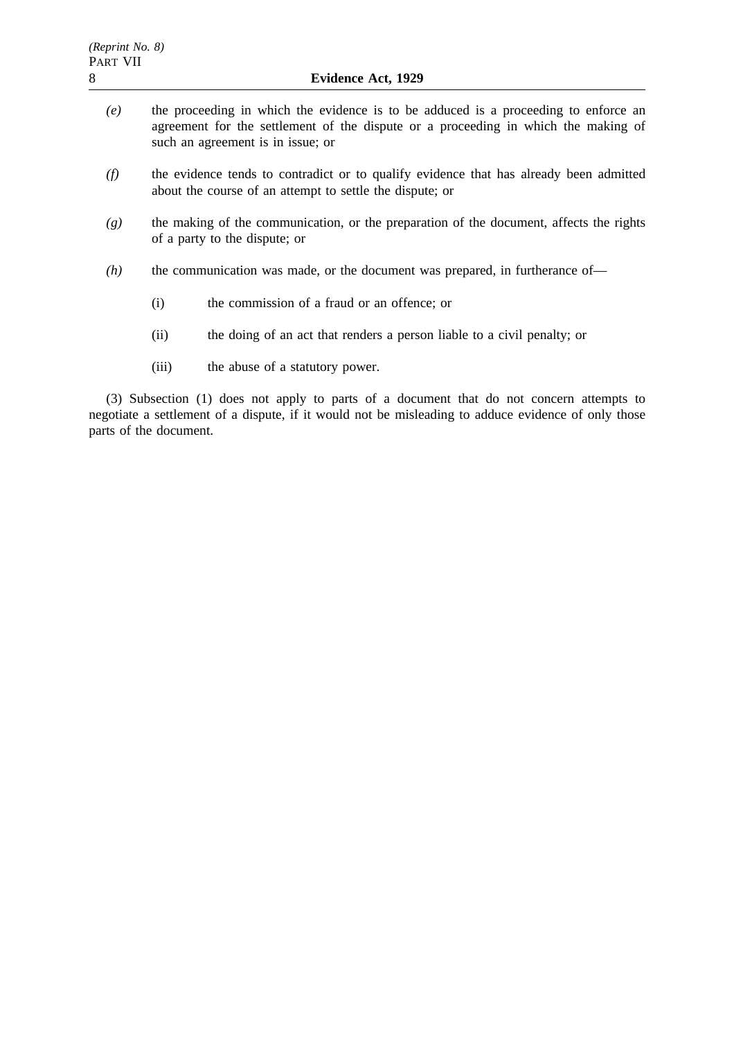*(e)* the proceeding in which the evidence is to be adduced is a proceeding to enforce an agreement for the settlement of the dispute or a proceeding in which the making of such an agreement is in issue; or

*(f)* the evidence tends to contradict or to qualify evidence that has already been admitted about the course of an attempt to settle the dispute; or

*(g)* the making of the communication, or the preparation of the document, affects the rights of a party to the dispute; or

*(h)* the communication was made, or the document was prepared, in furtherance of—

(i) the commission of a fraud or an offence; or

(ii) the doing of an act that renders a person liable to a civil penalty; or

(iii) the abuse of a statutory power.

(3) Subsection (1) does not apply to parts of a document that do not concern attempts to negotiate a settlement of a dispute, if it would not be misleading to adduce evidence of only those parts of the document.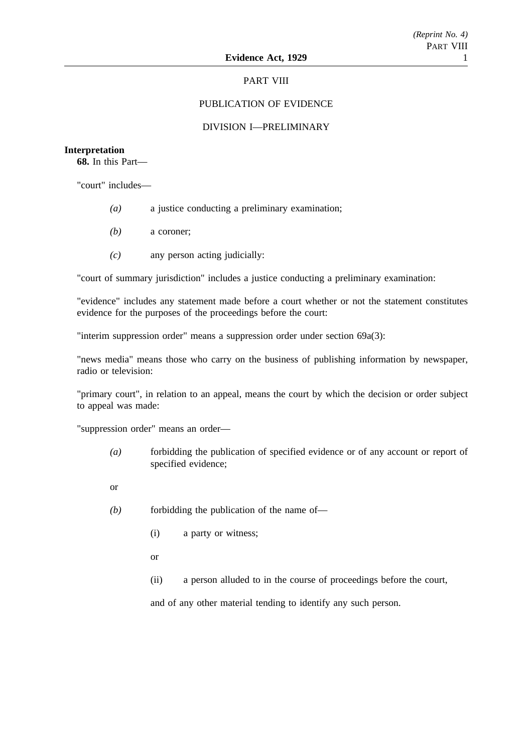## PART VIII

## PUBLICATION OF EVIDENCE

### DIVISION I—PRELIMINARY

**Interpretation**

**68.** In this Part—

"court" includes—

*(a)* a justice conducting a preliminary examination;

*(b)* a coroner;

*(c)* any person acting judicially:

"court of summary jurisdiction" includes a justice conducting a preliminary examination:

"evidence" includes any statement made before a court whether or not the statement constitutes evidence for the purposes of the proceedings before the court:

"interim suppression order" means a suppression order under section 69a(3):

"news media" means those who carry on the business of publishing information by newspaper, radio or television:

"primary court", in relation to an appeal, means the court by which the decision or order subject to appeal was made:

"suppression order" means an order—

*(a)* forbidding the publication of specified evidence or of any account or report of specified evidence;

or

*(b)* forbidding the publication of the name of—

(i) a party or witness;

or

(ii) a person alluded to in the course of proceedings before the court,

and of any other material tending to identify any such person.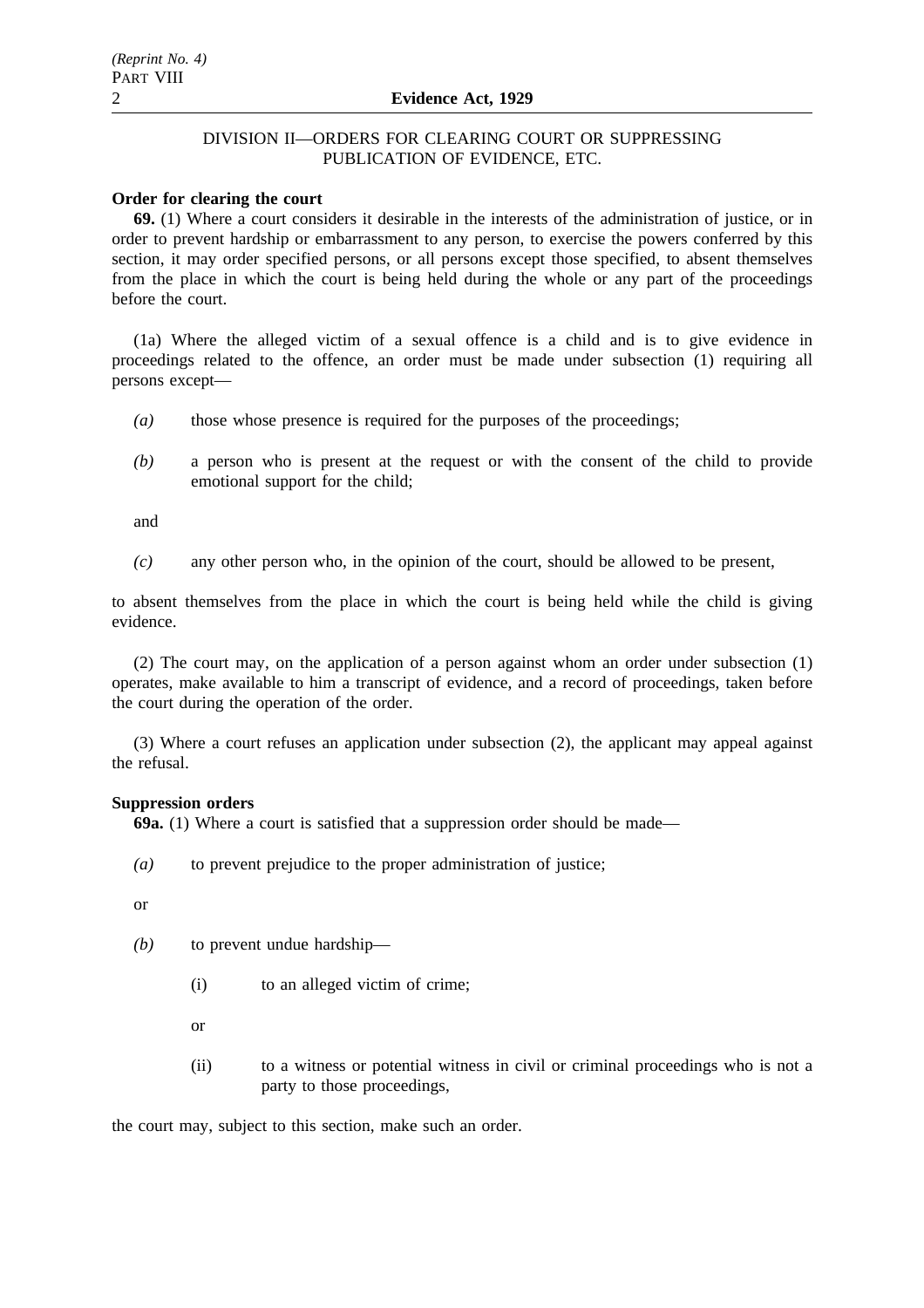DIVISION II—ORDERS FOR CLEARING COURT OR SUPPRESSING PUBLICATION OF EVIDENCE, ETC.

**Order for clearing the court**

**69.** (1) Where a court considers it desirable in the interests of the administration of justice, or in order to prevent hardship or embarrassment to any person, to exercise the powers conferred by this section, it may order specified persons, or all persons except those specified, to absent themselves from the place in which the court is being held during the whole or any part of the proceedings before the court.

(1a) Where the alleged victim of a sexual offence is a child and is to give evidence in proceedings related to the offence, an order must be made under subsection (1) requiring all persons except—

*(a)* those whose presence is required for the purposes of the proceedings;

*(b)* a person who is present at the request or with the consent of the child to provide emotional support for the child;

and

*(c)* any other person who, in the opinion of the court, should be allowed to be present,

to absent themselves from the place in which the court is being held while the child is giving evidence.

(2) The court may, on the application of a person against whom an order under subsection (1) operates, make available to him a transcript of evidence, and a record of proceedings, taken before the court during the operation of the order.

(3) Where a court refuses an application under subsection (2), the applicant may appeal against the refusal.

**Suppression orders**

**69a.** (1) Where a court is satisfied that a suppression order should be made—

*(a)* to prevent prejudice to the proper administration of justice;

or

*(b)* to prevent undue hardship—

(i) to an alleged victim of crime;

or

(ii) to a witness or potential witness in civil or criminal proceedings who is not a party to those proceedings,

the court may, subject to this section, make such an order.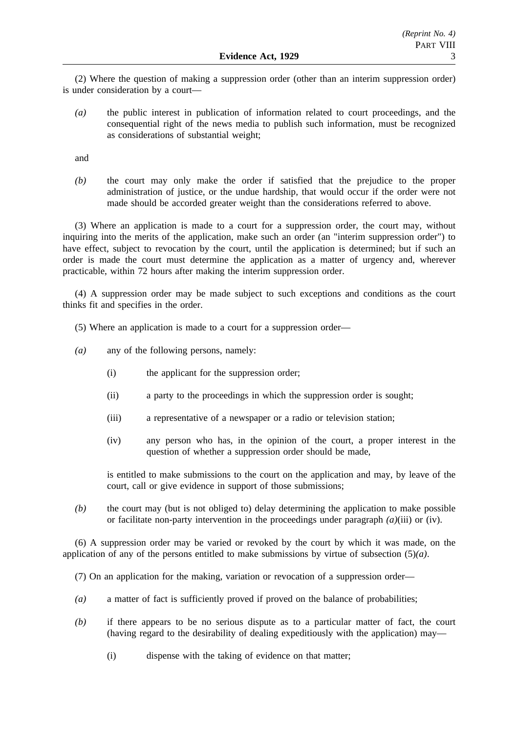(2) Where the question of making a suppression order (other than an interim suppression order) is under consideration by a court—

*(a)* the public interest in publication of information related to court proceedings, and the consequential right of the news media to publish such information, must be recognized as considerations of substantial weight;

and

*(b)* the court may only make the order if satisfied that the prejudice to the proper administration of justice, or the undue hardship, that would occur if the order were not made should be accorded greater weight than the considerations referred to above.

(3) Where an application is made to a court for a suppression order, the court may, without inquiring into the merits of the application, make such an order (an "interim suppression order") to have effect, subject to revocation by the court, until the application is determined; but if such an order is made the court must determine the application as a matter of urgency and, wherever practicable, within 72 hours after making the interim suppression order.

(4) A suppression order may be made subject to such exceptions and conditions as the court thinks fit and specifies in the order.

(5) Where an application is made to a court for a suppression order—

*(a)* any of the following persons, namely:

(i) the applicant for the suppression order;

(ii) a party to the proceedings in which the suppression order is sought;

(iii) a representative of a newspaper or a radio or television station;

(iv) any person who has, in the opinion of the court, a proper interest in the question of whether a suppression order should be made,

is entitled to make submissions to the court on the application and may, by leave of the court, call or give evidence in support of those submissions;

*(b)* the court may (but is not obliged to) delay determining the application to make possible or facilitate non-party intervention in the proceedings under paragraph *(a)*(iii) or (iv).

(6) A suppression order may be varied or revoked by the court by which it was made, on the application of any of the persons entitled to make submissions by virtue of subsection (5)*(a)*.

(7) On an application for the making, variation or revocation of a suppression order—

*(a)* a matter of fact is sufficiently proved if proved on the balance of probabilities;

*(b)* if there appears to be no serious dispute as to a particular matter of fact, the court (having regard to the desirability of dealing expeditiously with the application) may—

(i) dispense with the taking of evidence on that matter;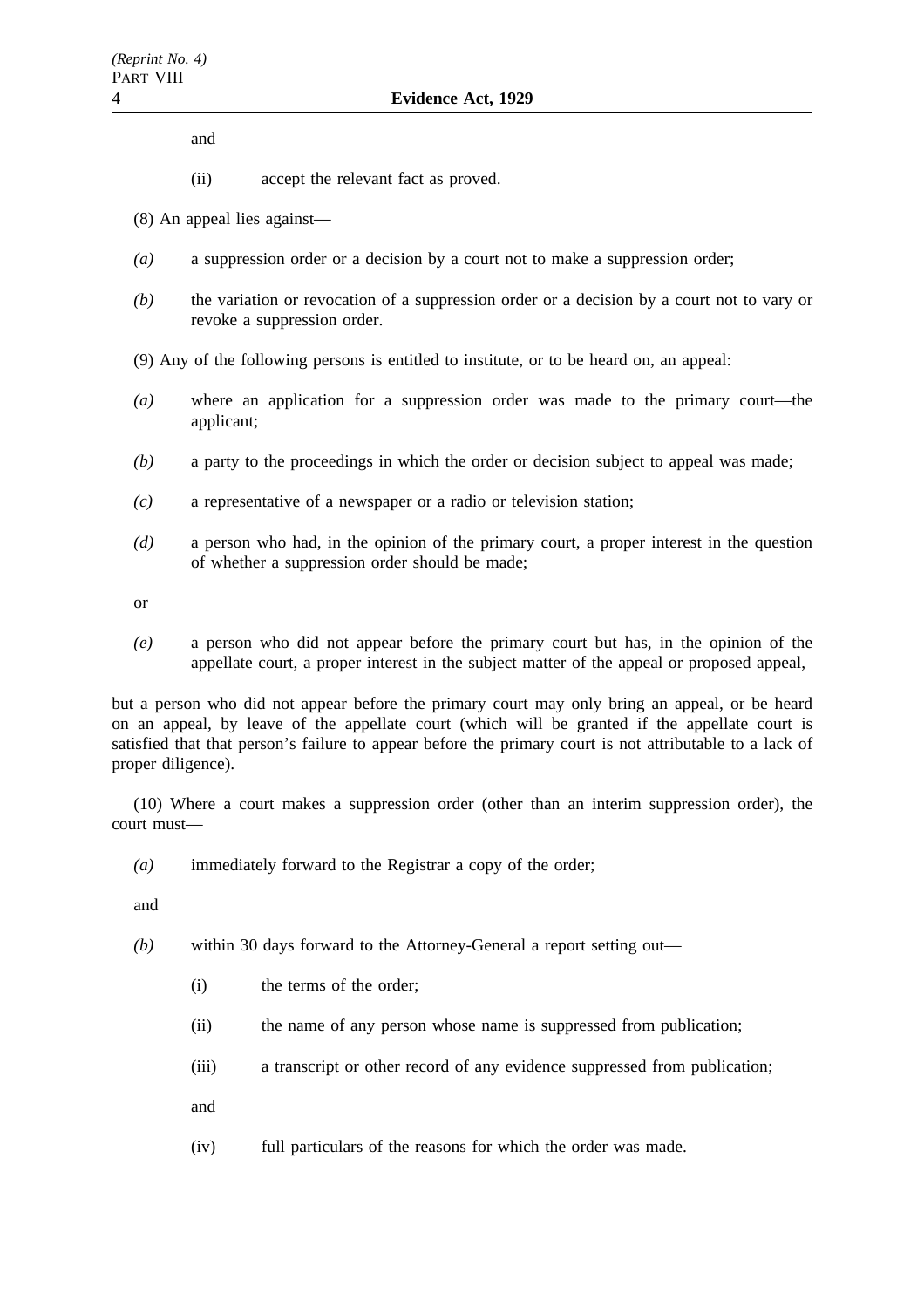and

(ii) accept the relevant fact as proved.

(8) An appeal lies against—

*(a)* a suppression order or a decision by a court not to make a suppression order;

*(b)* the variation or revocation of a suppression order or a decision by a court not to vary or revoke a suppression order.

(9) Any of the following persons is entitled to institute, or to be heard on, an appeal:

*(a)* where an application for a suppression order was made to the primary court—the applicant;

*(b)* a party to the proceedings in which the order or decision subject to appeal was made;

*(c)* a representative of a newspaper or a radio or television station;

*(d)* a person who had, in the opinion of the primary court, a proper interest in the question of whether a suppression order should be made;

or

*(e)* a person who did not appear before the primary court but has, in the opinion of the appellate court, a proper interest in the subject matter of the appeal or proposed appeal,

but a person who did not appear before the primary court may only bring an appeal, or be heard on an appeal, by leave of the appellate court (which will be granted if the appellate court is satisfied that that person's failure to appear before the primary court is not attributable to a lack of proper diligence).

(10) Where a court makes a suppression order (other than an interim suppression order), the court must—

*(a)* immediately forward to the Registrar a copy of the order;

and

*(b)* within 30 days forward to the Attorney-General a report setting out—

(i) the terms of the order;

(ii) the name of any person whose name is suppressed from publication;

(iii) a transcript or other record of any evidence suppressed from publication;

and

(iv) full particulars of the reasons for which the order was made.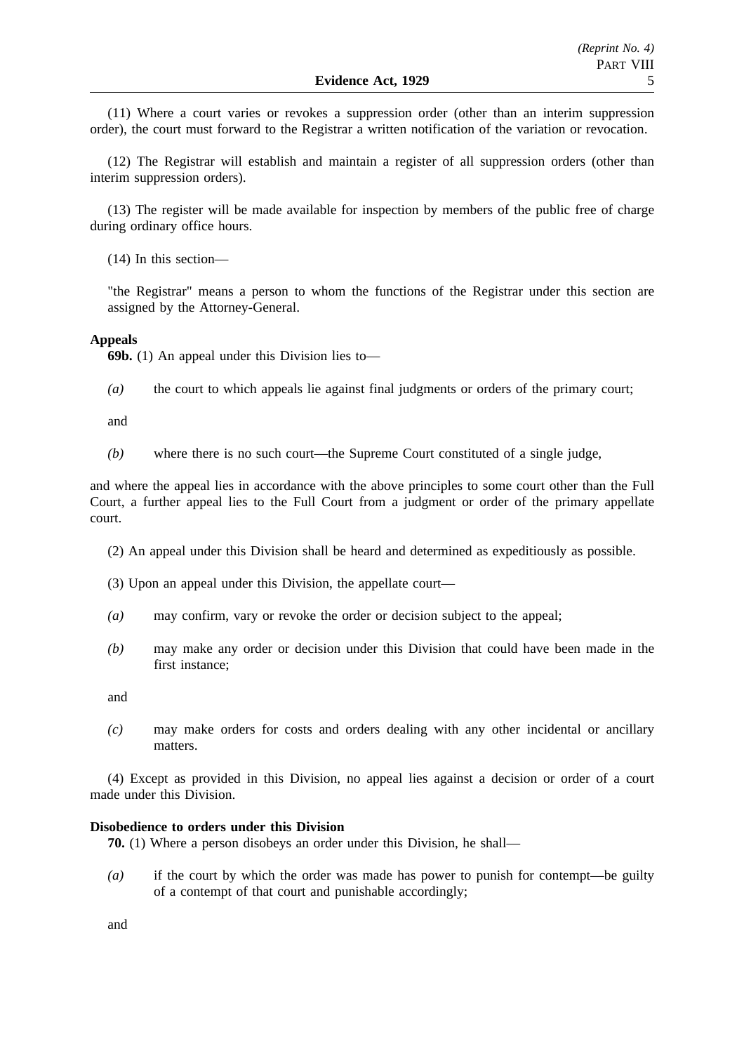(11) Where a court varies or revokes a suppression order (other than an interim suppression order), the court must forward to the Registrar a written notification of the variation or revocation.

(12) The Registrar will establish and maintain a register of all suppression orders (other than interim suppression orders).

(13) The register will be made available for inspection by members of the public free of charge during ordinary office hours.

(14) In this section—

"the Registrar" means a person to whom the functions of the Registrar under this section are assigned by the Attorney-General.

**Appeals**

**69b.** (1) An appeal under this Division lies to—

*(a)* the court to which appeals lie against final judgments or orders of the primary court;

and

*(b)* where there is no such court—the Supreme Court constituted of a single judge,

and where the appeal lies in accordance with the above principles to some court other than the Full Court, a further appeal lies to the Full Court from a judgment or order of the primary appellate court.

(2) An appeal under this Division shall be heard and determined as expeditiously as possible.

(3) Upon an appeal under this Division, the appellate court—

*(a)* may confirm, vary or revoke the order or decision subject to the appeal;

*(b)* may make any order or decision under this Division that could have been made in the first instance;

and

*(c)* may make orders for costs and orders dealing with any other incidental or ancillary matters.

(4) Except as provided in this Division, no appeal lies against a decision or order of a court made under this Division.

**Disobedience to orders under this Division**

**70.** (1) Where a person disobeys an order under this Division, he shall—

*(a)* if the court by which the order was made has power to punish for contempt—be guilty of a contempt of that court and punishable accordingly;

and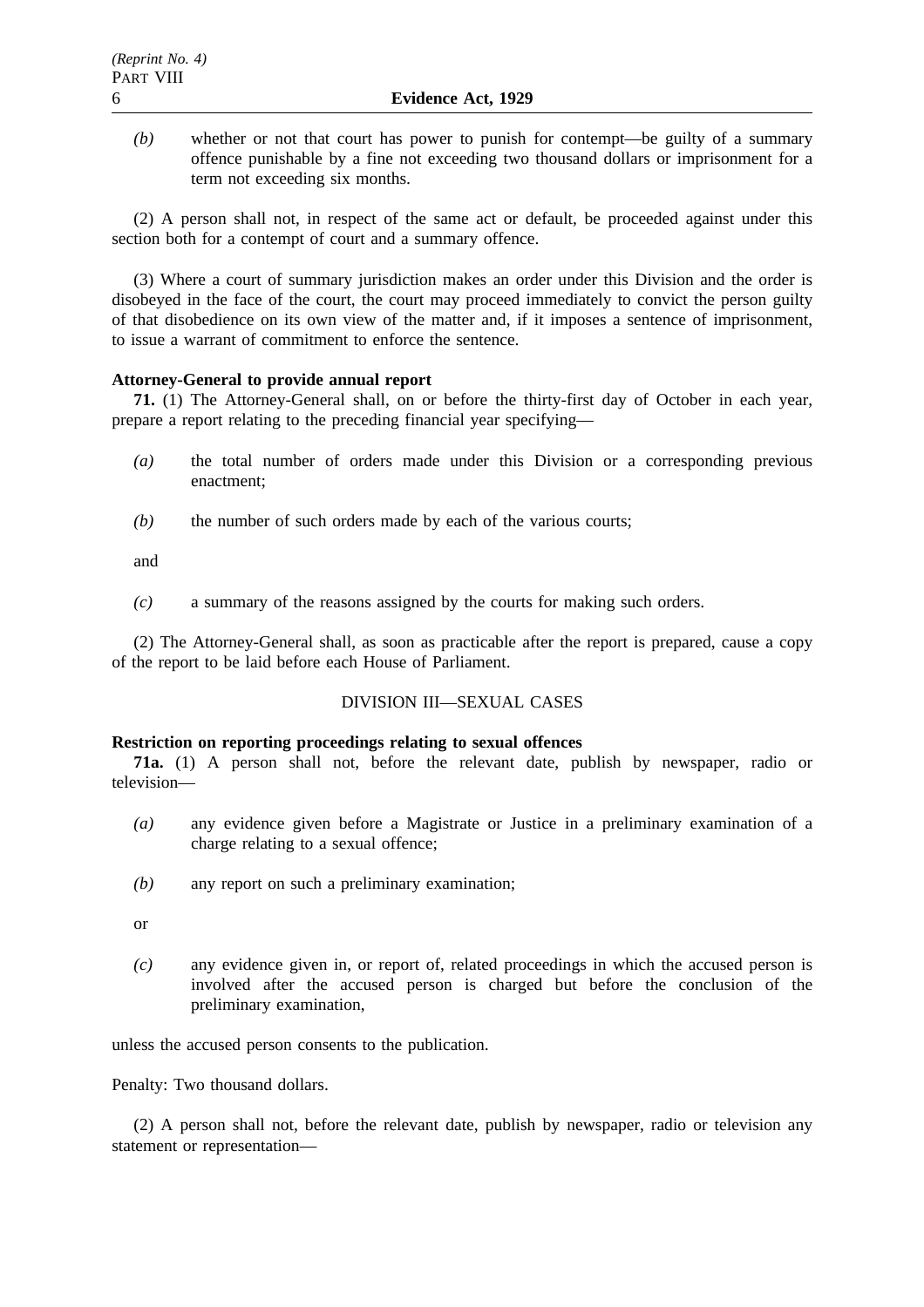*(b)* whether or not that court has power to punish for contempt—be guilty of a summary offence punishable by a fine not exceeding two thousand dollars or imprisonment for a term not exceeding six months.

(2) A person shall not, in respect of the same act or default, be proceeded against under this section both for a contempt of court and a summary offence.

(3) Where a court of summary jurisdiction makes an order under this Division and the order is disobeyed in the face of the court, the court may proceed immediately to convict the person guilty of that disobedience on its own view of the matter and, if it imposes a sentence of imprisonment, to issue a warrant of commitment to enforce the sentence.

**Attorney-General to provide annual report**

**71.** (1) The Attorney-General shall, on or before the thirty-first day of October in each year, prepare a report relating to the preceding financial year specifying—

*(a)* the total number of orders made under this Division or a corresponding previous enactment;

*(b)* the number of such orders made by each of the various courts;

and

*(c)* a summary of the reasons assigned by the courts for making such orders.

(2) The Attorney-General shall, as soon as practicable after the report is prepared, cause a copy of the report to be laid before each House of Parliament.

DIVISION III—SEXUAL CASES

**Restriction on reporting proceedings relating to sexual offences**

**71a.** (1) A person shall not, before the relevant date, publish by newspaper, radio or television—

*(a)* any evidence given before a Magistrate or Justice in a preliminary examination of a charge relating to a sexual offence;

*(b)* any report on such a preliminary examination;

or

*(c)* any evidence given in, or report of, related proceedings in which the accused person is involved after the accused person is charged but before the conclusion of the preliminary examination,

unless the accused person consents to the publication.

Penalty: Two thousand dollars.

(2) A person shall not, before the relevant date, publish by newspaper, radio or television any statement or representation—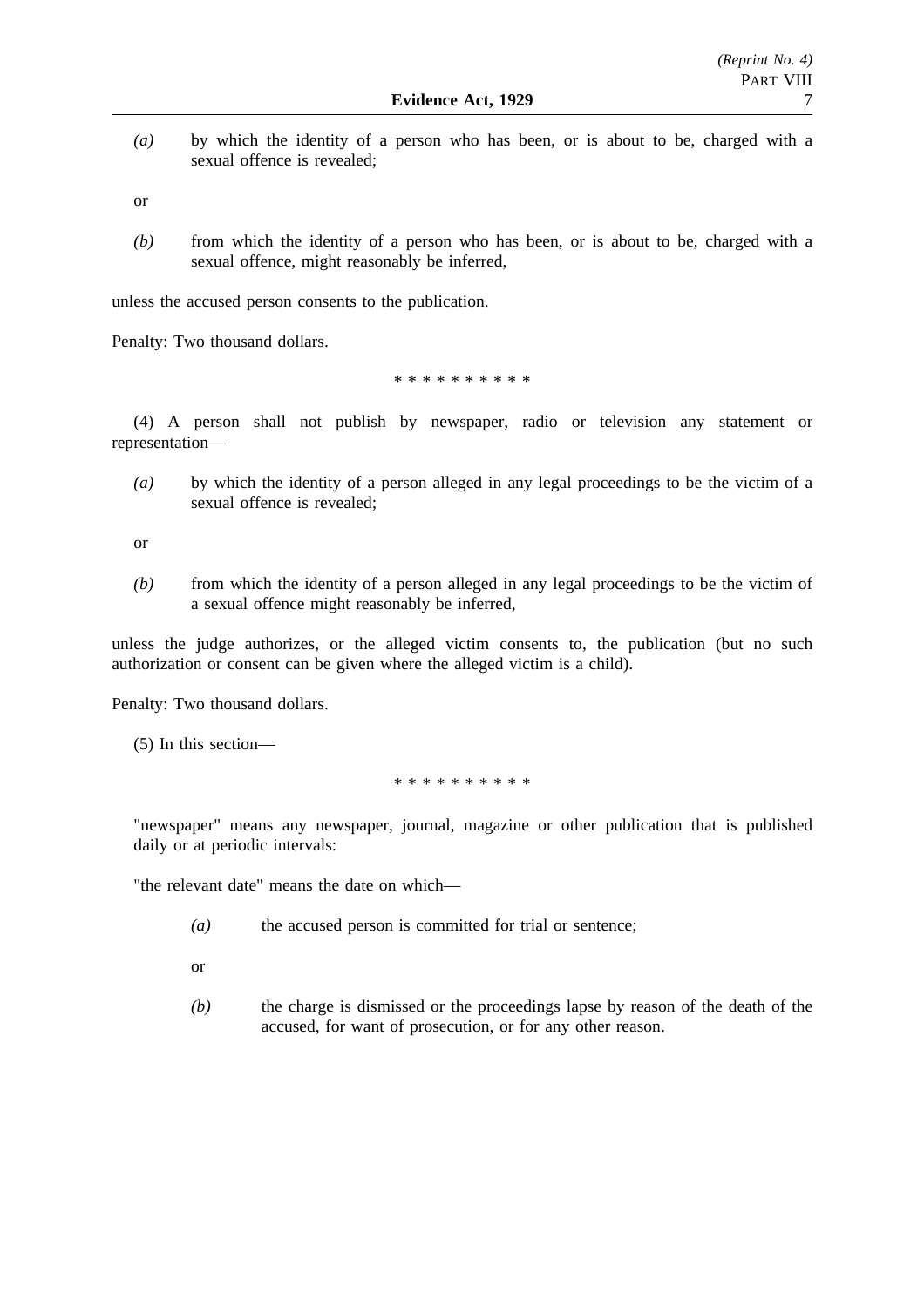*(a)* by which the identity of a person who has been, or is about to be, charged with a sexual offence is revealed;

or

*(b)* from which the identity of a person who has been, or is about to be, charged with a sexual offence, might reasonably be inferred,

unless the accused person consents to the publication.

Penalty: Two thousand dollars.

\* \* \* \* \* \* \* \* \* \*

(4) A person shall not publish by newspaper, radio or television any statement or representation—

*(a)* by which the identity of a person alleged in any legal proceedings to be the victim of a sexual offence is revealed;

or

*(b)* from which the identity of a person alleged in any legal proceedings to be the victim of a sexual offence might reasonably be inferred,

unless the judge authorizes, or the alleged victim consents to, the publication (but no such authorization or consent can be given where the alleged victim is a child).

Penalty: Two thousand dollars.

(5) In this section—

\* \* \* \* \* \* \* \* \* \*

"newspaper" means any newspaper, journal, magazine or other publication that is published daily or at periodic intervals:

"the relevant date" means the date on which—

*(a)* the accused person is committed for trial or sentence;

or

*(b)* the charge is dismissed or the proceedings lapse by reason of the death of the accused, for want of prosecution, or for any other reason.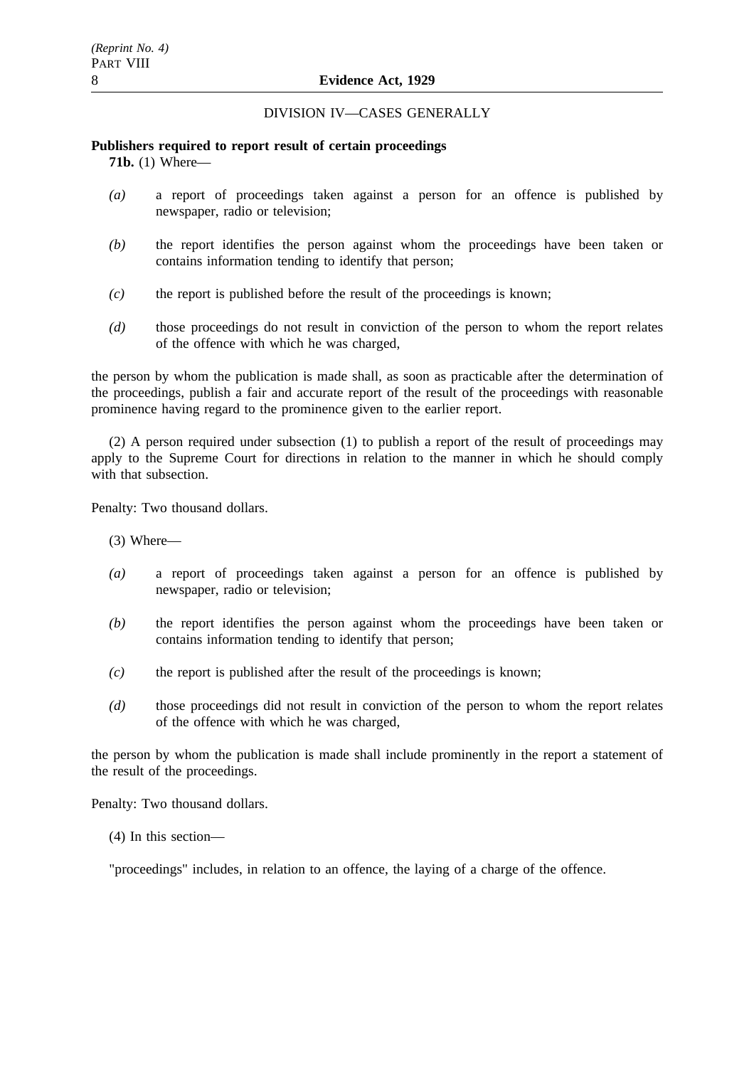DIVISION IV—CASES GENERALLY

**Publishers required to report result of certain proceedings**

**71b.** (1) Where—

*(a)* a report of proceedings taken against a person for an offence is published by newspaper, radio or television;

*(b)* the report identifies the person against whom the proceedings have been taken or contains information tending to identify that person;

*(c)* the report is published before the result of the proceedings is known;

*(d)* those proceedings do not result in conviction of the person to whom the report relates of the offence with which he was charged,

the person by whom the publication is made shall, as soon as practicable after the determination of the proceedings, publish a fair and accurate report of the result of the proceedings with reasonable prominence having regard to the prominence given to the earlier report.

(2) A person required under subsection (1) to publish a report of the result of proceedings may apply to the Supreme Court for directions in relation to the manner in which he should comply with that subsection.

Penalty: Two thousand dollars.

(3) Where—

*(a)* a report of proceedings taken against a person for an offence is published by newspaper, radio or television;

*(b)* the report identifies the person against whom the proceedings have been taken or contains information tending to identify that person;

*(c)* the report is published after the result of the proceedings is known;

*(d)* those proceedings did not result in conviction of the person to whom the report relates of the offence with which he was charged,

the person by whom the publication is made shall include prominently in the report a statement of the result of the proceedings.

Penalty: Two thousand dollars.

(4) In this section—

"proceedings" includes, in relation to an offence, the laying of a charge of the offence.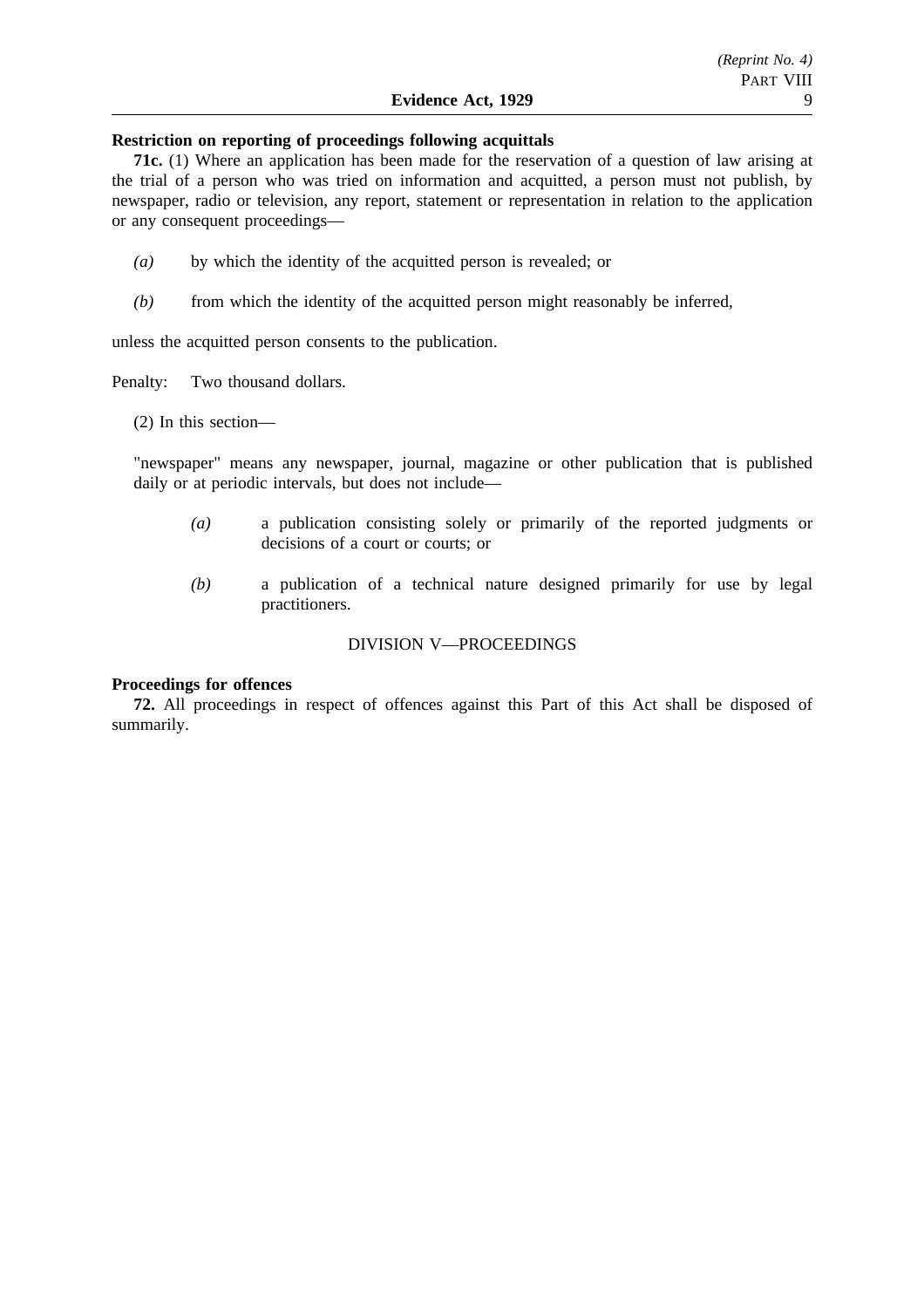**Restriction on reporting of proceedings following acquittals**

**71c.** (1) Where an application has been made for the reservation of a question of law arising at the trial of a person who was tried on information and acquitted, a person must not publish, by newspaper, radio or television, any report, statement or representation in relation to the application or any consequent proceedings—

*(a)* by which the identity of the acquitted person is revealed; or

*(b)* from which the identity of the acquitted person might reasonably be inferred,

unless the acquitted person consents to the publication.

Penalty: Two thousand dollars.

(2) In this section—

"newspaper" means any newspaper, journal, magazine or other publication that is published daily or at periodic intervals, but does not include—

*(a)* a publication consisting solely or primarily of the reported judgments or decisions of a court or courts; or

*(b)* a publication of a technical nature designed primarily for use by legal practitioners.

DIVISION V—PROCEEDINGS

**Proceedings for offences**

**72.** All proceedings in respect of offences against this Part of this Act shall be disposed of summarily.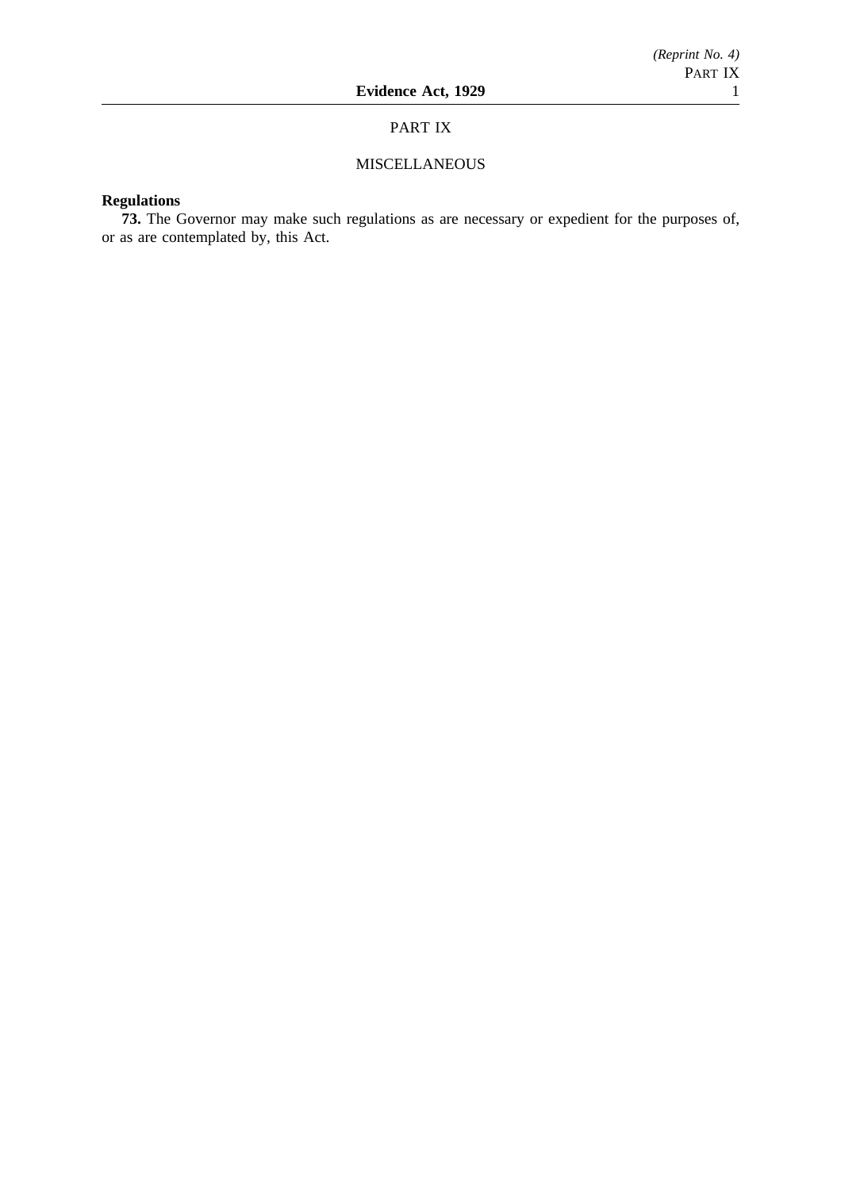## PART IX

## MISCELLANEOUS

**Regulations**

**73.** The Governor may make such regulations as are necessary or expedient for the purposes of, or as are contemplated by, this Act.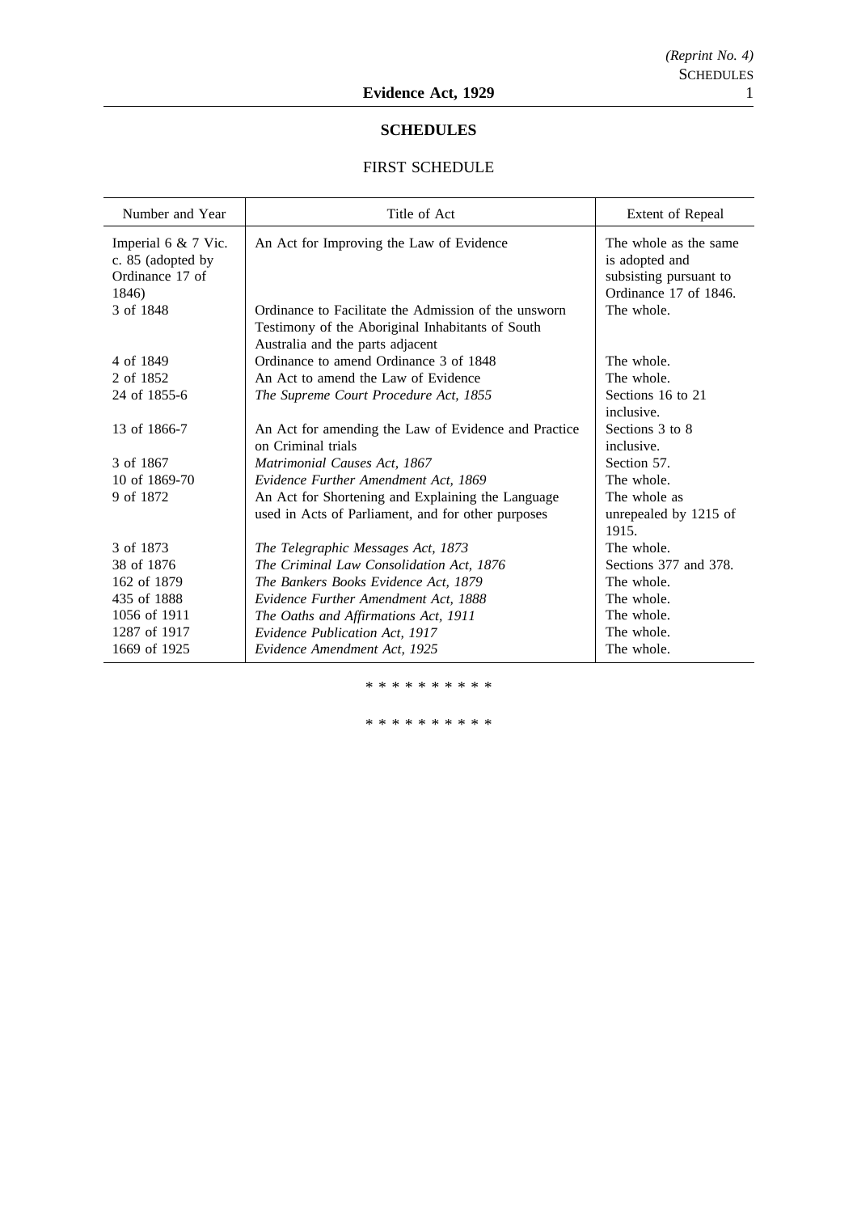## SCHEDULES

### FIRST SCHEDULE

| Number and Year | Title of Act | Extent of Repeal |
|---|---|---|
| Imperial 6 & 7 Vic. c. 85 (adopted by Ordinance 17 of 1846) | An Act for Improving the Law of Evidence | The whole as the same is adopted and subsisting pursuant to Ordinance 17 of 1846. |
| 3 of 1848 | Ordinance to Facilitate the Admission of the unsworn Testimony of the Aboriginal Inhabitants of South Australia and the parts adjacent | The whole. |
| 4 of 1849 | Ordinance to amend Ordinance 3 of 1848 | The whole. |
| 2 of 1852 | An Act to amend the Law of Evidence | The whole. |
| 24 of 1855-6 | *The Supreme Court Procedure Act, 1855* | Sections 16 to 21 inclusive. |
| 13 of 1866-7 | An Act for amending the Law of Evidence and Practice on Criminal trials | Sections 3 to 8 inclusive. |
| 3 of 1867 | *Matrimonial Causes Act, 1867* | Section 57. |
| 10 of 1869-70 | *Evidence Further Amendment Act, 1869* | The whole. |
| 9 of 1872 | An Act for Shortening and Explaining the Language used in Acts of Parliament, and for other purposes | The whole as unrepealed by 1215 of 1915. |
| 3 of 1873 | *The Telegraphic Messages Act, 1873* | The whole. |
| 38 of 1876 | *The Criminal Law Consolidation Act, 1876* | Sections 377 and 378. |
| 162 of 1879 | *The Bankers Books Evidence Act, 1879* | The whole. |
| 435 of 1888 | *Evidence Further Amendment Act, 1888* | The whole. |
| 1056 of 1911 | *The Oaths and Affirmations Act, 1911* | The whole. |
| 1287 of 1917 | *Evidence Publication Act, 1917* | The whole. |
| 1669 of 1925 | *Evidence Amendment Act, 1925* | The whole. |

* * * * * * * * * *

* * * * * * * * * *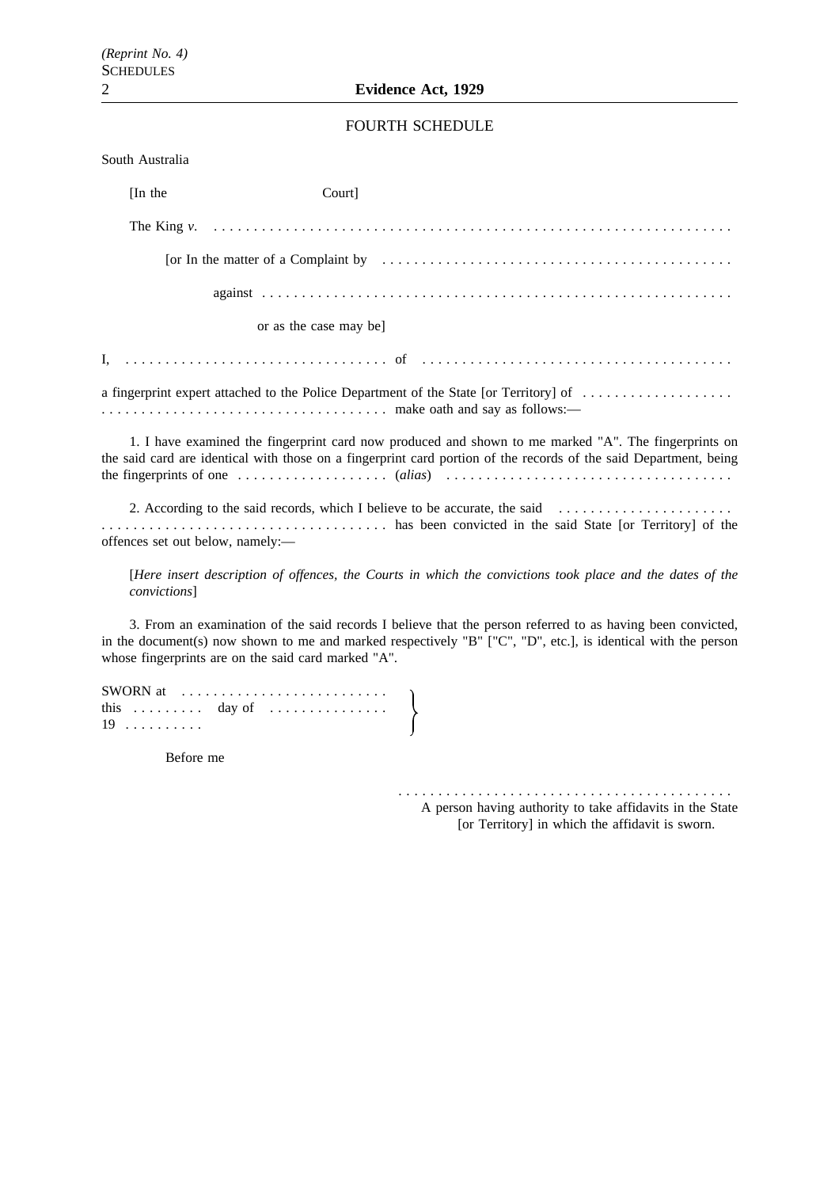## FOURTH SCHEDULE

South Australia

[In the Court]

The King *v.* . . . . . . . . . . . . . . . . . . . . . . . . . . . . . . . . . . . . . . . . . . . . . . . . . . . . . . . . . . . . . . . . . . . .

[or In the matter of a Complaint by . . . . . . . . . . . . . . . . . . . . . . . . . . . . . . . . . . . . . . . . . . . . .

against . . . . . . . . . . . . . . . . . . . . . . . . . . . . . . . . . . . . . . . . . . . . . . . . . . . . . . . . . . . . . .

or as the case may be]

I, . . . . . . . . . . . . . . . . . . . . . . . . . . . . . . . . . of . . . . . . . . . . . . . . . . . . . . . . . . . . . . . . . . . . . . . . .

a fingerprint expert attached to the Police Department of the State [or Territory] of . . . . . . . . . . . . . . . . . . . . . . . . . . . . . . . . . . . . . . . . . . . . . . . . . . . . . . . . . make oath and say as follows:—

1. I have examined the fingerprint card now produced and shown to me marked "A". The fingerprints on the said card are identical with those on a fingerprint card portion of the records of the said Department, being the fingerprints of one . . . . . . . . . . . . . . . . . . . (*alias*) . . . . . . . . . . . . . . . . . . . . . . . . . . . . . . . . . . . .

2. According to the said records, which I believe to be accurate, the said . . . . . . . . . . . . . . . . . . . . . . . . . . . . . . . . . . . . . . . . . . . . . . . . . . . . . . . . . . . has been convicted in the said State [or Territory] of the offences set out below, namely:—

[*Here insert description of offences, the Courts in which the convictions took place and the dates of the convictions*]

3. From an examination of the said records I believe that the person referred to as having been convicted, in the document(s) now shown to me and marked respectively "B" ["C", "D", etc.], is identical with the person whose fingerprints are on the said card marked "A".

SWORN at . . . . . . . . . . . . . . . . . . . . . . . . . .
this . . . . . . . . . day of . . . . . . . . . . . . . . .
19 . . . . . . . . . .

Before me

. . . . . . . . . . . . . . . . . . . . . . . . . . . . . . . . . . . . . . . . . .
A person having authority to take affidavits in the State [or Territory] in which the affidavit is sworn.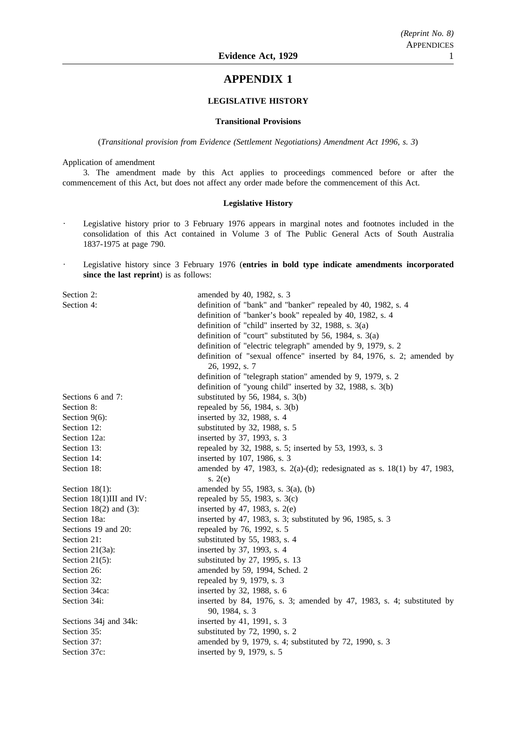# APPENDIX 1

## LEGISLATIVE HISTORY

### Transitional Provisions

(*Transitional provision from Evidence (Settlement Negotiations) Amendment Act 1996, s. 3*)

Application of amendment

3. The amendment made by this Act applies to proceedings commenced before or after the commencement of this Act, but does not affect any order made before the commencement of this Act.

### Legislative History

- Legislative history prior to 3 February 1976 appears in marginal notes and footnotes included in the consolidation of this Act contained in Volume 3 of The Public General Acts of South Australia 1837-1975 at page 790.
- Legislative history since 3 February 1976 (**entries in bold type indicate amendments incorporated since the last reprint**) is as follows:

| | |
|---|---|
| Section 2: | amended by 40, 1982, s. 3 |
| Section 4: | definition of "bank" and "banker" repealed by 40, 1982, s. 4 |
| | definition of "banker's book" repealed by 40, 1982, s. 4 |
| | definition of "child" inserted by 32, 1988, s. 3(a) |
| | definition of "court" substituted by 56, 1984, s. 3(a) |
| | definition of "electric telegraph" amended by 9, 1979, s. 2 |
| | definition of "sexual offence" inserted by 84, 1976, s. 2; amended by 26, 1992, s. 7 |
| | definition of "telegraph station" amended by 9, 1979, s. 2 |
| | definition of "young child" inserted by 32, 1988, s. 3(b) |
| Sections 6 and 7: | substituted by 56, 1984, s. 3(b) |
| Section 8: | repealed by 56, 1984, s. 3(b) |
| Section 9(6): | inserted by 32, 1988, s. 4 |
| Section 12: | substituted by 32, 1988, s. 5 |
| Section 12a: | inserted by 37, 1993, s. 3 |
| Section 13: | repealed by 32, 1988, s. 5; inserted by 53, 1993, s. 3 |
| Section 14: | inserted by 107, 1986, s. 3 |
| Section 18: | amended by 47, 1983, s. 2(a)-(d); redesignated as s. 18(1) by 47, 1983, s. 2(e) |
| Section 18(1): | amended by 55, 1983, s. 3(a), (b) |
| Section 18(1)III and IV: | repealed by 55, 1983, s. 3(c) |
| Section 18(2) and (3): | inserted by 47, 1983, s. 2(e) |
| Section 18a: | inserted by 47, 1983, s. 3; substituted by 96, 1985, s. 3 |
| Sections 19 and 20: | repealed by 76, 1992, s. 5 |
| Section 21: | substituted by 55, 1983, s. 4 |
| Section 21(3a): | inserted by 37, 1993, s. 4 |
| Section 21(5): | substituted by 27, 1995, s. 13 |
| Section 26: | amended by 59, 1994, Sched. 2 |
| Section 32: | repealed by 9, 1979, s. 3 |
| Section 34ca: | inserted by 32, 1988, s. 6 |
| Section 34i: | inserted by 84, 1976, s. 3; amended by 47, 1983, s. 4; substituted by 90, 1984, s. 3 |
| Sections 34j and 34k: | inserted by 41, 1991, s. 3 |
| Section 35: | substituted by 72, 1990, s. 2 |
| Section 37: | amended by 9, 1979, s. 4; substituted by 72, 1990, s. 3 |
| Section 37c: | inserted by 9, 1979, s. 5 |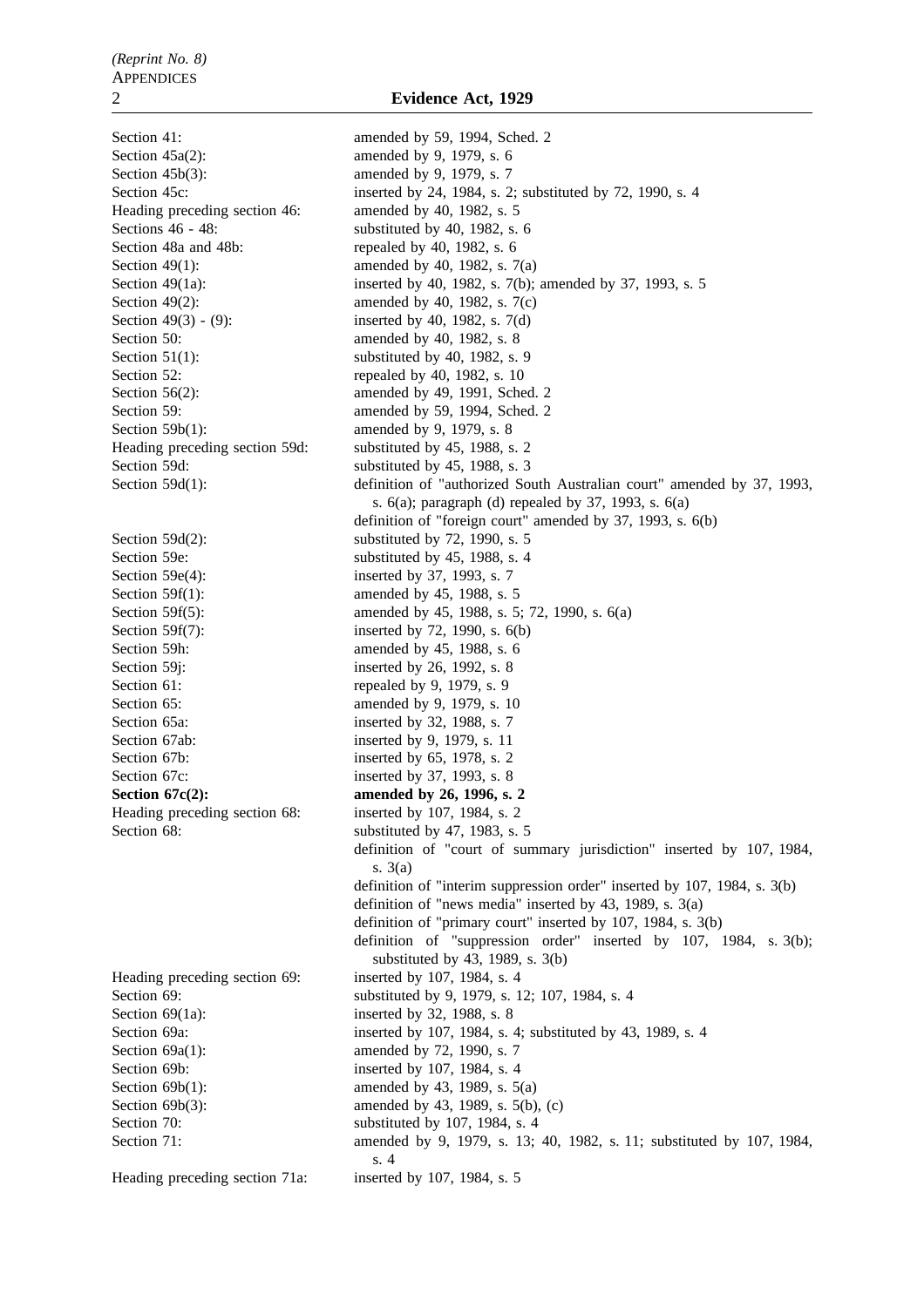| | |
|---|---|
| Section 41: | amended by 59, 1994, Sched. 2 |
| Section 45a(2): | amended by 9, 1979, s. 6 |
| Section 45b(3): | amended by 9, 1979, s. 7 |
| Section 45c: | inserted by 24, 1984, s. 2; substituted by 72, 1990, s. 4 |
| Heading preceding section 46: | amended by 40, 1982, s. 5 |
| Sections 46 - 48: | substituted by 40, 1982, s. 6 |
| Section 48a and 48b: | repealed by 40, 1982, s. 6 |
| Section 49(1): | amended by 40, 1982, s. 7(a) |
| Section 49(1a): | inserted by 40, 1982, s. 7(b); amended by 37, 1993, s. 5 |
| Section 49(2): | amended by 40, 1982, s. 7(c) |
| Section 49(3) - (9): | inserted by 40, 1982, s. 7(d) |
| Section 50: | amended by 40, 1982, s. 8 |
| Section 51(1): | substituted by 40, 1982, s. 9 |
| Section 52: | repealed by 40, 1982, s. 10 |
| Section 56(2): | amended by 49, 1991, Sched. 2 |
| Section 59: | amended by 59, 1994, Sched. 2 |
| Section 59b(1): | amended by 9, 1979, s. 8 |
| Heading preceding section 59d: | substituted by 45, 1988, s. 2 |
| Section 59d: | substituted by 45, 1988, s. 3 |
| Section 59d(1): | definition of "authorized South Australian court" amended by 37, 1993, s. 6(a); paragraph (d) repealed by 37, 1993, s. 6(a) |
| | definition of "foreign court" amended by 37, 1993, s. 6(b) |
| Section 59d(2): | substituted by 72, 1990, s. 5 |
| Section 59e: | substituted by 45, 1988, s. 4 |
| Section 59e(4): | inserted by 37, 1993, s. 7 |
| Section 59f(1): | amended by 45, 1988, s. 5 |
| Section 59f(5): | amended by 45, 1988, s. 5; 72, 1990, s. 6(a) |
| Section 59f(7): | inserted by 72, 1990, s. 6(b) |
| Section 59h: | amended by 45, 1988, s. 6 |
| Section 59j: | inserted by 26, 1992, s. 8 |
| Section 61: | repealed by 9, 1979, s. 9 |
| Section 65: | amended by 9, 1979, s. 10 |
| Section 65a: | inserted by 32, 1988, s. 7 |
| Section 67ab: | inserted by 9, 1979, s. 11 |
| Section 67b: | inserted by 65, 1978, s. 2 |
| Section 67c: | inserted by 37, 1993, s. 8 |
| **Section 67c(2):** | **amended by 26, 1996, s. 2** |
| Heading preceding section 68: | inserted by 107, 1984, s. 2 |
| Section 68: | substituted by 47, 1983, s. 5 |
| | definition of "court of summary jurisdiction" inserted by 107, 1984, s. 3(a) |
| | definition of "interim suppression order" inserted by 107, 1984, s. 3(b) |
| | definition of "news media" inserted by 43, 1989, s. 3(a) |
| | definition of "primary court" inserted by 107, 1984, s. 3(b) |
| | definition of "suppression order" inserted by 107, 1984, s. 3(b); substituted by 43, 1989, s. 3(b) |
| Heading preceding section 69: | inserted by 107, 1984, s. 4 |
| Section 69: | substituted by 9, 1979, s. 12; 107, 1984, s. 4 |
| Section 69(1a): | inserted by 32, 1988, s. 8 |
| Section 69a: | inserted by 107, 1984, s. 4; substituted by 43, 1989, s. 4 |
| Section 69a(1): | amended by 72, 1990, s. 7 |
| Section 69b: | inserted by 107, 1984, s. 4 |
| Section 69b(1): | amended by 43, 1989, s. 5(a) |
| Section 69b(3): | amended by 43, 1989, s. 5(b), (c) |
| Section 70: | substituted by 107, 1984, s. 4 |
| Section 71: | amended by 9, 1979, s. 13; 40, 1982, s. 11; substituted by 107, 1984, s. 4 |
| Heading preceding section 71a: | inserted by 107, 1984, s. 5 |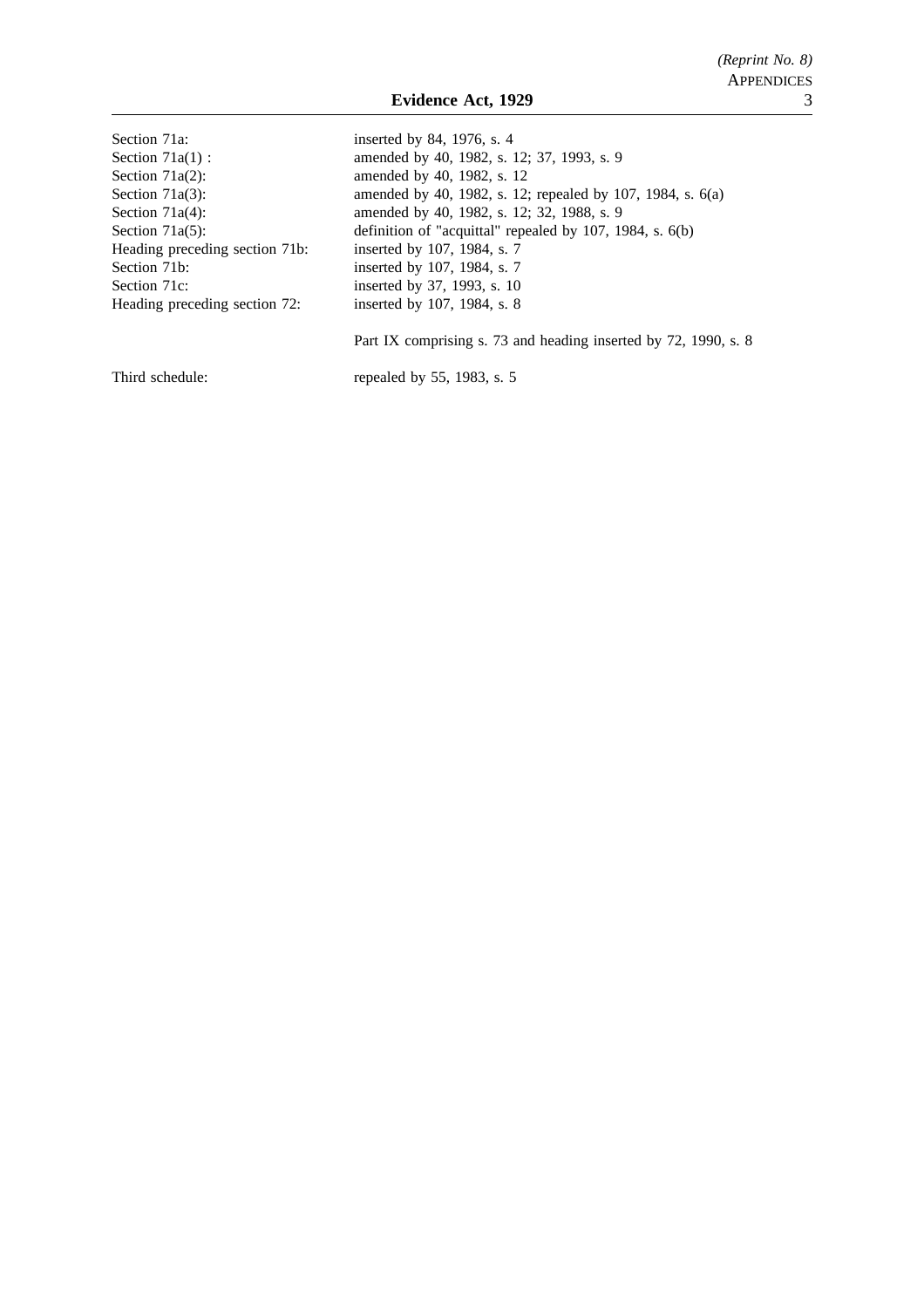| | |
|---|---|
| Section 71a: | inserted by 84, 1976, s. 4 |
| Section 71a(1) : | amended by 40, 1982, s. 12; 37, 1993, s. 9 |
| Section 71a(2): | amended by 40, 1982, s. 12 |
| Section 71a(3): | amended by 40, 1982, s. 12; repealed by 107, 1984, s. 6(a) |
| Section 71a(4): | amended by 40, 1982, s. 12; 32, 1988, s. 9 |
| Section 71a(5): | definition of "acquittal" repealed by 107, 1984, s. 6(b) |
| Heading preceding section 71b: | inserted by 107, 1984, s. 7 |
| Section 71b: | inserted by 107, 1984, s. 7 |
| Section 71c: | inserted by 37, 1993, s. 10 |
| Heading preceding section 72: | inserted by 107, 1984, s. 8 |
| | Part IX comprising s. 73 and heading inserted by 72, 1990, s. 8 |
| Third schedule: | repealed by 55, 1983, s. 5 |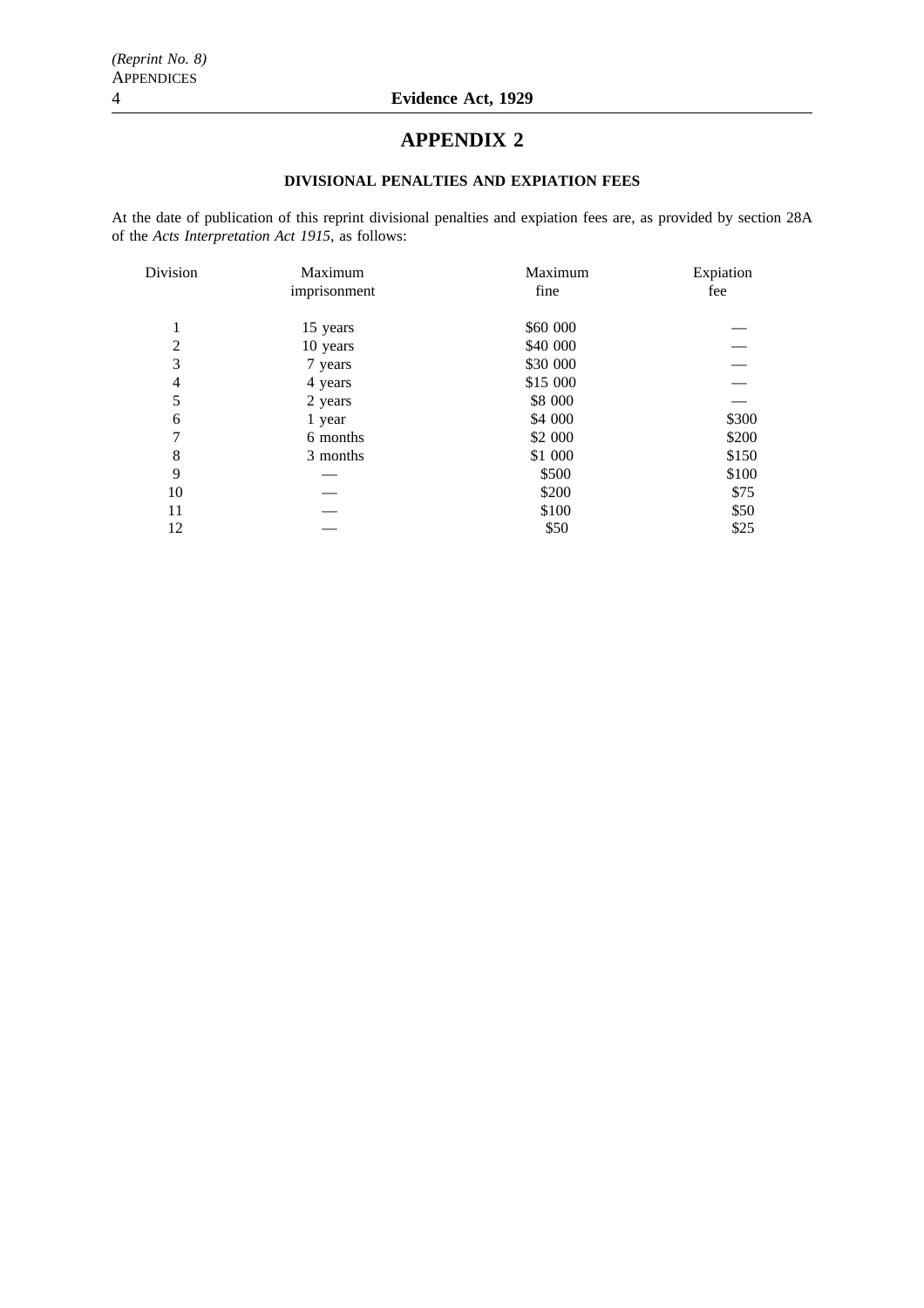# APPENDIX 2

### DIVISIONAL PENALTIES AND EXPIATION FEES

At the date of publication of this reprint divisional penalties and expiation fees are, as provided by section 28A of the *Acts Interpretation Act 1915*, as follows:

| Division | Maximum imprisonment | Maximum fine | Expiation fee |
|---|---|---|---|
| 1 | 15 years | \$60 000 | — |
| 2 | 10 years | \$40 000 | — |
| 3 | 7 years | \$30 000 | — |
| 4 | 4 years | \$15 000 | — |
| 5 | 2 years | \$8 000 | — |
| 6 | 1 year | \$4 000 | \$300 |
| 7 | 6 months | \$2 000 | \$200 |
| 8 | 3 months | \$1 000 | \$150 |
| 9 | — | \$500 | \$100 |
| 10 | — | \$200 | \$75 |
| 11 | — | \$100 | \$50 |
| 12 | — | \$50 | \$25 |